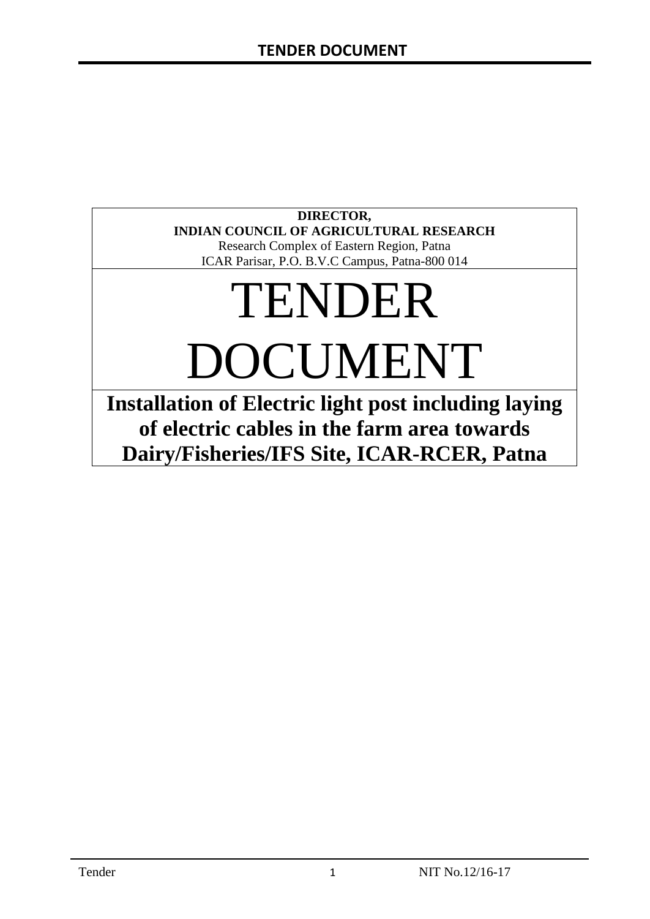**DIRECTOR,**
**INDIAN COUNCIL OF AGRICULTURAL RESEARCH**
Research Complex of Eastern Region, Patna
ICAR Parisar, P.O. B.V.C Campus, Patna-800 014

# TENDER DOCUMENT

## Installation of Electric light post including laying of electric cables in the farm area towards Dairy/Fisheries/IFS Site, ICAR-RCER, Patna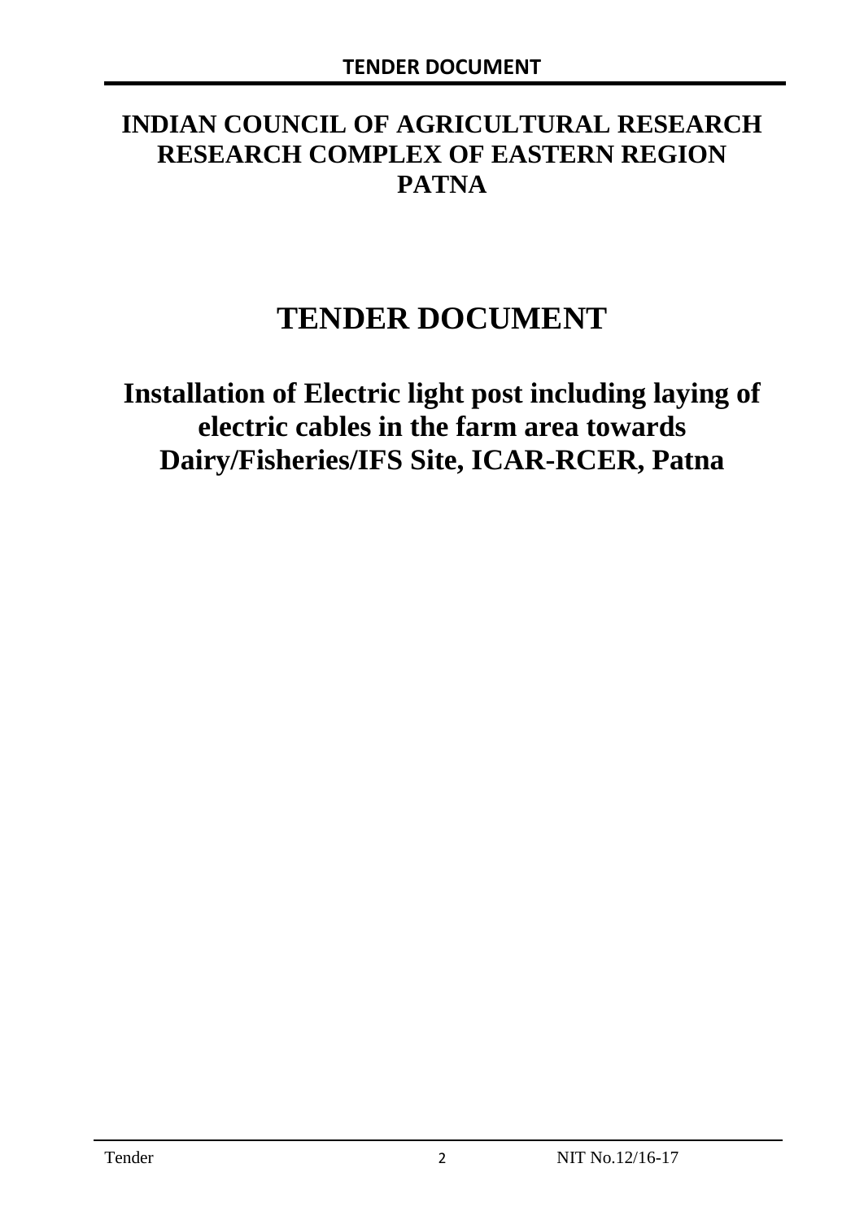# INDIAN COUNCIL OF AGRICULTURAL RESEARCH RESEARCH COMPLEX OF EASTERN REGION PATNA

# TENDER DOCUMENT

## Installation of Electric light post including laying of electric cables in the farm area towards Dairy/Fisheries/IFS Site, ICAR-RCER, Patna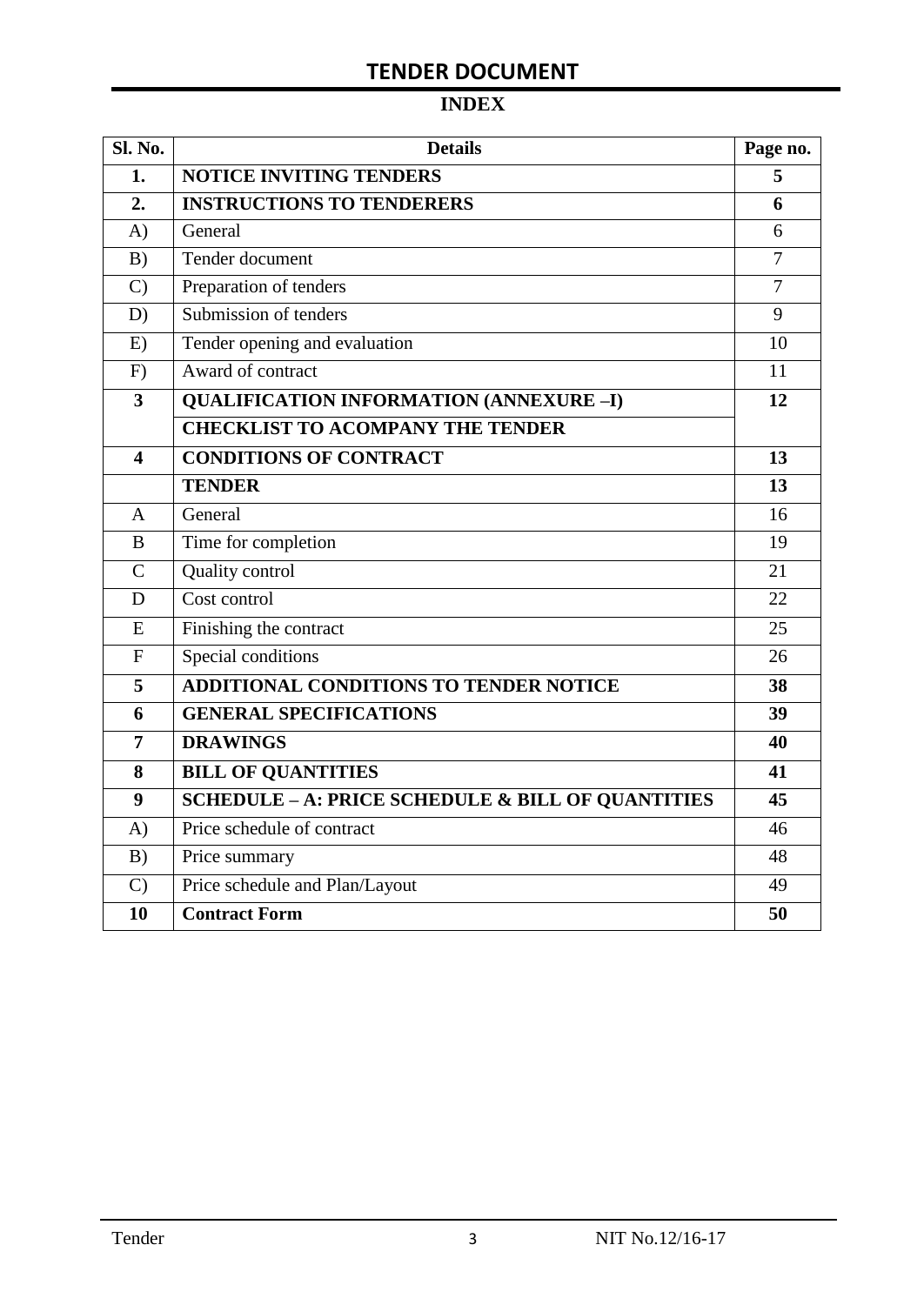# TENDER DOCUMENT

## INDEX

| Sl. No. | Details | Page no. |
|---|---|---|
| **1.** | **NOTICE INVITING TENDERS** | **5** |
| **2.** | **INSTRUCTIONS TO TENDERERS** | **6** |
| A) | General | 6 |
| B) | Tender document | 7 |
| C) | Preparation of tenders | 7 |
| D) | Submission of tenders | 9 |
| E) | Tender opening and evaluation | 10 |
| F) | Award of contract | 11 |
| **3** | **QUALIFICATION INFORMATION (ANNEXURE –I)** | **12** |
| | **CHECKLIST TO ACOMPANY THE TENDER** | |
| **4** | **CONDITIONS OF CONTRACT** | **13** |
| | **TENDER** | **13** |
| A | General | 16 |
| B | Time for completion | 19 |
| C | Quality control | 21 |
| D | Cost control | 22 |
| E | Finishing the contract | 25 |
| F | Special conditions | 26 |
| **5** | **ADDITIONAL CONDITIONS TO TENDER NOTICE** | **38** |
| **6** | **GENERAL SPECIFICATIONS** | **39** |
| **7** | **DRAWINGS** | **40** |
| **8** | **BILL OF QUANTITIES** | **41** |
| **9** | **SCHEDULE – A: PRICE SCHEDULE & BILL OF QUANTITIES** | **45** |
| A) | Price schedule of contract | 46 |
| B) | Price summary | 48 |
| C) | Price schedule and Plan/Layout | 49 |
| **10** | **Contract Form** | **50** |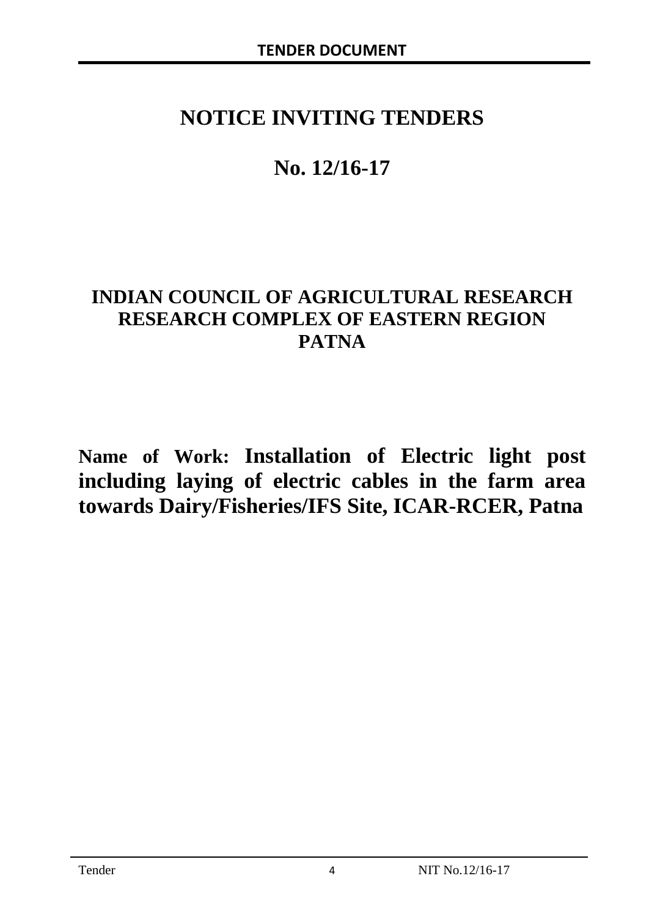# NOTICE INVITING TENDERS

# No. 12/16-17

## INDIAN COUNCIL OF AGRICULTURAL RESEARCH RESEARCH COMPLEX OF EASTERN REGION PATNA

**Name of Work: Installation of Electric light post including laying of electric cables in the farm area towards Dairy/Fisheries/IFS Site, ICAR-RCER, Patna**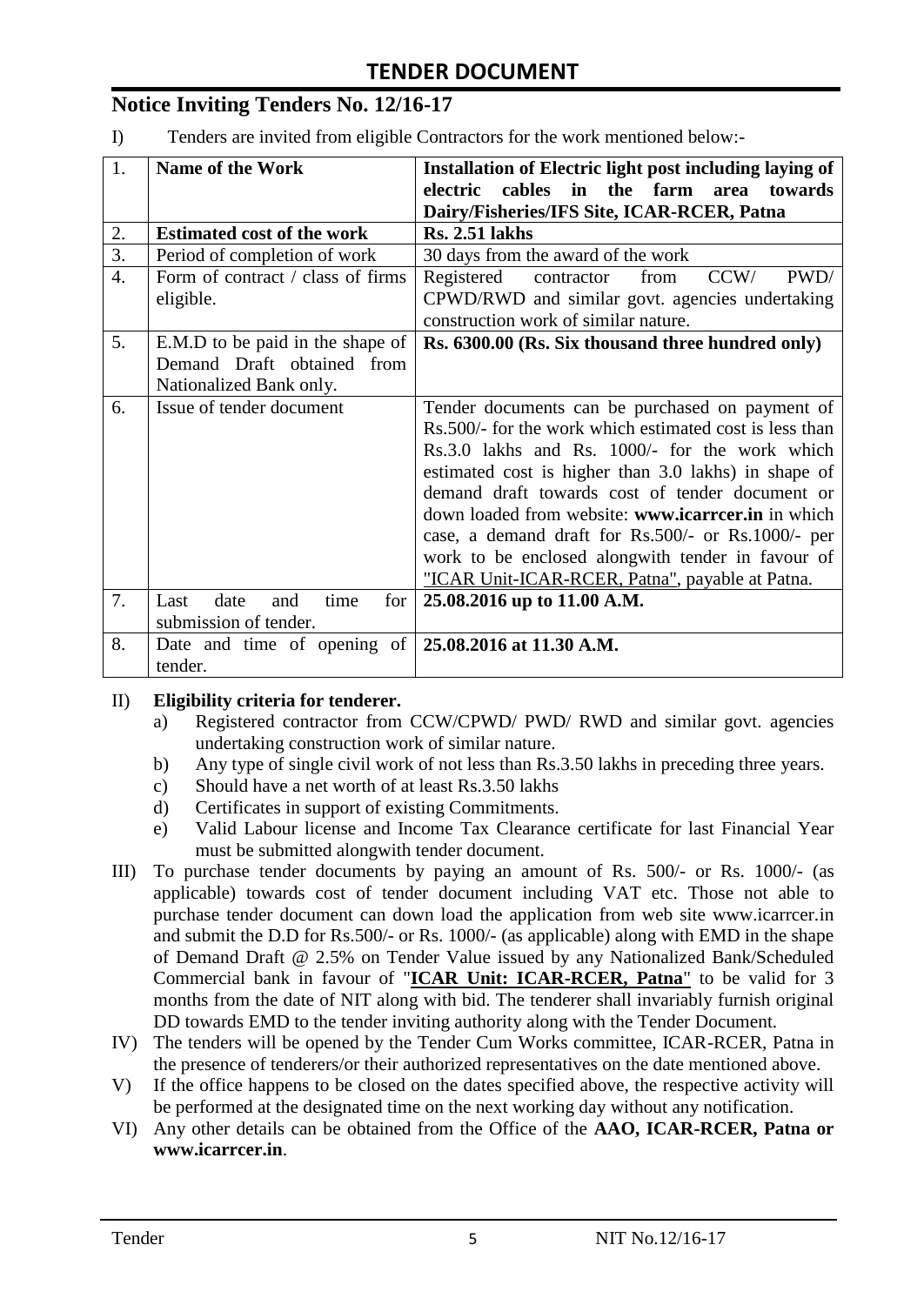# TENDER DOCUMENT

## Notice Inviting Tenders No. 12/16-17

I) Tenders are invited from eligible Contractors for the work mentioned below:-

| 1. | **Name of the Work** | **Installation of Electric light post including laying of electric cables in the farm area towards Dairy/Fisheries/IFS Site, ICAR-RCER, Patna** |
|---|---|---|
| 2. | **Estimated cost of the work** | **Rs. 2.51 lakhs** |
| 3. | Period of completion of work | 30 days from the award of the work |
| 4. | Form of contract / class of firms eligible. | Registered contractor from CCW/ PWD/ CPWD/RWD and similar govt. agencies undertaking construction work of similar nature. |
| 5. | E.M.D to be paid in the shape of Demand Draft obtained from Nationalized Bank only. | **Rs. 6300.00 (Rs. Six thousand three hundred only)** |
| 6. | Issue of tender document | Tender documents can be purchased on payment of Rs.500/- for the work which estimated cost is less than Rs.3.0 lakhs and Rs. 1000/- for the work which estimated cost is higher than 3.0 lakhs) in shape of demand draft towards cost of tender document or down loaded from website: **www.icarrcer.in** in which case, a demand draft for Rs.500/- or Rs.1000/- per work to be enclosed alongwith tender in favour of "ICAR Unit-ICAR-RCER, Patna", payable at Patna. |
| 7. | Last date and time for submission of tender. | **25.08.2016 up to 11.00 A.M.** |
| 8. | Date and time of opening of tender. | **25.08.2016 at 11.30 A.M.** |

II) **Eligibility criteria for tenderer.**

a) Registered contractor from CCW/CPWD/ PWD/ RWD and similar govt. agencies undertaking construction work of similar nature.

b) Any type of single civil work of not less than Rs.3.50 lakhs in preceding three years.

c) Should have a net worth of at least Rs.3.50 lakhs

d) Certificates in support of existing Commitments.

e) Valid Labour license and Income Tax Clearance certificate for last Financial Year must be submitted alongwith tender document.

III) To purchase tender documents by paying an amount of Rs. 500/- or Rs. 1000/- (as applicable) towards cost of tender document including VAT etc. Those not able to purchase tender document can down load the application from web site www.icarrcer.in and submit the D.D for Rs.500/- or Rs. 1000/- (as applicable) along with EMD in the shape of Demand Draft @ 2.5% on Tender Value issued by any Nationalized Bank/Scheduled Commercial bank in favour of "**ICAR Unit: ICAR-RCER, Patna**" to be valid for 3 months from the date of NIT along with bid. The tenderer shall invariably furnish original DD towards EMD to the tender inviting authority along with the Tender Document.

IV) The tenders will be opened by the Tender Cum Works committee, ICAR-RCER, Patna in the presence of tenderers/or their authorized representatives on the date mentioned above.

V) If the office happens to be closed on the dates specified above, the respective activity will be performed at the designated time on the next working day without any notification.

VI) Any other details can be obtained from the Office of the **AAO, ICAR-RCER, Patna or www.icarrcer.in**.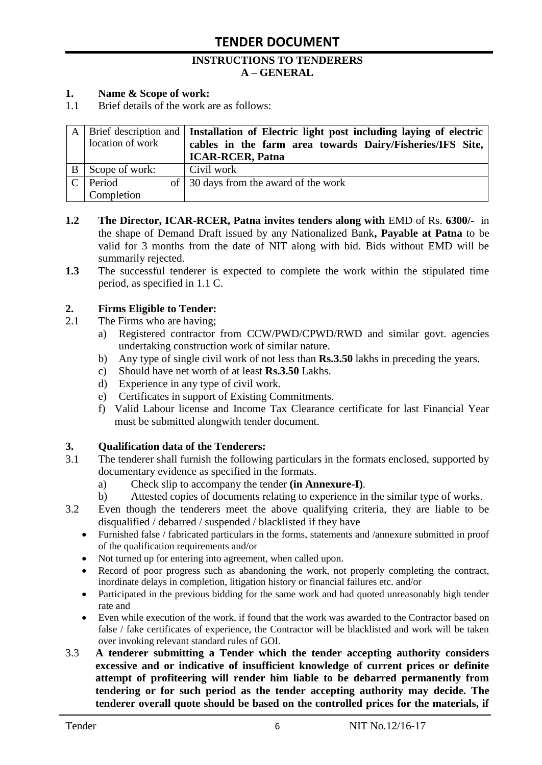# TENDER DOCUMENT

**INSTRUCTIONS TO TENDERERS**
**A – GENERAL**

**1. Name & Scope of work:**

1.1 Brief details of the work are as follows:

| | | |
|---|---|---|
| A | Brief description and location of work | **Installation of Electric light post including laying of electric cables in the farm area towards Dairy/Fisheries/IFS Site, ICAR-RCER, Patna** |
| B | Scope of work: | Civil work |
| C | Period of Completion | 30 days from the award of the work |

**1.2** **The Director, ICAR-RCER, Patna invites tenders along with** EMD of Rs. **6300/-** in the shape of Demand Draft issued by any Nationalized Bank**, Payable at Patna** to be valid for 3 months from the date of NIT along with bid. Bids without EMD will be summarily rejected.

**1.3** The successful tenderer is expected to complete the work within the stipulated time period, as specified in 1.1 C.

**2. Firms Eligible to Tender:**

2.1 The Firms who are having;

a) Registered contractor from CCW/PWD/CPWD/RWD and similar govt. agencies undertaking construction work of similar nature.
b) Any type of single civil work of not less than **Rs.3.50** lakhs in preceding the years.
c) Should have net worth of at least **Rs.3.50** Lakhs.
d) Experience in any type of civil work.
e) Certificates in support of Existing Commitments.
f) Valid Labour license and Income Tax Clearance certificate for last Financial Year must be submitted alongwith tender document.

**3. Qualification data of the Tenderers:**

3.1 The tenderer shall furnish the following particulars in the formats enclosed, supported by documentary evidence as specified in the formats.

a) Check slip to accompany the tender **(in Annexure-I)**.
b) Attested copies of documents relating to experience in the similar type of works.

3.2 Even though the tenderers meet the above qualifying criteria, they are liable to be disqualified / debarred / suspended / blacklisted if they have

- Furnished false / fabricated particulars in the forms, statements and /annexure submitted in proof of the qualification requirements and/or
- Not turned up for entering into agreement, when called upon.
- Record of poor progress such as abandoning the work, not properly completing the contract, inordinate delays in completion, litigation history or financial failures etc. and/or
- Participated in the previous bidding for the same work and had quoted unreasonably high tender rate and
- Even while execution of the work, if found that the work was awarded to the Contractor based on false / fake certificates of experience, the Contractor will be blacklisted and work will be taken over invoking relevant standard rules of GOI.

3.3 **A tenderer submitting a Tender which the tender accepting authority considers excessive and or indicative of insufficient knowledge of current prices or definite attempt of profiteering will render him liable to be debarred permanently from tendering or for such period as the tender accepting authority may decide. The tenderer overall quote should be based on the controlled prices for the materials, if**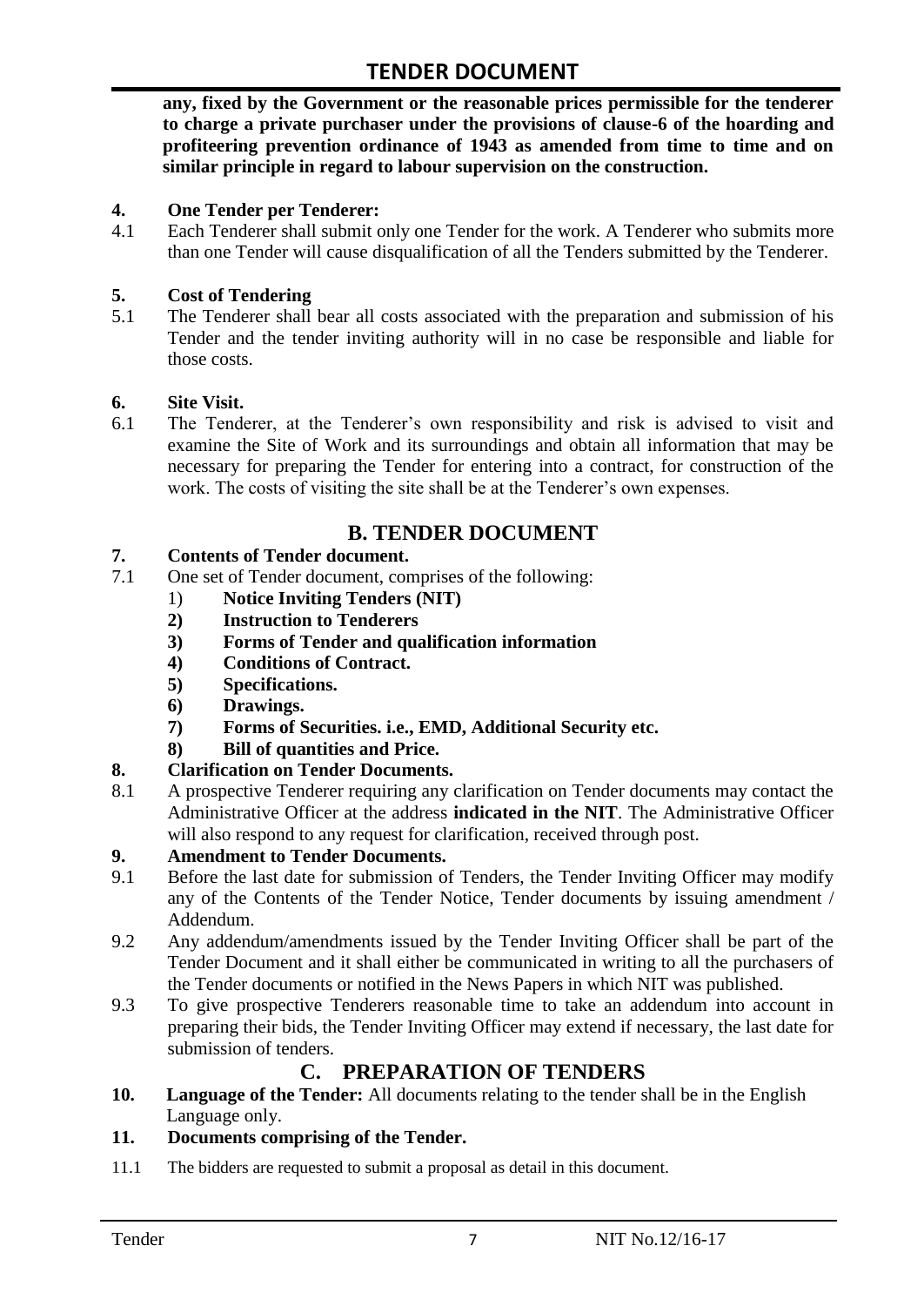**any, fixed by the Government or the reasonable prices permissible for the tenderer to charge a private purchaser under the provisions of clause-6 of the hoarding and profiteering prevention ordinance of 1943 as amended from time to time and on similar principle in regard to labour supervision on the construction.**

**4. One Tender per Tenderer:**

4.1 Each Tenderer shall submit only one Tender for the work. A Tenderer who submits more than one Tender will cause disqualification of all the Tenders submitted by the Tenderer.

**5. Cost of Tendering**

5.1 The Tenderer shall bear all costs associated with the preparation and submission of his Tender and the tender inviting authority will in no case be responsible and liable for those costs.

**6. Site Visit.**

6.1 The Tenderer, at the Tenderer's own responsibility and risk is advised to visit and examine the Site of Work and its surroundings and obtain all information that may be necessary for preparing the Tender for entering into a contract, for construction of the work. The costs of visiting the site shall be at the Tenderer's own expenses.

## B. TENDER DOCUMENT

**7. Contents of Tender document.**

7.1 One set of Tender document, comprises of the following:

1) **Notice Inviting Tenders (NIT)**
2) **Instruction to Tenderers**
3) **Forms of Tender and qualification information**
4) **Conditions of Contract.**
5) **Specifications.**
6) **Drawings.**
7) **Forms of Securities. i.e., EMD, Additional Security etc.**
8) **Bill of quantities and Price.**

**8. Clarification on Tender Documents.**

8.1 A prospective Tenderer requiring any clarification on Tender documents may contact the Administrative Officer at the address **indicated in the NIT**. The Administrative Officer will also respond to any request for clarification, received through post.

**9. Amendment to Tender Documents.**

9.1 Before the last date for submission of Tenders, the Tender Inviting Officer may modify any of the Contents of the Tender Notice, Tender documents by issuing amendment / Addendum.

9.2 Any addendum/amendments issued by the Tender Inviting Officer shall be part of the Tender Document and it shall either be communicated in writing to all the purchasers of the Tender documents or notified in the News Papers in which NIT was published.

9.3 To give prospective Tenderers reasonable time to take an addendum into account in preparing their bids, the Tender Inviting Officer may extend if necessary, the last date for submission of tenders.

## C. PREPARATION OF TENDERS

**10. Language of the Tender:** All documents relating to the tender shall be in the English Language only.

**11. Documents comprising of the Tender.**

11.1 The bidders are requested to submit a proposal as detail in this document.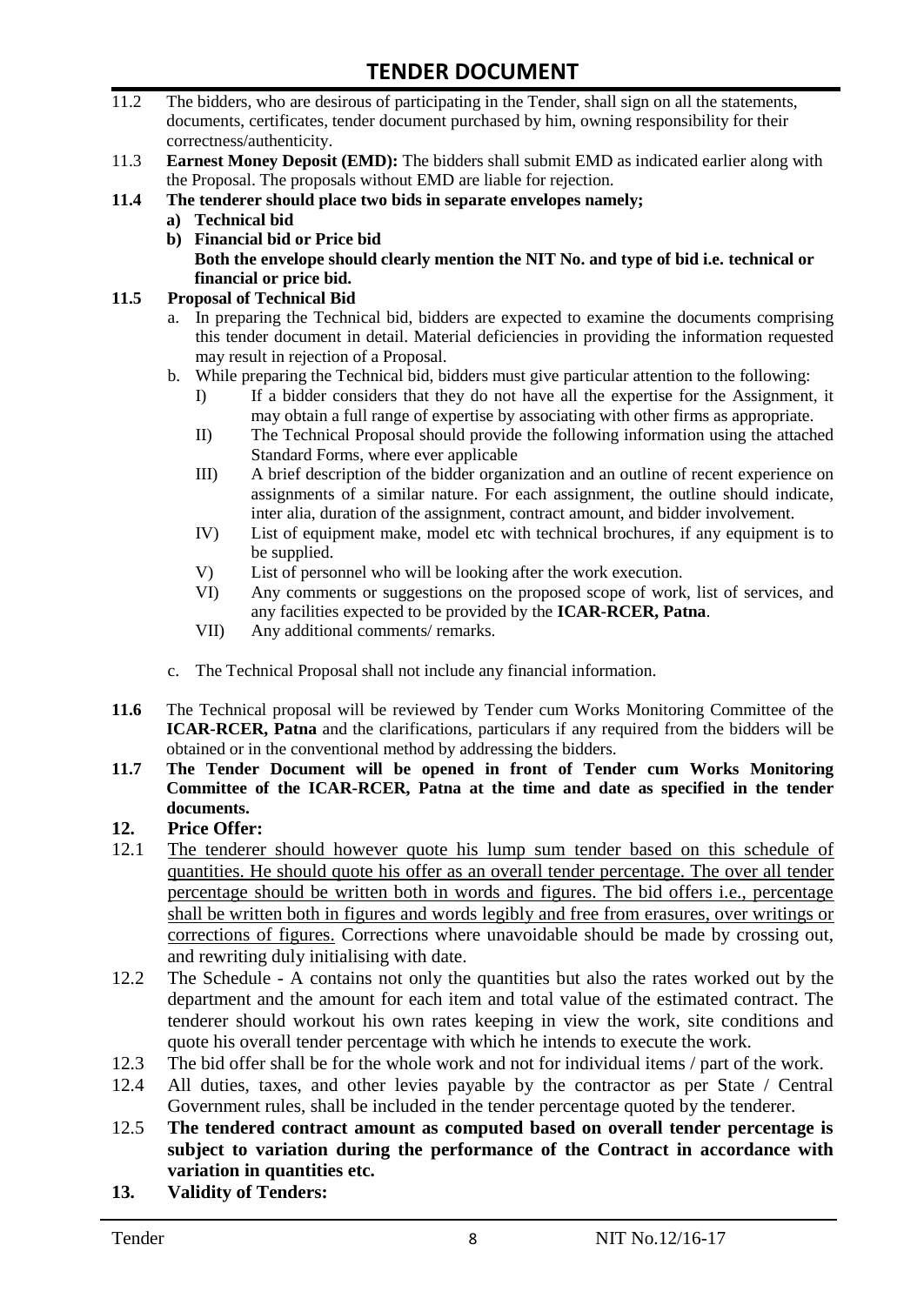11.2 The bidders, who are desirous of participating in the Tender, shall sign on all the statements, documents, certificates, tender document purchased by him, owning responsibility for their correctness/authenticity.

11.3 **Earnest Money Deposit (EMD):** The bidders shall submit EMD as indicated earlier along with the Proposal. The proposals without EMD are liable for rejection.

**11.4 The tenderer should place two bids in separate envelopes namely;**

**a) Technical bid**

**b) Financial bid or Price bid**

**Both the envelope should clearly mention the NIT No. and type of bid i.e. technical or financial or price bid.**

**11.5 Proposal of Technical Bid**

a. In preparing the Technical bid, bidders are expected to examine the documents comprising this tender document in detail. Material deficiencies in providing the information requested may result in rejection of a Proposal.

b. While preparing the Technical bid, bidders must give particular attention to the following:

I) If a bidder considers that they do not have all the expertise for the Assignment, it may obtain a full range of expertise by associating with other firms as appropriate.

II) The Technical Proposal should provide the following information using the attached Standard Forms, where ever applicable

III) A brief description of the bidder organization and an outline of recent experience on assignments of a similar nature. For each assignment, the outline should indicate, inter alia, duration of the assignment, contract amount, and bidder involvement.

IV) List of equipment make, model etc with technical brochures, if any equipment is to be supplied.

V) List of personnel who will be looking after the work execution.

VI) Any comments or suggestions on the proposed scope of work, list of services, and any facilities expected to be provided by the **ICAR-RCER, Patna**.

VII) Any additional comments/ remarks.

c. The Technical Proposal shall not include any financial information.

**11.6** The Technical proposal will be reviewed by Tender cum Works Monitoring Committee of the **ICAR-RCER, Patna** and the clarifications, particulars if any required from the bidders will be obtained or in the conventional method by addressing the bidders.

**11.7 The Tender Document will be opened in front of Tender cum Works Monitoring Committee of the ICAR-RCER, Patna at the time and date as specified in the tender documents.**

## 12. Price Offer:

12.1 <u>The tenderer should however quote his lump sum tender based on this schedule of quantities. He should quote his offer as an overall tender percentage. The over all tender percentage should be written both in words and figures. The bid offers i.e., percentage shall be written both in figures and words legibly and free from erasures, over writings or corrections of figures.</u> Corrections where unavoidable should be made by crossing out, and rewriting duly initialising with date.

12.2 The Schedule - A contains not only the quantities but also the rates worked out by the department and the amount for each item and total value of the estimated contract. The tenderer should workout his own rates keeping in view the work, site conditions and quote his overall tender percentage with which he intends to execute the work.

12.3 The bid offer shall be for the whole work and not for individual items / part of the work.

12.4 All duties, taxes, and other levies payable by the contractor as per State / Central Government rules, shall be included in the tender percentage quoted by the tenderer.

12.5 **The tendered contract amount as computed based on overall tender percentage is subject to variation during the performance of the Contract in accordance with variation in quantities etc.**

## 13. Validity of Tenders: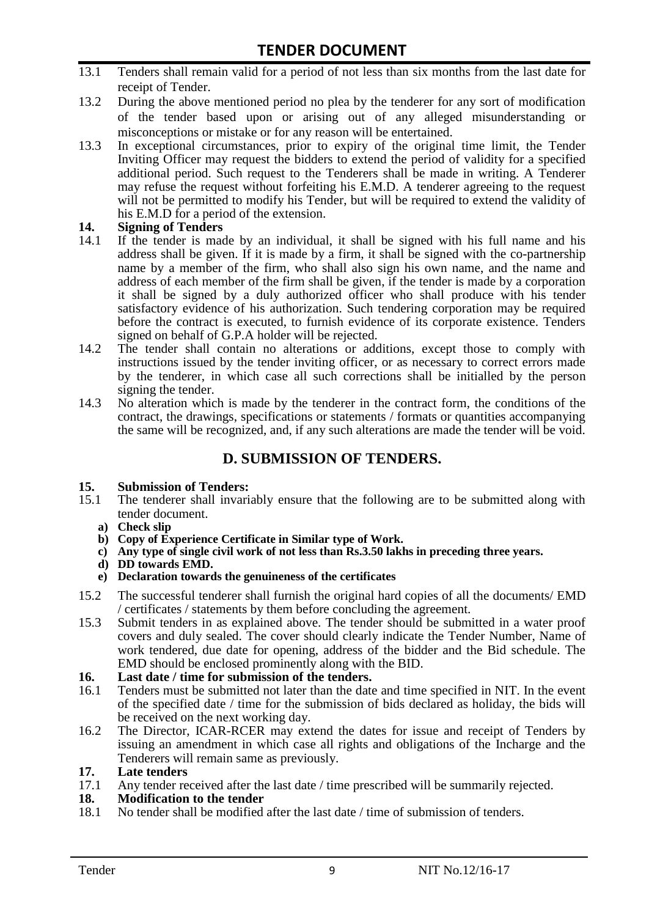13.1 Tenders shall remain valid for a period of not less than six months from the last date for receipt of Tender.

13.2 During the above mentioned period no plea by the tenderer for any sort of modification of the tender based upon or arising out of any alleged misunderstanding or misconceptions or mistake or for any reason will be entertained.

13.3 In exceptional circumstances, prior to expiry of the original time limit, the Tender Inviting Officer may request the bidders to extend the period of validity for a specified additional period. Such request to the Tenderers shall be made in writing. A Tenderer may refuse the request without forfeiting his E.M.D. A tenderer agreeing to the request will not be permitted to modify his Tender, but will be required to extend the validity of his E.M.D for a period of the extension.

**14. Signing of Tenders**

14.1 If the tender is made by an individual, it shall be signed with his full name and his address shall be given. If it is made by a firm, it shall be signed with the co-partnership name by a member of the firm, who shall also sign his own name, and the name and address of each member of the firm shall be given, if the tender is made by a corporation it shall be signed by a duly authorized officer who shall produce with his tender satisfactory evidence of his authorization. Such tendering corporation may be required before the contract is executed, to furnish evidence of its corporate existence. Tenders signed on behalf of G.P.A holder will be rejected.

14.2 The tender shall contain no alterations or additions, except those to comply with instructions issued by the tender inviting officer, or as necessary to correct errors made by the tenderer, in which case all such corrections shall be initialled by the person signing the tender.

14.3 No alteration which is made by the tenderer in the contract form, the conditions of the contract, the drawings, specifications or statements / formats or quantities accompanying the same will be recognized, and, if any such alterations are made the tender will be void.

## D. SUBMISSION OF TENDERS.

**15. Submission of Tenders:**

15.1 The tenderer shall invariably ensure that the following are to be submitted along with tender document.

a) **Check slip**
b) **Copy of Experience Certificate in Similar type of Work.**
c) **Any type of single civil work of not less than Rs.3.50 lakhs in preceding three years.**
d) **DD towards EMD.**
e) **Declaration towards the genuineness of the certificates**

15.2 The successful tenderer shall furnish the original hard copies of all the documents/ EMD / certificates / statements by them before concluding the agreement.

15.3 Submit tenders in as explained above. The tender should be submitted in a water proof covers and duly sealed. The cover should clearly indicate the Tender Number, Name of work tendered, due date for opening, address of the bidder and the Bid schedule. The EMD should be enclosed prominently along with the BID.

**16. Last date / time for submission of the tenders.**

16.1 Tenders must be submitted not later than the date and time specified in NIT. In the event of the specified date / time for the submission of bids declared as holiday, the bids will be received on the next working day.

16.2 The Director, ICAR-RCER may extend the dates for issue and receipt of Tenders by issuing an amendment in which case all rights and obligations of the Incharge and the Tenderers will remain same as previously.

**17. Late tenders**

17.1 Any tender received after the last date / time prescribed will be summarily rejected.

**18. Modification to the tender**

18.1 No tender shall be modified after the last date / time of submission of tenders.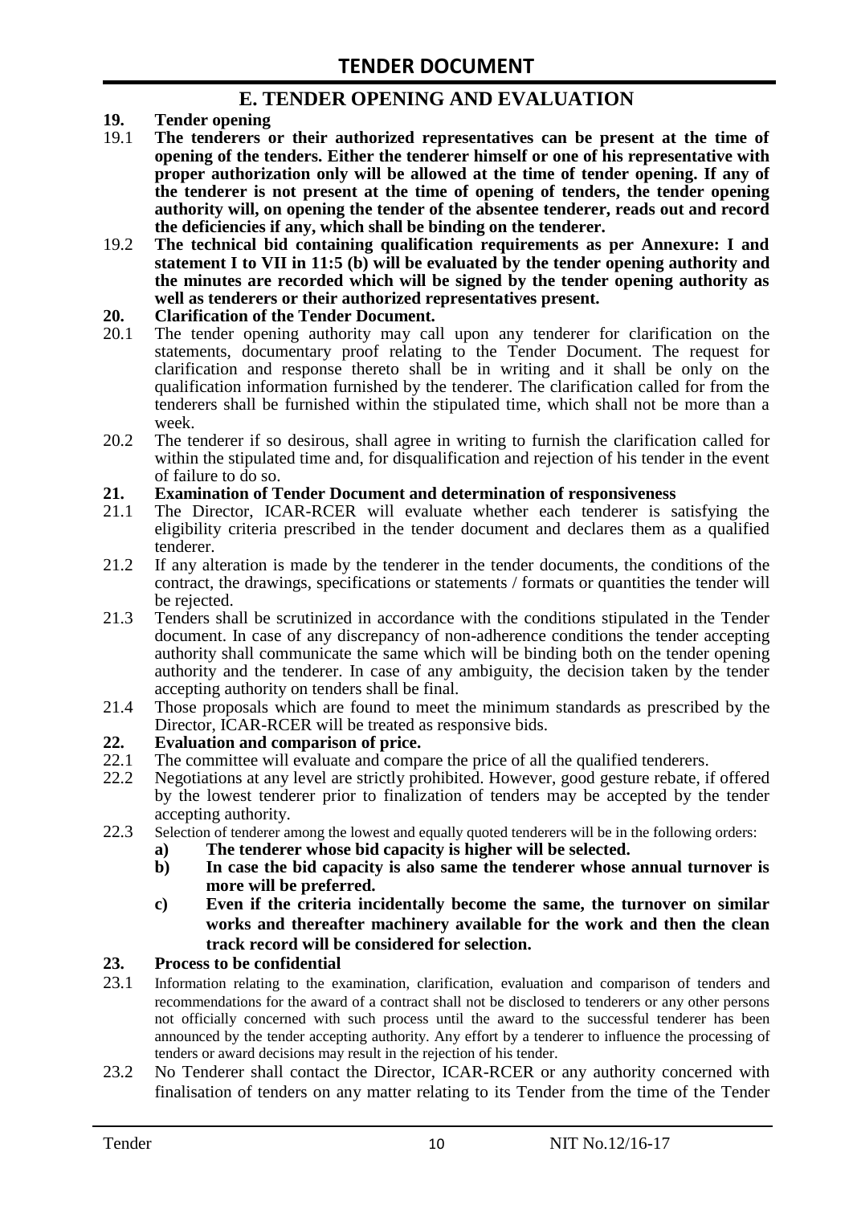# E. TENDER OPENING AND EVALUATION

**19. Tender opening**

19.1 **The tenderers or their authorized representatives can be present at the time of opening of the tenders. Either the tenderer himself or one of his representative with proper authorization only will be allowed at the time of tender opening. If any of the tenderer is not present at the time of opening of tenders, the tender opening authority will, on opening the tender of the absentee tenderer, reads out and record the deficiencies if any, which shall be binding on the tenderer.**

19.2 **The technical bid containing qualification requirements as per Annexure: I and statement I to VII in 11:5 (b) will be evaluated by the tender opening authority and the minutes are recorded which will be signed by the tender opening authority as well as tenderers or their authorized representatives present.**

**20. Clarification of the Tender Document.**

20.1 The tender opening authority may call upon any tenderer for clarification on the statements, documentary proof relating to the Tender Document. The request for clarification and response thereto shall be in writing and it shall be only on the qualification information furnished by the tenderer. The clarification called for from the tenderers shall be furnished within the stipulated time, which shall not be more than a week.

20.2 The tenderer if so desirous, shall agree in writing to furnish the clarification called for within the stipulated time and, for disqualification and rejection of his tender in the event of failure to do so.

**21. Examination of Tender Document and determination of responsiveness**

21.1 The Director, ICAR-RCER will evaluate whether each tenderer is satisfying the eligibility criteria prescribed in the tender document and declares them as a qualified tenderer.

21.2 If any alteration is made by the tenderer in the tender documents, the conditions of the contract, the drawings, specifications or statements / formats or quantities the tender will be rejected.

21.3 Tenders shall be scrutinized in accordance with the conditions stipulated in the Tender document. In case of any discrepancy of non-adherence conditions the tender accepting authority shall communicate the same which will be binding both on the tender opening authority and the tenderer. In case of any ambiguity, the decision taken by the tender accepting authority on tenders shall be final.

21.4 Those proposals which are found to meet the minimum standards as prescribed by the Director, ICAR-RCER will be treated as responsive bids.

**22. Evaluation and comparison of price.**

22.1 The committee will evaluate and compare the price of all the qualified tenderers.

22.2 Negotiations at any level are strictly prohibited. However, good gesture rebate, if offered by the lowest tenderer prior to finalization of tenders may be accepted by the tender accepting authority.

22.3 Selection of tenderer among the lowest and equally quoted tenderers will be in the following orders:

**a) The tenderer whose bid capacity is higher will be selected.**

**b) In case the bid capacity is also same the tenderer whose annual turnover is more will be preferred.**

**c) Even if the criteria incidentally become the same, the turnover on similar works and thereafter machinery available for the work and then the clean track record will be considered for selection.**

**23. Process to be confidential**

23.1 Information relating to the examination, clarification, evaluation and comparison of tenders and recommendations for the award of a contract shall not be disclosed to tenderers or any other persons not officially concerned with such process until the award to the successful tenderer has been announced by the tender accepting authority. Any effort by a tenderer to influence the processing of tenders or award decisions may result in the rejection of his tender.

23.2 No Tenderer shall contact the Director, ICAR-RCER or any authority concerned with finalisation of tenders on any matter relating to its Tender from the time of the Tender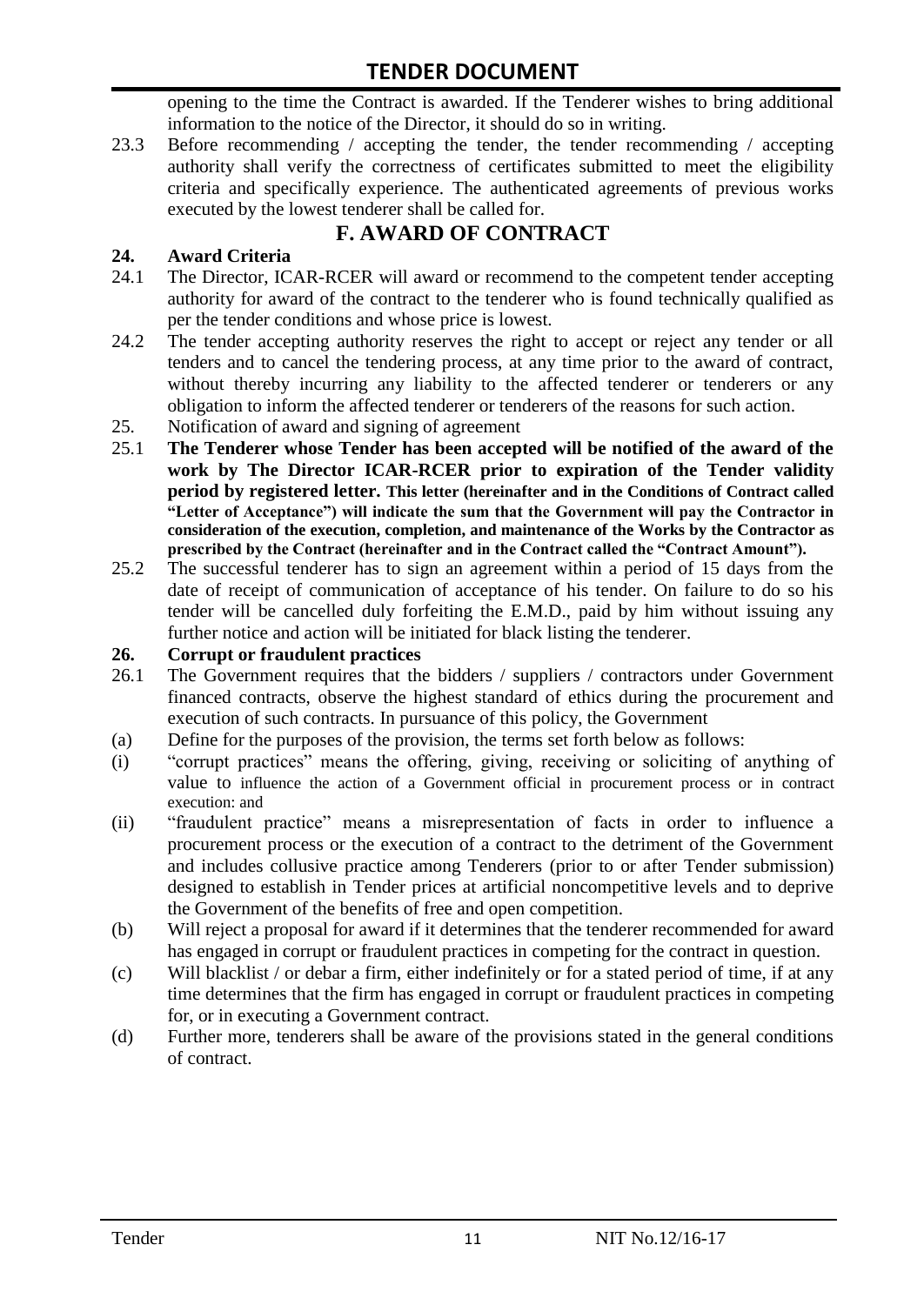opening to the time the Contract is awarded. If the Tenderer wishes to bring additional information to the notice of the Director, it should do so in writing.

23.3 Before recommending / accepting the tender, the tender recommending / accepting authority shall verify the correctness of certificates submitted to meet the eligibility criteria and specifically experience. The authenticated agreements of previous works executed by the lowest tenderer shall be called for.

## F. AWARD OF CONTRACT

### 24. Award Criteria

24.1 The Director, ICAR-RCER will award or recommend to the competent tender accepting authority for award of the contract to the tenderer who is found technically qualified as per the tender conditions and whose price is lowest.

24.2 The tender accepting authority reserves the right to accept or reject any tender or all tenders and to cancel the tendering process, at any time prior to the award of contract, without thereby incurring any liability to the affected tenderer or tenderers or any obligation to inform the affected tenderer or tenderers of the reasons for such action.

25. Notification of award and signing of agreement

25.1 **The Tenderer whose Tender has been accepted will be notified of the award of the work by The Director ICAR-RCER prior to expiration of the Tender validity period by registered letter. This letter (hereinafter and in the Conditions of Contract called "Letter of Acceptance") will indicate the sum that the Government will pay the Contractor in consideration of the execution, completion, and maintenance of the Works by the Contractor as prescribed by the Contract (hereinafter and in the Contract called the "Contract Amount").**

25.2 The successful tenderer has to sign an agreement within a period of 15 days from the date of receipt of communication of acceptance of his tender. On failure to do so his tender will be cancelled duly forfeiting the E.M.D., paid by him without issuing any further notice and action will be initiated for black listing the tenderer.

### 26. Corrupt or fraudulent practices

26.1 The Government requires that the bidders / suppliers / contractors under Government financed contracts, observe the highest standard of ethics during the procurement and execution of such contracts. In pursuance of this policy, the Government

(a) Define for the purposes of the provision, the terms set forth below as follows:

(i) "corrupt practices" means the offering, giving, receiving or soliciting of anything of value to influence the action of a Government official in procurement process or in contract execution: and

(ii) "fraudulent practice" means a misrepresentation of facts in order to influence a procurement process or the execution of a contract to the detriment of the Government and includes collusive practice among Tenderers (prior to or after Tender submission) designed to establish in Tender prices at artificial noncompetitive levels and to deprive the Government of the benefits of free and open competition.

(b) Will reject a proposal for award if it determines that the tenderer recommended for award has engaged in corrupt or fraudulent practices in competing for the contract in question.

(c) Will blacklist / or debar a firm, either indefinitely or for a stated period of time, if at any time determines that the firm has engaged in corrupt or fraudulent practices in competing for, or in executing a Government contract.

(d) Further more, tenderers shall be aware of the provisions stated in the general conditions of contract.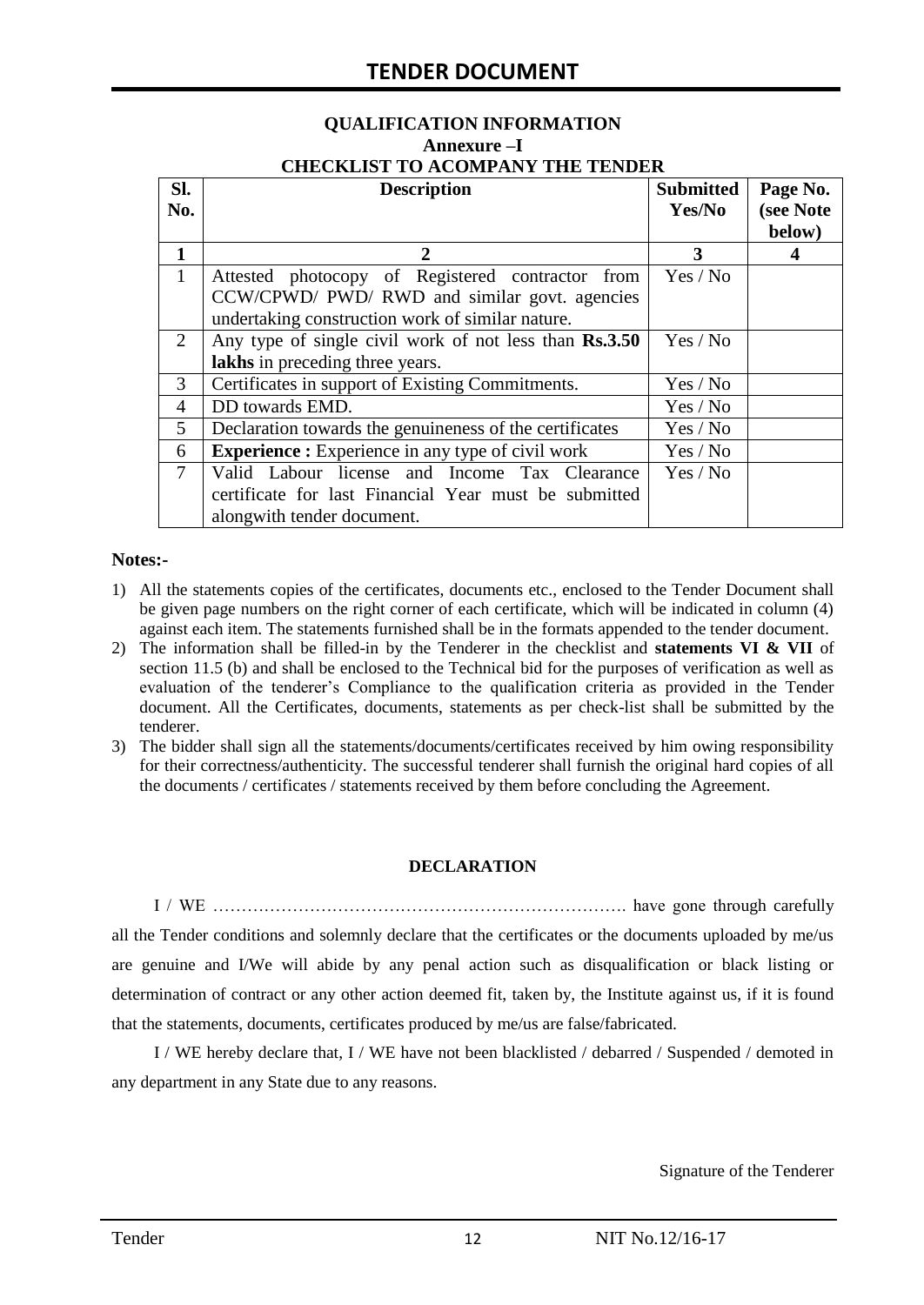## QUALIFICATION INFORMATION

### Annexure –I

### CHECKLIST TO ACOMPANY THE TENDER

| Sl. No. | Description | Submitted Yes/No | Page No. (see Note below) |
|---|---|---|---|
| 1 | 2 | 3 | 4 |
| 1 | Attested photocopy of Registered contractor from CCW/CPWD/ PWD/ RWD and similar govt. agencies undertaking construction work of similar nature. | Yes / No | |
| 2 | Any type of single civil work of not less than **Rs.3.50 lakhs** in preceding three years. | Yes / No | |
| 3 | Certificates in support of Existing Commitments. | Yes / No | |
| 4 | DD towards EMD. | Yes / No | |
| 5 | Declaration towards the genuineness of the certificates | Yes / No | |
| 6 | **Experience :** Experience in any type of civil work | Yes / No | |
| 7 | Valid Labour license and Income Tax Clearance certificate for last Financial Year must be submitted alongwith tender document. | Yes / No | |

**Notes:-**

1) All the statements copies of the certificates, documents etc., enclosed to the Tender Document shall be given page numbers on the right corner of each certificate, which will be indicated in column (4) against each item. The statements furnished shall be in the formats appended to the tender document.
2) The information shall be filled-in by the Tenderer in the checklist and **statements VI & VII** of section 11.5 (b) and shall be enclosed to the Technical bid for the purposes of verification as well as evaluation of the tenderer's Compliance to the qualification criteria as provided in the Tender document. All the Certificates, documents, statements as per check-list shall be submitted by the tenderer.
3) The bidder shall sign all the statements/documents/certificates received by him owing responsibility for their correctness/authenticity. The successful tenderer shall furnish the original hard copies of all the documents / certificates / statements received by them before concluding the Agreement.

**DECLARATION**

I / WE ………………………………………………………………. have gone through carefully all the Tender conditions and solemnly declare that the certificates or the documents uploaded by me/us are genuine and I/We will abide by any penal action such as disqualification or black listing or determination of contract or any other action deemed fit, taken by, the Institute against us, if it is found that the statements, documents, certificates produced by me/us are false/fabricated.

I / WE hereby declare that, I / WE have not been blacklisted / debarred / Suspended / demoted in any department in any State due to any reasons.

Signature of the Tenderer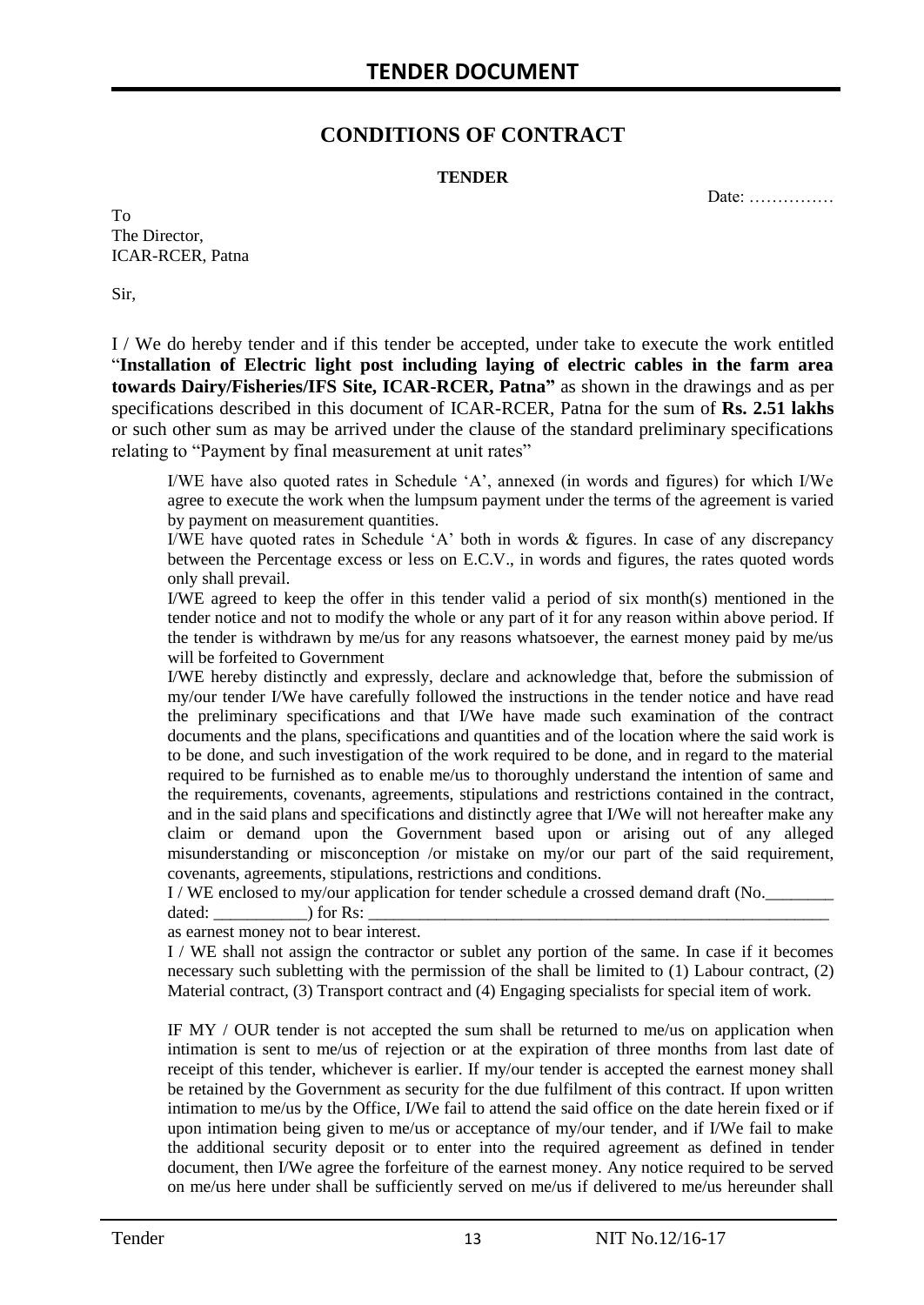## CONDITIONS OF CONTRACT

**TENDER**

Date: ……………

To
The Director,
ICAR-RCER, Patna

Sir,

I / We do hereby tender and if this tender be accepted, under take to execute the work entitled "**Installation of Electric light post including laying of electric cables in the farm area towards Dairy/Fisheries/IFS Site, ICAR-RCER, Patna"** as shown in the drawings and as per specifications described in this document of ICAR-RCER, Patna for the sum of **Rs. 2.51 lakhs** or such other sum as may be arrived under the clause of the standard preliminary specifications relating to "Payment by final measurement at unit rates"

I/WE have also quoted rates in Schedule 'A', annexed (in words and figures) for which I/We agree to execute the work when the lumpsum payment under the terms of the agreement is varied by payment on measurement quantities.

I/WE have quoted rates in Schedule 'A' both in words & figures. In case of any discrepancy between the Percentage excess or less on E.C.V., in words and figures, the rates quoted words only shall prevail.

I/WE agreed to keep the offer in this tender valid a period of six month(s) mentioned in the tender notice and not to modify the whole or any part of it for any reason within above period. If the tender is withdrawn by me/us for any reasons whatsoever, the earnest money paid by me/us will be forfeited to Government

I/WE hereby distinctly and expressly, declare and acknowledge that, before the submission of my/our tender I/We have carefully followed the instructions in the tender notice and have read the preliminary specifications and that I/We have made such examination of the contract documents and the plans, specifications and quantities and of the location where the said work is to be done, and such investigation of the work required to be done, and in regard to the material required to be furnished as to enable me/us to thoroughly understand the intention of same and the requirements, covenants, agreements, stipulations and restrictions contained in the contract, and in the said plans and specifications and distinctly agree that I/We will not hereafter make any claim or demand upon the Government based upon or arising out of any alleged misunderstanding or misconception /or mistake on my/or our part of the said requirement, covenants, agreements, stipulations, restrictions and conditions.

I / WE enclosed to my/our application for tender schedule a crossed demand draft (No.________ dated: ___________) for Rs: ________________________________________________________

as earnest money not to bear interest.

I / WE shall not assign the contractor or sublet any portion of the same. In case if it becomes necessary such subletting with the permission of the shall be limited to (1) Labour contract, (2) Material contract, (3) Transport contract and (4) Engaging specialists for special item of work.

IF MY / OUR tender is not accepted the sum shall be returned to me/us on application when intimation is sent to me/us of rejection or at the expiration of three months from last date of receipt of this tender, whichever is earlier. If my/our tender is accepted the earnest money shall be retained by the Government as security for the due fulfilment of this contract. If upon written intimation to me/us by the Office, I/We fail to attend the said office on the date herein fixed or if upon intimation being given to me/us or acceptance of my/our tender, and if I/We fail to make the additional security deposit or to enter into the required agreement as defined in tender document, then I/We agree the forfeiture of the earnest money. Any notice required to be served on me/us here under shall be sufficiently served on me/us if delivered to me/us hereunder shall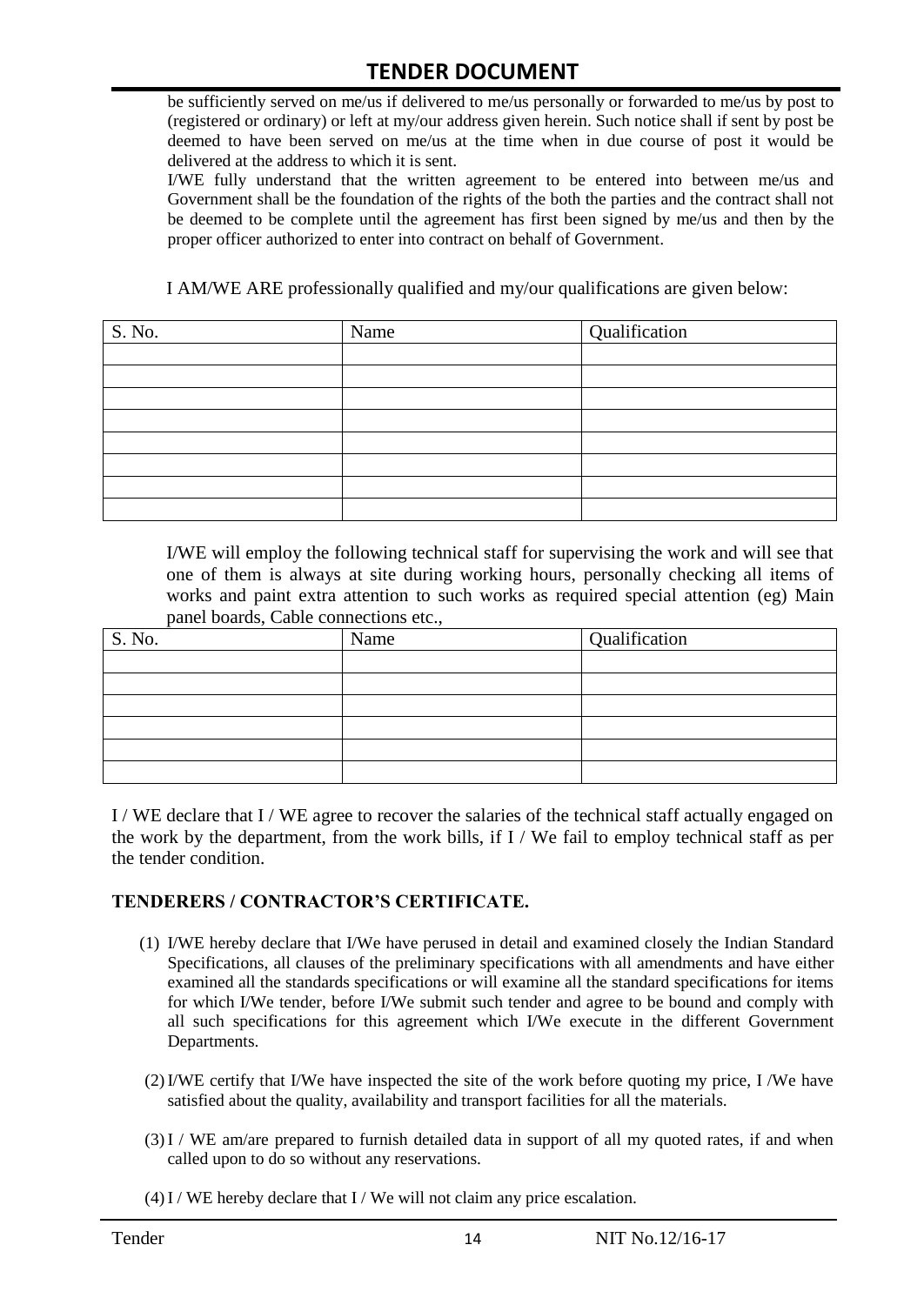be sufficiently served on me/us if delivered to me/us personally or forwarded to me/us by post to (registered or ordinary) or left at my/our address given herein. Such notice shall if sent by post be deemed to have been served on me/us at the time when in due course of post it would be delivered at the address to which it is sent.

I/WE fully understand that the written agreement to be entered into between me/us and Government shall be the foundation of the rights of the both the parties and the contract shall not be deemed to be complete until the agreement has first been signed by me/us and then by the proper officer authorized to enter into contract on behalf of Government.

I AM/WE ARE professionally qualified and my/our qualifications are given below:

| S. No. | Name | Qualification |
|---|---|---|
| | | |
| | | |
| | | |
| | | |
| | | |
| | | |
| | | |
| | | |

I/WE will employ the following technical staff for supervising the work and will see that one of them is always at site during working hours, personally checking all items of works and paint extra attention to such works as required special attention (eg) Main panel boards, Cable connections etc.,

| S. No. | Name | Qualification |
|---|---|---|
| | | |
| | | |
| | | |
| | | |
| | | |
| | | |

I / WE declare that I / WE agree to recover the salaries of the technical staff actually engaged on the work by the department, from the work bills, if I / We fail to employ technical staff as per the tender condition.

## TENDERERS / CONTRACTOR'S CERTIFICATE.

(1) I/WE hereby declare that I/We have perused in detail and examined closely the Indian Standard Specifications, all clauses of the preliminary specifications with all amendments and have either examined all the standards specifications or will examine all the standard specifications for items for which I/We tender, before I/We submit such tender and agree to be bound and comply with all such specifications for this agreement which I/We execute in the different Government Departments.

(2) I/WE certify that I/We have inspected the site of the work before quoting my price, I /We have satisfied about the quality, availability and transport facilities for all the materials.

(3) I / WE am/are prepared to furnish detailed data in support of all my quoted rates, if and when called upon to do so without any reservations.

(4) I / WE hereby declare that I / We will not claim any price escalation.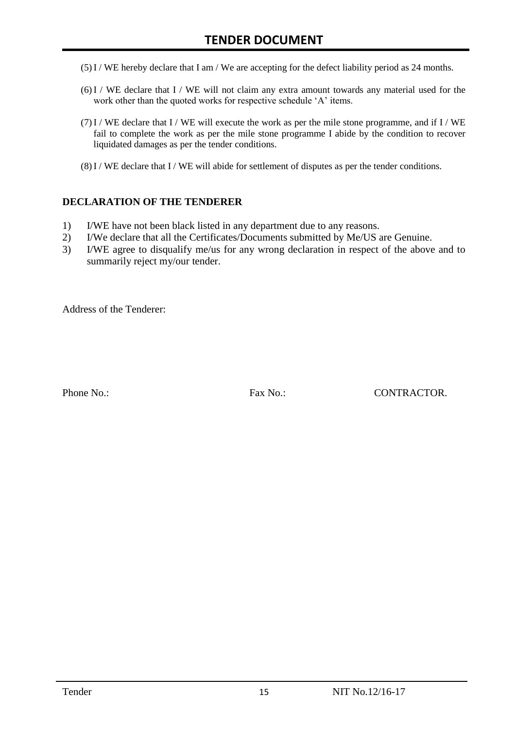(5) I / WE hereby declare that I am / We are accepting for the defect liability period as 24 months.

(6) I / WE declare that I / WE will not claim any extra amount towards any material used for the work other than the quoted works for respective schedule 'A' items.

(7) I / WE declare that I / WE will execute the work as per the mile stone programme, and if I / WE fail to complete the work as per the mile stone programme I abide by the condition to recover liquidated damages as per the tender conditions.

(8) I / WE declare that I / WE will abide for settlement of disputes as per the tender conditions.

**DECLARATION OF THE TENDERER**

1) I/WE have not been black listed in any department due to any reasons.
2) I/We declare that all the Certificates/Documents submitted by Me/US are Genuine.
3) I/WE agree to disqualify me/us for any wrong declaration in respect of the above and to summarily reject my/our tender.

Address of the Tenderer:

Phone No.: Fax No.: CONTRACTOR.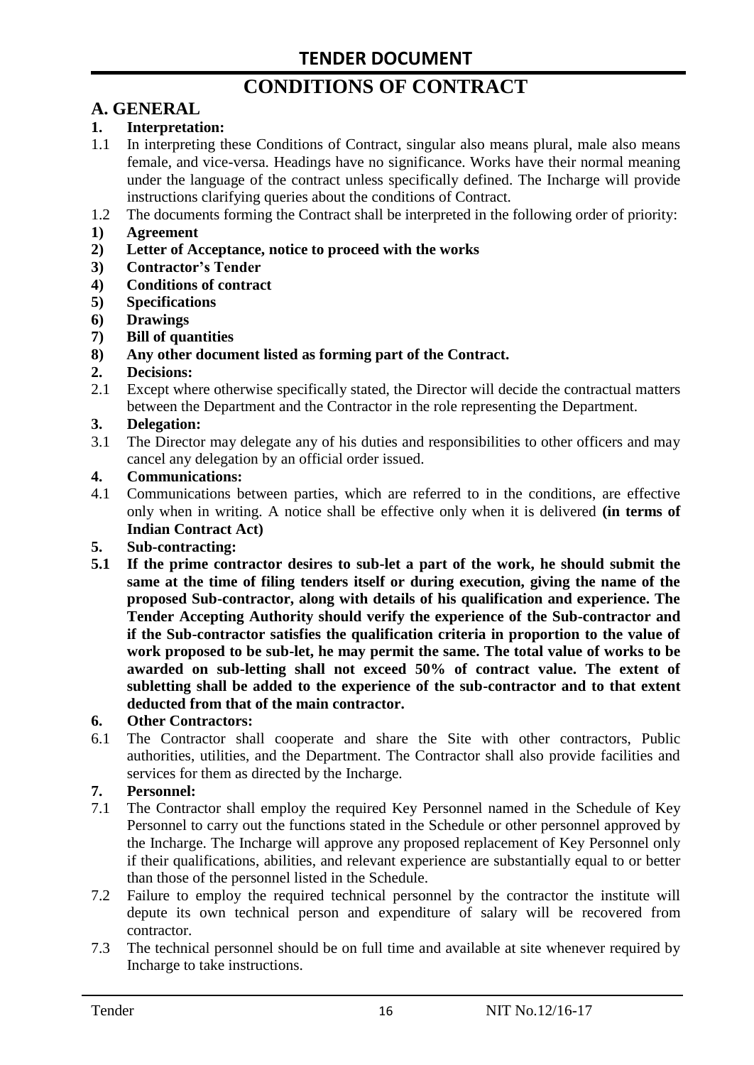# TENDER DOCUMENT

# CONDITIONS OF CONTRACT

## A. GENERAL

**1. Interpretation:**

1.1 In interpreting these Conditions of Contract, singular also means plural, male also means female, and vice-versa. Headings have no significance. Works have their normal meaning under the language of the contract unless specifically defined. The Incharge will provide instructions clarifying queries about the conditions of Contract.

1.2 The documents forming the Contract shall be interpreted in the following order of priority:

**1) Agreement**

**2) Letter of Acceptance, notice to proceed with the works**

**3) Contractor's Tender**

**4) Conditions of contract**

**5) Specifications**

**6) Drawings**

**7) Bill of quantities**

**8) Any other document listed as forming part of the Contract.**

**2. Decisions:**

2.1 Except where otherwise specifically stated, the Director will decide the contractual matters between the Department and the Contractor in the role representing the Department.

**3. Delegation:**

3.1 The Director may delegate any of his duties and responsibilities to other officers and may cancel any delegation by an official order issued.

**4. Communications:**

4.1 Communications between parties, which are referred to in the conditions, are effective only when in writing. A notice shall be effective only when it is delivered **(in terms of Indian Contract Act)**

**5. Sub-contracting:**

**5.1 If the prime contractor desires to sub-let a part of the work, he should submit the same at the time of filing tenders itself or during execution, giving the name of the proposed Sub-contractor, along with details of his qualification and experience. The Tender Accepting Authority should verify the experience of the Sub-contractor and if the Sub-contractor satisfies the qualification criteria in proportion to the value of work proposed to be sub-let, he may permit the same. The total value of works to be awarded on sub-letting shall not exceed 50% of contract value. The extent of subletting shall be added to the experience of the sub-contractor and to that extent deducted from that of the main contractor.**

**6. Other Contractors:**

6.1 The Contractor shall cooperate and share the Site with other contractors, Public authorities, utilities, and the Department. The Contractor shall also provide facilities and services for them as directed by the Incharge.

**7. Personnel:**

7.1 The Contractor shall employ the required Key Personnel named in the Schedule of Key Personnel to carry out the functions stated in the Schedule or other personnel approved by the Incharge. The Incharge will approve any proposed replacement of Key Personnel only if their qualifications, abilities, and relevant experience are substantially equal to or better than those of the personnel listed in the Schedule.

7.2 Failure to employ the required technical personnel by the contractor the institute will depute its own technical person and expenditure of salary will be recovered from contractor.

7.3 The technical personnel should be on full time and available at site whenever required by Incharge to take instructions.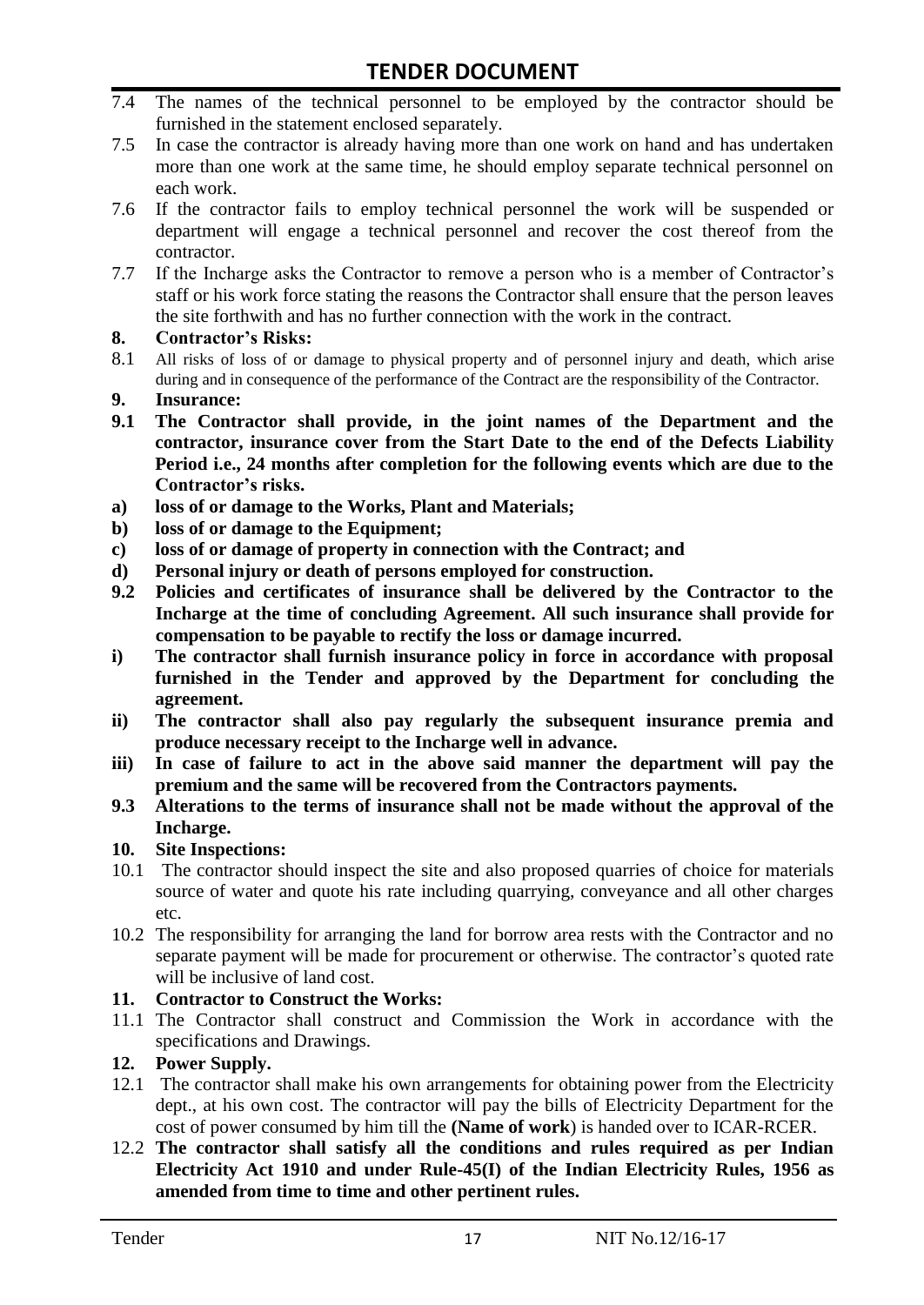7.4 The names of the technical personnel to be employed by the contractor should be furnished in the statement enclosed separately.

7.5 In case the contractor is already having more than one work on hand and has undertaken more than one work at the same time, he should employ separate technical personnel on each work.

7.6 If the contractor fails to employ technical personnel the work will be suspended or department will engage a technical personnel and recover the cost thereof from the contractor.

7.7 If the Incharge asks the Contractor to remove a person who is a member of Contractor's staff or his work force stating the reasons the Contractor shall ensure that the person leaves the site forthwith and has no further connection with the work in the contract.

**8. Contractor's Risks:**

8.1 All risks of loss of or damage to physical property and of personnel injury and death, which arise during and in consequence of the performance of the Contract are the responsibility of the Contractor.

**9. Insurance:**

**9.1 The Contractor shall provide, in the joint names of the Department and the contractor, insurance cover from the Start Date to the end of the Defects Liability Period i.e., 24 months after completion for the following events which are due to the Contractor's risks.**

**a) loss of or damage to the Works, Plant and Materials;**

**b) loss of or damage to the Equipment;**

**c) loss of or damage of property in connection with the Contract; and**

**d) Personal injury or death of persons employed for construction.**

**9.2 Policies and certificates of insurance shall be delivered by the Contractor to the Incharge at the time of concluding Agreement. All such insurance shall provide for compensation to be payable to rectify the loss or damage incurred.**

**i) The contractor shall furnish insurance policy in force in accordance with proposal furnished in the Tender and approved by the Department for concluding the agreement.**

**ii) The contractor shall also pay regularly the subsequent insurance premia and produce necessary receipt to the Incharge well in advance.**

**iii) In case of failure to act in the above said manner the department will pay the premium and the same will be recovered from the Contractors payments.**

**9.3 Alterations to the terms of insurance shall not be made without the approval of the Incharge.**

**10. Site Inspections:**

10.1 The contractor should inspect the site and also proposed quarries of choice for materials source of water and quote his rate including quarrying, conveyance and all other charges etc.

10.2 The responsibility for arranging the land for borrow area rests with the Contractor and no separate payment will be made for procurement or otherwise. The contractor's quoted rate will be inclusive of land cost.

**11. Contractor to Construct the Works:**

11.1 The Contractor shall construct and Commission the Work in accordance with the specifications and Drawings.

**12. Power Supply.**

12.1 The contractor shall make his own arrangements for obtaining power from the Electricity dept., at his own cost. The contractor will pay the bills of Electricity Department for the cost of power consumed by him till the **(Name of work**) is handed over to ICAR-RCER.

12.2 **The contractor shall satisfy all the conditions and rules required as per Indian Electricity Act 1910 and under Rule-45(I) of the Indian Electricity Rules, 1956 as amended from time to time and other pertinent rules.**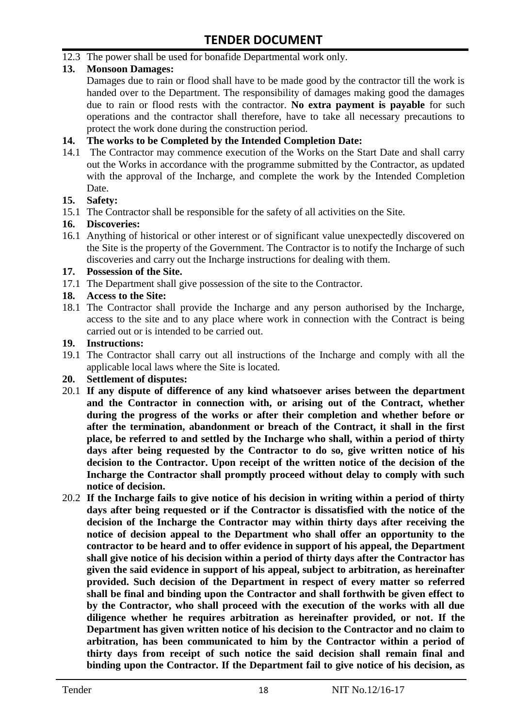12.3 The power shall be used for bonafide Departmental work only.

**13. Monsoon Damages:**

Damages due to rain or flood shall have to be made good by the contractor till the work is handed over to the Department. The responsibility of damages making good the damages due to rain or flood rests with the contractor. **No extra payment is payable** for such operations and the contractor shall therefore, have to take all necessary precautions to protect the work done during the construction period.

**14. The works to be Completed by the Intended Completion Date:**

14.1 The Contractor may commence execution of the Works on the Start Date and shall carry out the Works in accordance with the programme submitted by the Contractor, as updated with the approval of the Incharge, and complete the work by the Intended Completion Date.

**15. Safety:**

15.1 The Contractor shall be responsible for the safety of all activities on the Site.

**16. Discoveries:**

16.1 Anything of historical or other interest or of significant value unexpectedly discovered on the Site is the property of the Government. The Contractor is to notify the Incharge of such discoveries and carry out the Incharge instructions for dealing with them.

**17. Possession of the Site.**

17.1 The Department shall give possession of the site to the Contractor.

**18. Access to the Site:**

18.1 The Contractor shall provide the Incharge and any person authorised by the Incharge, access to the site and to any place where work in connection with the Contract is being carried out or is intended to be carried out.

**19. Instructions:**

19.1 The Contractor shall carry out all instructions of the Incharge and comply with all the applicable local laws where the Site is located.

**20. Settlement of disputes:**

20.1 **If any dispute of difference of any kind whatsoever arises between the department and the Contractor in connection with, or arising out of the Contract, whether during the progress of the works or after their completion and whether before or after the termination, abandonment or breach of the Contract, it shall in the first place, be referred to and settled by the Incharge who shall, within a period of thirty days after being requested by the Contractor to do so, give written notice of his decision to the Contractor. Upon receipt of the written notice of the decision of the Incharge the Contractor shall promptly proceed without delay to comply with such notice of decision.**

20.2 **If the Incharge fails to give notice of his decision in writing within a period of thirty days after being requested or if the Contractor is dissatisfied with the notice of the decision of the Incharge the Contractor may within thirty days after receiving the notice of decision appeal to the Department who shall offer an opportunity to the contractor to be heard and to offer evidence in support of his appeal, the Department shall give notice of his decision within a period of thirty days after the Contractor has given the said evidence in support of his appeal, subject to arbitration, as hereinafter provided. Such decision of the Department in respect of every matter so referred shall be final and binding upon the Contractor and shall forthwith be given effect to by the Contractor, who shall proceed with the execution of the works with all due diligence whether he requires arbitration as hereinafter provided, or not. If the Department has given written notice of his decision to the Contractor and no claim to arbitration, has been communicated to him by the Contractor within a period of thirty days from receipt of such notice the said decision shall remain final and binding upon the Contractor. If the Department fail to give notice of his decision, as**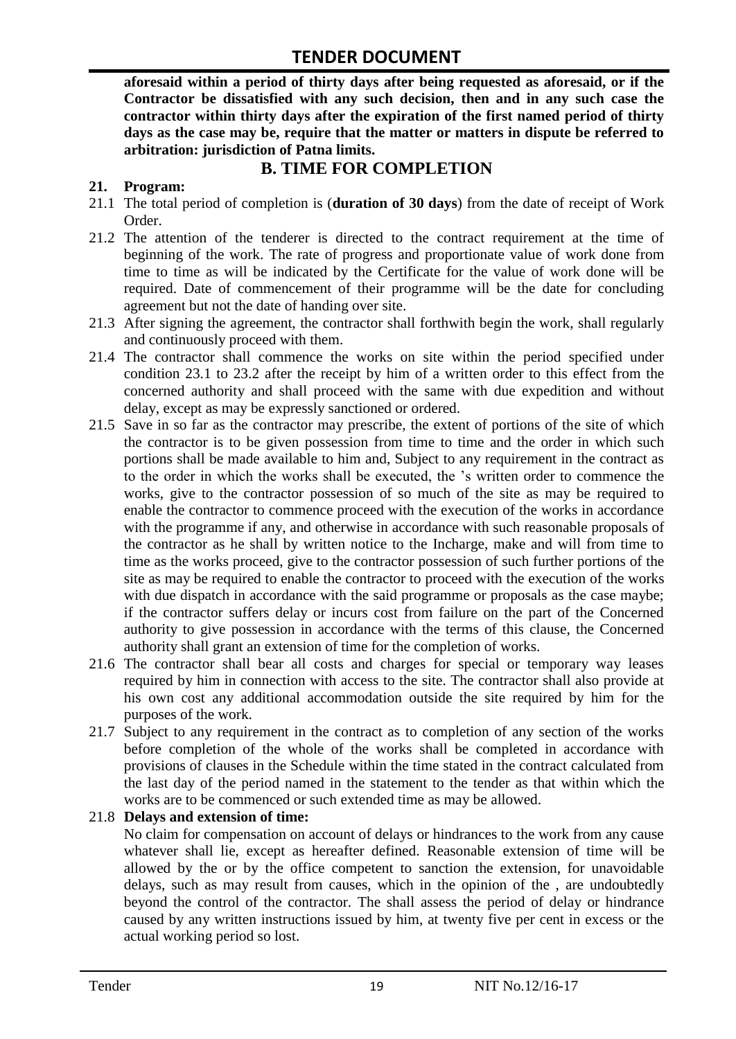**aforesaid within a period of thirty days after being requested as aforesaid, or if the Contractor be dissatisfied with any such decision, then and in any such case the contractor within thirty days after the expiration of the first named period of thirty days as the case may be, require that the matter or matters in dispute be referred to arbitration: jurisdiction of Patna limits.**

## B. TIME FOR COMPLETION

**21. Program:**

21.1 The total period of completion is (**duration of 30 days**) from the date of receipt of Work Order.

21.2 The attention of the tenderer is directed to the contract requirement at the time of beginning of the work. The rate of progress and proportionate value of work done from time to time as will be indicated by the Certificate for the value of work done will be required. Date of commencement of their programme will be the date for concluding agreement but not the date of handing over site.

21.3 After signing the agreement, the contractor shall forthwith begin the work, shall regularly and continuously proceed with them.

21.4 The contractor shall commence the works on site within the period specified under condition 23.1 to 23.2 after the receipt by him of a written order to this effect from the concerned authority and shall proceed with the same with due expedition and without delay, except as may be expressly sanctioned or ordered.

21.5 Save in so far as the contractor may prescribe, the extent of portions of the site of which the contractor is to be given possession from time to time and the order in which such portions shall be made available to him and, Subject to any requirement in the contract as to the order in which the works shall be executed, the 's written order to commence the works, give to the contractor possession of so much of the site as may be required to enable the contractor to commence proceed with the execution of the works in accordance with the programme if any, and otherwise in accordance with such reasonable proposals of the contractor as he shall by written notice to the Incharge, make and will from time to time as the works proceed, give to the contractor possession of such further portions of the site as may be required to enable the contractor to proceed with the execution of the works with due dispatch in accordance with the said programme or proposals as the case maybe; if the contractor suffers delay or incurs cost from failure on the part of the Concerned authority to give possession in accordance with the terms of this clause, the Concerned authority shall grant an extension of time for the completion of works.

21.6 The contractor shall bear all costs and charges for special or temporary way leases required by him in connection with access to the site. The contractor shall also provide at his own cost any additional accommodation outside the site required by him for the purposes of the work.

21.7 Subject to any requirement in the contract as to completion of any section of the works before completion of the whole of the works shall be completed in accordance with provisions of clauses in the Schedule within the time stated in the contract calculated from the last day of the period named in the statement to the tender as that within which the works are to be commenced or such extended time as may be allowed.

21.8 **Delays and extension of time:**

No claim for compensation on account of delays or hindrances to the work from any cause whatever shall lie, except as hereafter defined. Reasonable extension of time will be allowed by the or by the office competent to sanction the extension, for unavoidable delays, such as may result from causes, which in the opinion of the , are undoubtedly beyond the control of the contractor. The shall assess the period of delay or hindrance caused by any written instructions issued by him, at twenty five per cent in excess or the actual working period so lost.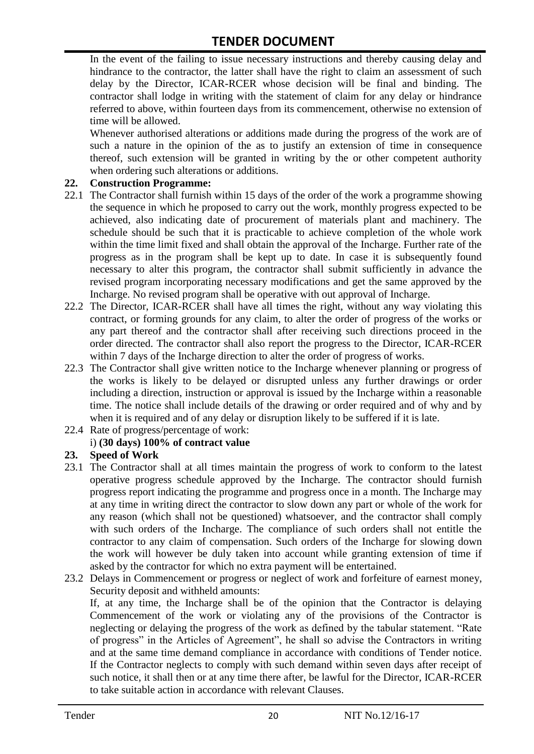In the event of the failing to issue necessary instructions and thereby causing delay and hindrance to the contractor, the latter shall have the right to claim an assessment of such delay by the Director, ICAR-RCER whose decision will be final and binding. The contractor shall lodge in writing with the statement of claim for any delay or hindrance referred to above, within fourteen days from its commencement, otherwise no extension of time will be allowed.

Whenever authorised alterations or additions made during the progress of the work are of such a nature in the opinion of the as to justify an extension of time in consequence thereof, such extension will be granted in writing by the or other competent authority when ordering such alterations or additions.

**22. Construction Programme:**

22.1 The Contractor shall furnish within 15 days of the order of the work a programme showing the sequence in which he proposed to carry out the work, monthly progress expected to be achieved, also indicating date of procurement of materials plant and machinery. The schedule should be such that it is practicable to achieve completion of the whole work within the time limit fixed and shall obtain the approval of the Incharge. Further rate of the progress as in the program shall be kept up to date. In case it is subsequently found necessary to alter this program, the contractor shall submit sufficiently in advance the revised program incorporating necessary modifications and get the same approved by the Incharge. No revised program shall be operative with out approval of Incharge.

22.2 The Director, ICAR-RCER shall have all times the right, without any way violating this contract, or forming grounds for any claim, to alter the order of progress of the works or any part thereof and the contractor shall after receiving such directions proceed in the order directed. The contractor shall also report the progress to the Director, ICAR-RCER within 7 days of the Incharge direction to alter the order of progress of works.

22.3 The Contractor shall give written notice to the Incharge whenever planning or progress of the works is likely to be delayed or disrupted unless any further drawings or order including a direction, instruction or approval is issued by the Incharge within a reasonable time. The notice shall include details of the drawing or order required and of why and by when it is required and of any delay or disruption likely to be suffered if it is late.

22.4 Rate of progress/percentage of work:

i) **(30 days) 100% of contract value**

**23. Speed of Work**

23.1 The Contractor shall at all times maintain the progress of work to conform to the latest operative progress schedule approved by the Incharge. The contractor should furnish progress report indicating the programme and progress once in a month. The Incharge may at any time in writing direct the contractor to slow down any part or whole of the work for any reason (which shall not be questioned) whatsoever, and the contractor shall comply with such orders of the Incharge. The compliance of such orders shall not entitle the contractor to any claim of compensation. Such orders of the Incharge for slowing down the work will however be duly taken into account while granting extension of time if asked by the contractor for which no extra payment will be entertained.

23.2 Delays in Commencement or progress or neglect of work and forfeiture of earnest money, Security deposit and withheld amounts:

If, at any time, the Incharge shall be of the opinion that the Contractor is delaying Commencement of the work or violating any of the provisions of the Contractor is neglecting or delaying the progress of the work as defined by the tabular statement. "Rate of progress" in the Articles of Agreement", he shall so advise the Contractors in writing and at the same time demand compliance in accordance with conditions of Tender notice. If the Contractor neglects to comply with such demand within seven days after receipt of such notice, it shall then or at any time there after, be lawful for the Director, ICAR-RCER to take suitable action in accordance with relevant Clauses.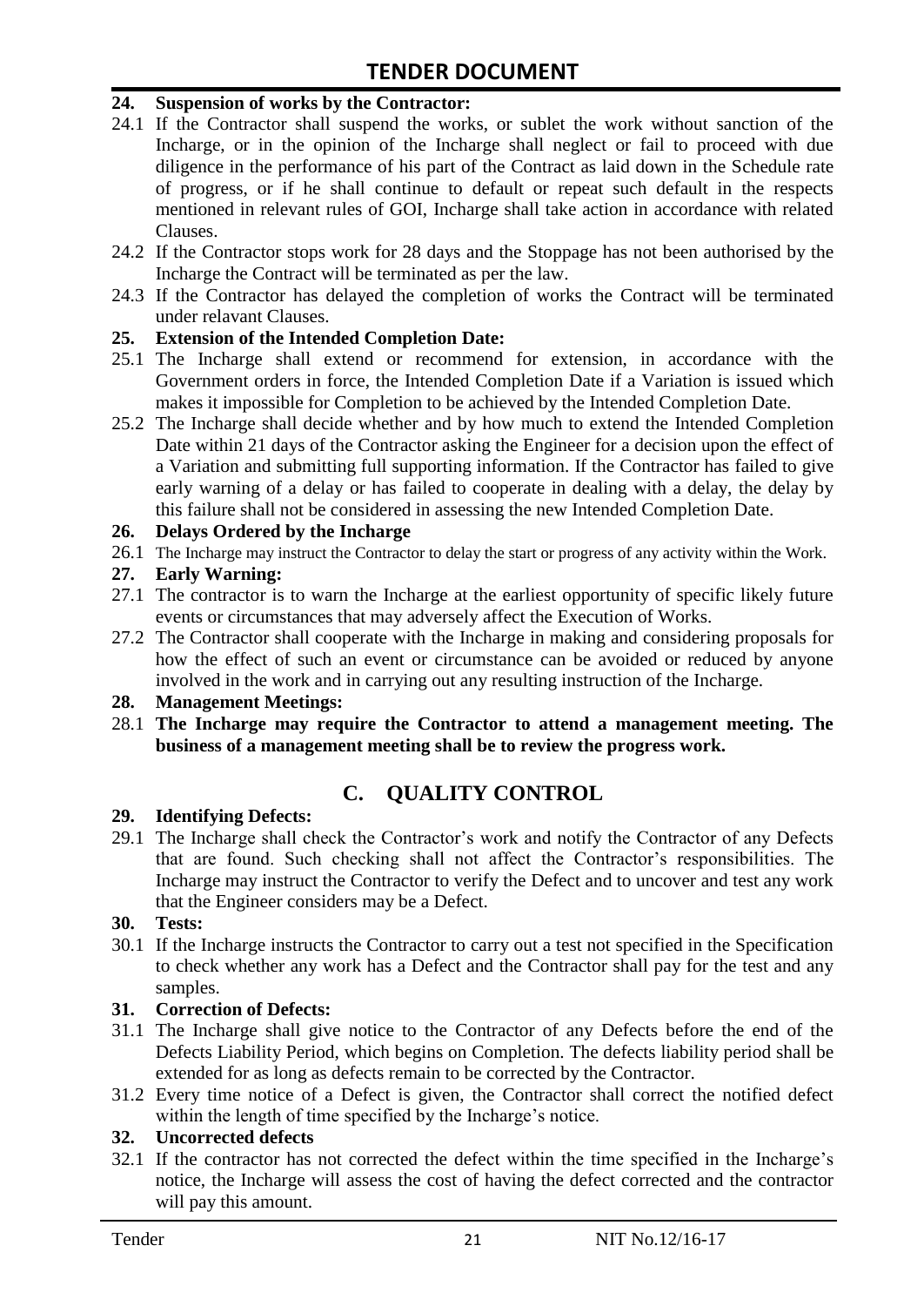**24. Suspension of works by the Contractor:**

24.1 If the Contractor shall suspend the works, or sublet the work without sanction of the Incharge, or in the opinion of the Incharge shall neglect or fail to proceed with due diligence in the performance of his part of the Contract as laid down in the Schedule rate of progress, or if he shall continue to default or repeat such default in the respects mentioned in relevant rules of GOI, Incharge shall take action in accordance with related Clauses.

24.2 If the Contractor stops work for 28 days and the Stoppage has not been authorised by the Incharge the Contract will be terminated as per the law.

24.3 If the Contractor has delayed the completion of works the Contract will be terminated under relavant Clauses.

**25. Extension of the Intended Completion Date:**

25.1 The Incharge shall extend or recommend for extension, in accordance with the Government orders in force, the Intended Completion Date if a Variation is issued which makes it impossible for Completion to be achieved by the Intended Completion Date.

25.2 The Incharge shall decide whether and by how much to extend the Intended Completion Date within 21 days of the Contractor asking the Engineer for a decision upon the effect of a Variation and submitting full supporting information. If the Contractor has failed to give early warning of a delay or has failed to cooperate in dealing with a delay, the delay by this failure shall not be considered in assessing the new Intended Completion Date.

**26. Delays Ordered by the Incharge**

26.1 The Incharge may instruct the Contractor to delay the start or progress of any activity within the Work.

**27. Early Warning:**

27.1 The contractor is to warn the Incharge at the earliest opportunity of specific likely future events or circumstances that may adversely affect the Execution of Works.

27.2 The Contractor shall cooperate with the Incharge in making and considering proposals for how the effect of such an event or circumstance can be avoided or reduced by anyone involved in the work and in carrying out any resulting instruction of the Incharge.

**28. Management Meetings:**

28.1 **The Incharge may require the Contractor to attend a management meeting. The business of a management meeting shall be to review the progress work.**

## C. QUALITY CONTROL

**29. Identifying Defects:**

29.1 The Incharge shall check the Contractor's work and notify the Contractor of any Defects that are found. Such checking shall not affect the Contractor's responsibilities. The Incharge may instruct the Contractor to verify the Defect and to uncover and test any work that the Engineer considers may be a Defect.

**30. Tests:**

30.1 If the Incharge instructs the Contractor to carry out a test not specified in the Specification to check whether any work has a Defect and the Contractor shall pay for the test and any samples.

**31. Correction of Defects:**

31.1 The Incharge shall give notice to the Contractor of any Defects before the end of the Defects Liability Period, which begins on Completion. The defects liability period shall be extended for as long as defects remain to be corrected by the Contractor.

31.2 Every time notice of a Defect is given, the Contractor shall correct the notified defect within the length of time specified by the Incharge's notice.

**32. Uncorrected defects**

32.1 If the contractor has not corrected the defect within the time specified in the Incharge's notice, the Incharge will assess the cost of having the defect corrected and the contractor will pay this amount.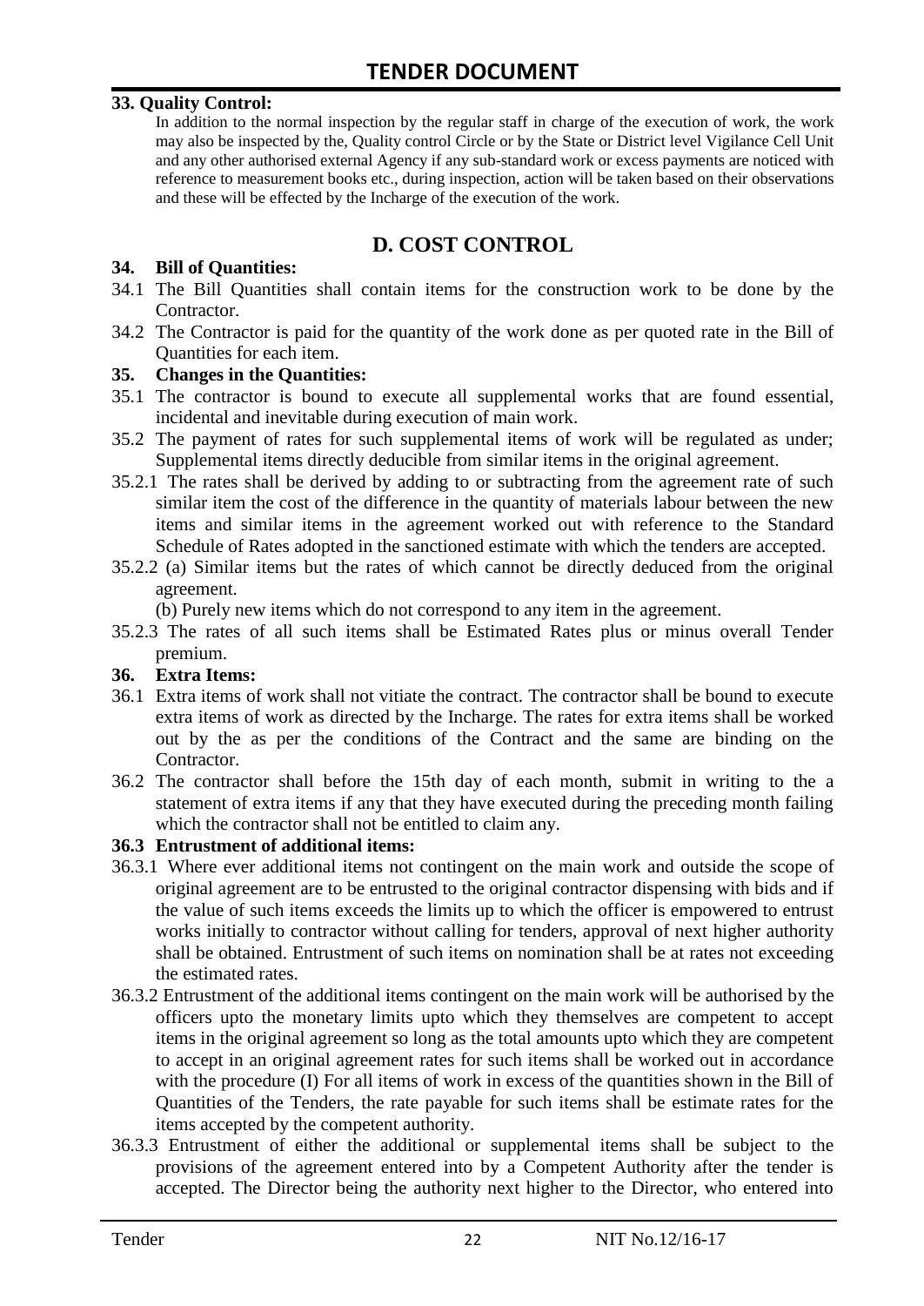**33. Quality Control:**

In addition to the normal inspection by the regular staff in charge of the execution of work, the work may also be inspected by the, Quality control Circle or by the State or District level Vigilance Cell Unit and any other authorised external Agency if any sub-standard work or excess payments are noticed with reference to measurement books etc., during inspection, action will be taken based on their observations and these will be effected by the Incharge of the execution of the work.

## D. COST CONTROL

**34. Bill of Quantities:**

34.1 The Bill Quantities shall contain items for the construction work to be done by the Contractor.

34.2 The Contractor is paid for the quantity of the work done as per quoted rate in the Bill of Quantities for each item.

**35. Changes in the Quantities:**

35.1 The contractor is bound to execute all supplemental works that are found essential, incidental and inevitable during execution of main work.

35.2 The payment of rates for such supplemental items of work will be regulated as under; Supplemental items directly deducible from similar items in the original agreement.

35.2.1 The rates shall be derived by adding to or subtracting from the agreement rate of such similar item the cost of the difference in the quantity of materials labour between the new items and similar items in the agreement worked out with reference to the Standard Schedule of Rates adopted in the sanctioned estimate with which the tenders are accepted.

35.2.2 (a) Similar items but the rates of which cannot be directly deduced from the original agreement.

(b) Purely new items which do not correspond to any item in the agreement.

35.2.3 The rates of all such items shall be Estimated Rates plus or minus overall Tender premium.

**36. Extra Items:**

36.1 Extra items of work shall not vitiate the contract. The contractor shall be bound to execute extra items of work as directed by the Incharge. The rates for extra items shall be worked out by the as per the conditions of the Contract and the same are binding on the Contractor.

36.2 The contractor shall before the 15th day of each month, submit in writing to the a statement of extra items if any that they have executed during the preceding month failing which the contractor shall not be entitled to claim any.

**36.3 Entrustment of additional items:**

36.3.1 Where ever additional items not contingent on the main work and outside the scope of original agreement are to be entrusted to the original contractor dispensing with bids and if the value of such items exceeds the limits up to which the officer is empowered to entrust works initially to contractor without calling for tenders, approval of next higher authority shall be obtained. Entrustment of such items on nomination shall be at rates not exceeding the estimated rates.

36.3.2 Entrustment of the additional items contingent on the main work will be authorised by the officers upto the monetary limits upto which they themselves are competent to accept items in the original agreement so long as the total amounts upto which they are competent to accept in an original agreement rates for such items shall be worked out in accordance with the procedure (I) For all items of work in excess of the quantities shown in the Bill of Quantities of the Tenders, the rate payable for such items shall be estimate rates for the items accepted by the competent authority.

36.3.3 Entrustment of either the additional or supplemental items shall be subject to the provisions of the agreement entered into by a Competent Authority after the tender is accepted. The Director being the authority next higher to the Director, who entered into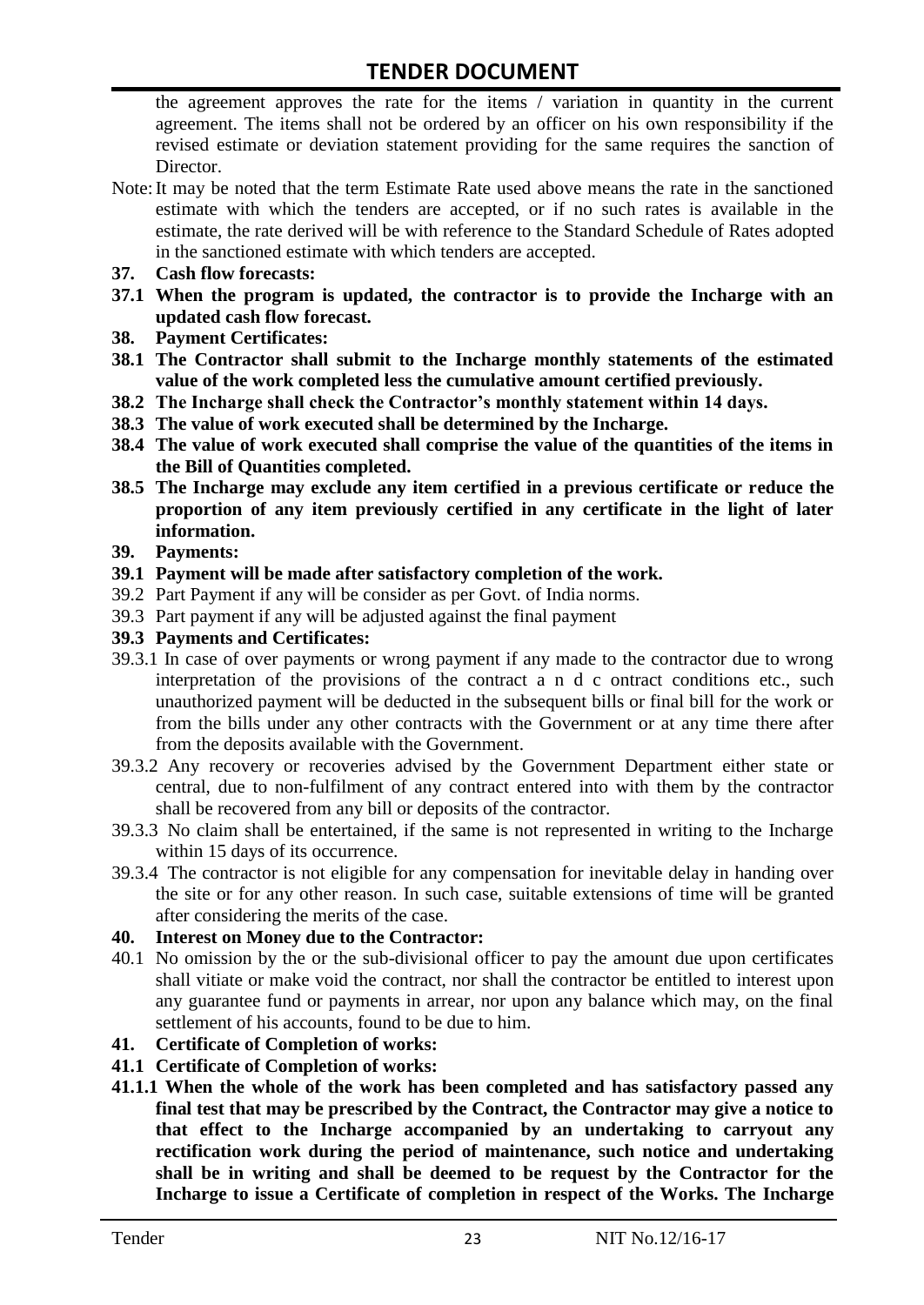the agreement approves the rate for the items / variation in quantity in the current agreement. The items shall not be ordered by an officer on his own responsibility if the revised estimate or deviation statement providing for the same requires the sanction of Director.

Note: It may be noted that the term Estimate Rate used above means the rate in the sanctioned estimate with which the tenders are accepted, or if no such rates is available in the estimate, the rate derived will be with reference to the Standard Schedule of Rates adopted in the sanctioned estimate with which tenders are accepted.

**37. Cash flow forecasts:**

**37.1 When the program is updated, the contractor is to provide the Incharge with an updated cash flow forecast.**

**38. Payment Certificates:**

**38.1 The Contractor shall submit to the Incharge monthly statements of the estimated value of the work completed less the cumulative amount certified previously.**

**38.2 The Incharge shall check the Contractor's monthly statement within 14 days.**

**38.3 The value of work executed shall be determined by the Incharge.**

**38.4 The value of work executed shall comprise the value of the quantities of the items in the Bill of Quantities completed.**

**38.5 The Incharge may exclude any item certified in a previous certificate or reduce the proportion of any item previously certified in any certificate in the light of later information.**

**39. Payments:**

**39.1 Payment will be made after satisfactory completion of the work.**

39.2 Part Payment if any will be consider as per Govt. of India norms.

39.3 Part payment if any will be adjusted against the final payment

**39.3 Payments and Certificates:**

39.3.1 In case of over payments or wrong payment if any made to the contractor due to wrong interpretation of the provisions of the contract a n d c ontract conditions etc., such unauthorized payment will be deducted in the subsequent bills or final bill for the work or from the bills under any other contracts with the Government or at any time there after from the deposits available with the Government.

39.3.2 Any recovery or recoveries advised by the Government Department either state or central, due to non-fulfilment of any contract entered into with them by the contractor shall be recovered from any bill or deposits of the contractor.

39.3.3 No claim shall be entertained, if the same is not represented in writing to the Incharge within 15 days of its occurrence.

39.3.4 The contractor is not eligible for any compensation for inevitable delay in handing over the site or for any other reason. In such case, suitable extensions of time will be granted after considering the merits of the case.

**40. Interest on Money due to the Contractor:**

40.1 No omission by the or the sub-divisional officer to pay the amount due upon certificates shall vitiate or make void the contract, nor shall the contractor be entitled to interest upon any guarantee fund or payments in arrear, nor upon any balance which may, on the final settlement of his accounts, found to be due to him.

**41. Certificate of Completion of works:**

**41.1 Certificate of Completion of works:**

**41.1.1 When the whole of the work has been completed and has satisfactory passed any final test that may be prescribed by the Contract, the Contractor may give a notice to that effect to the Incharge accompanied by an undertaking to carryout any rectification work during the period of maintenance, such notice and undertaking shall be in writing and shall be deemed to be request by the Contractor for the Incharge to issue a Certificate of completion in respect of the Works. The Incharge**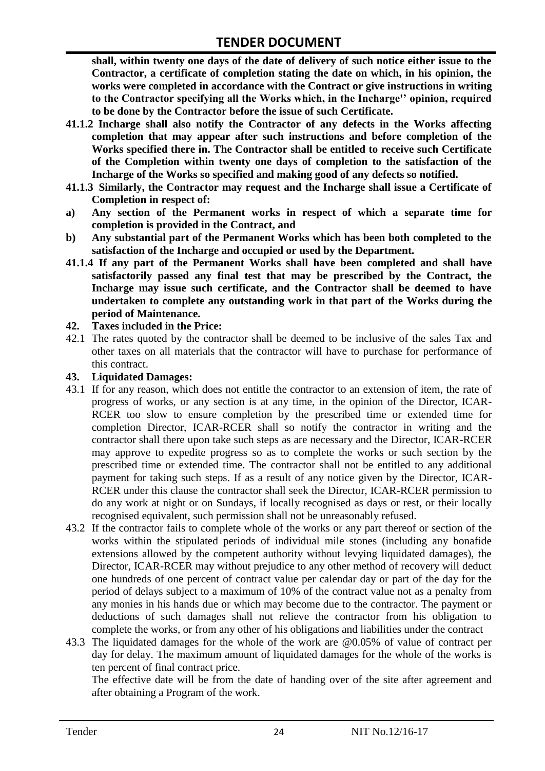**shall, within twenty one days of the date of delivery of such notice either issue to the Contractor, a certificate of completion stating the date on which, in his opinion, the works were completed in accordance with the Contract or give instructions in writing to the Contractor specifying all the Works which, in the Incharge'' opinion, required to be done by the Contractor before the issue of such Certificate.**

**41.1.2 Incharge shall also notify the Contractor of any defects in the Works affecting completion that may appear after such instructions and before completion of the Works specified there in. The Contractor shall be entitled to receive such Certificate of the Completion within twenty one days of completion to the satisfaction of the Incharge of the Works so specified and making good of any defects so notified.**

**41.1.3 Similarly, the Contractor may request and the Incharge shall issue a Certificate of Completion in respect of:**

**a) Any section of the Permanent works in respect of which a separate time for completion is provided in the Contract, and**

**b) Any substantial part of the Permanent Works which has been both completed to the satisfaction of the Incharge and occupied or used by the Department.**

**41.1.4 If any part of the Permanent Works shall have been completed and shall have satisfactorily passed any final test that may be prescribed by the Contract, the Incharge may issue such certificate, and the Contractor shall be deemed to have undertaken to complete any outstanding work in that part of the Works during the period of Maintenance.**

**42. Taxes included in the Price:**

42.1 The rates quoted by the contractor shall be deemed to be inclusive of the sales Tax and other taxes on all materials that the contractor will have to purchase for performance of this contract.

**43. Liquidated Damages:**

43.1 If for any reason, which does not entitle the contractor to an extension of item, the rate of progress of works, or any section is at any time, in the opinion of the Director, ICAR-RCER too slow to ensure completion by the prescribed time or extended time for completion Director, ICAR-RCER shall so notify the contractor in writing and the contractor shall there upon take such steps as are necessary and the Director, ICAR-RCER may approve to expedite progress so as to complete the works or such section by the prescribed time or extended time. The contractor shall not be entitled to any additional payment for taking such steps. If as a result of any notice given by the Director, ICAR-RCER under this clause the contractor shall seek the Director, ICAR-RCER permission to do any work at night or on Sundays, if locally recognised as days or rest, or their locally recognised equivalent, such permission shall not be unreasonably refused.

43.2 If the contractor fails to complete whole of the works or any part thereof or section of the works within the stipulated periods of individual mile stones (including any bonafide extensions allowed by the competent authority without levying liquidated damages), the Director, ICAR-RCER may without prejudice to any other method of recovery will deduct one hundreds of one percent of contract value per calendar day or part of the day for the period of delays subject to a maximum of 10% of the contract value not as a penalty from any monies in his hands due or which may become due to the contractor. The payment or deductions of such damages shall not relieve the contractor from his obligation to complete the works, or from any other of his obligations and liabilities under the contract

43.3 The liquidated damages for the whole of the work are @0.05% of value of contract per day for delay. The maximum amount of liquidated damages for the whole of the works is ten percent of final contract price.

The effective date will be from the date of handing over of the site after agreement and after obtaining a Program of the work.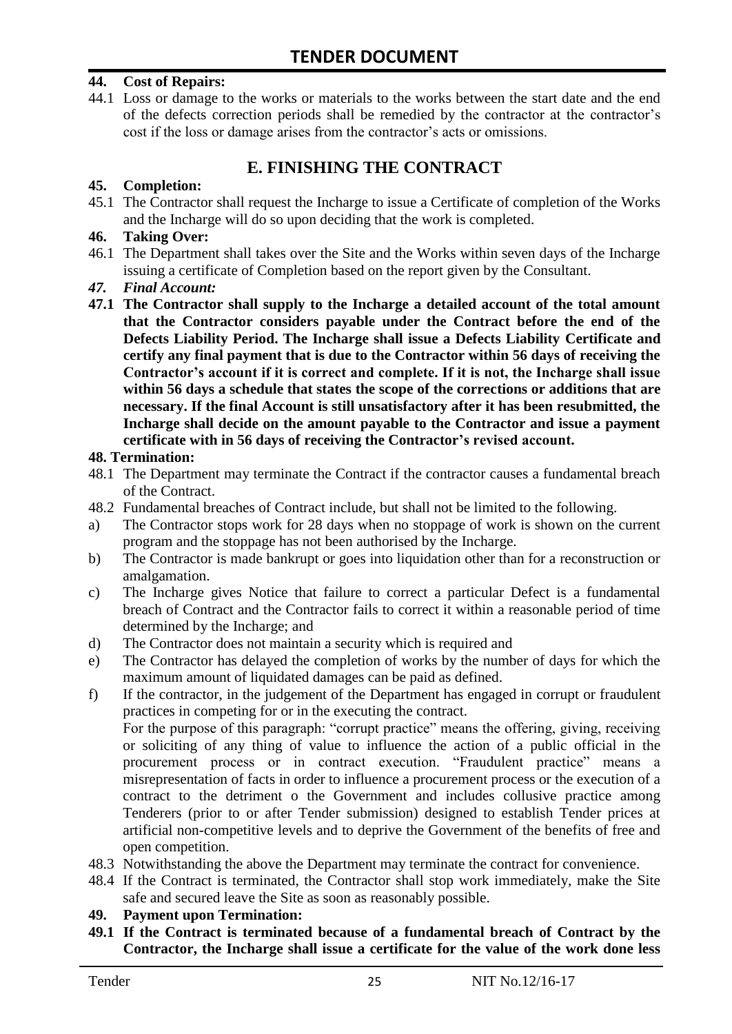**44. Cost of Repairs:**

44.1 Loss or damage to the works or materials to the works between the start date and the end of the defects correction periods shall be remedied by the contractor at the contractor's cost if the loss or damage arises from the contractor's acts or omissions.

## E. FINISHING THE CONTRACT

**45. Completion:**

45.1 The Contractor shall request the Incharge to issue a Certificate of completion of the Works and the Incharge will do so upon deciding that the work is completed.

**46. Taking Over:**

46.1 The Department shall takes over the Site and the Works within seven days of the Incharge issuing a certificate of Completion based on the report given by the Consultant.

***47. Final Account:***

**47.1 The Contractor shall supply to the Incharge a detailed account of the total amount that the Contractor considers payable under the Contract before the end of the Defects Liability Period. The Incharge shall issue a Defects Liability Certificate and certify any final payment that is due to the Contractor within 56 days of receiving the Contractor's account if it is correct and complete. If it is not, the Incharge shall issue within 56 days a schedule that states the scope of the corrections or additions that are necessary. If the final Account is still unsatisfactory after it has been resubmitted, the Incharge shall decide on the amount payable to the Contractor and issue a payment certificate with in 56 days of receiving the Contractor's revised account.**

**48. Termination:**

48.1 The Department may terminate the Contract if the contractor causes a fundamental breach of the Contract.

48.2 Fundamental breaches of Contract include, but shall not be limited to the following.

a) The Contractor stops work for 28 days when no stoppage of work is shown on the current program and the stoppage has not been authorised by the Incharge.

b) The Contractor is made bankrupt or goes into liquidation other than for a reconstruction or amalgamation.

c) The Incharge gives Notice that failure to correct a particular Defect is a fundamental breach of Contract and the Contractor fails to correct it within a reasonable period of time determined by the Incharge; and

d) The Contractor does not maintain a security which is required and

e) The Contractor has delayed the completion of works by the number of days for which the maximum amount of liquidated damages can be paid as defined.

f) If the contractor, in the judgement of the Department has engaged in corrupt or fraudulent practices in competing for or in the executing the contract.
For the purpose of this paragraph: "corrupt practice" means the offering, giving, receiving or soliciting of any thing of value to influence the action of a public official in the procurement process or in contract execution. "Fraudulent practice" means a misrepresentation of facts in order to influence a procurement process or the execution of a contract to the detriment o the Government and includes collusive practice among Tenderers (prior to or after Tender submission) designed to establish Tender prices at artificial non-competitive levels and to deprive the Government of the benefits of free and open competition.

48.3 Notwithstanding the above the Department may terminate the contract for convenience.

48.4 If the Contract is terminated, the Contractor shall stop work immediately, make the Site safe and secured leave the Site as soon as reasonably possible.

**49. Payment upon Termination:**

**49.1 If the Contract is terminated because of a fundamental breach of Contract by the Contractor, the Incharge shall issue a certificate for the value of the work done less**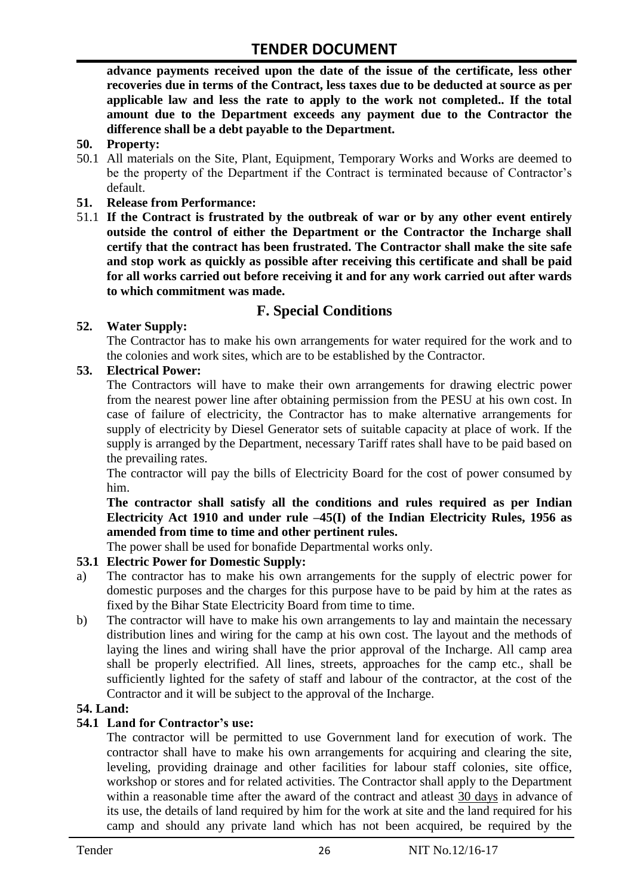**advance payments received upon the date of the issue of the certificate, less other recoveries due in terms of the Contract, less taxes due to be deducted at source as per applicable law and less the rate to apply to the work not completed.. If the total amount due to the Department exceeds any payment due to the Contractor the difference shall be a debt payable to the Department.**

**50. Property:**

50.1 All materials on the Site, Plant, Equipment, Temporary Works and Works are deemed to be the property of the Department if the Contract is terminated because of Contractor's default.

**51. Release from Performance:**

51.1 **If the Contract is frustrated by the outbreak of war or by any other event entirely outside the control of either the Department or the Contractor the Incharge shall certify that the contract has been frustrated. The Contractor shall make the site safe and stop work as quickly as possible after receiving this certificate and shall be paid for all works carried out before receiving it and for any work carried out after wards to which commitment was made.**

## F. Special Conditions

**52. Water Supply:**

The Contractor has to make his own arrangements for water required for the work and to the colonies and work sites, which are to be established by the Contractor.

**53. Electrical Power:**

The Contractors will have to make their own arrangements for drawing electric power from the nearest power line after obtaining permission from the PESU at his own cost. In case of failure of electricity, the Contractor has to make alternative arrangements for supply of electricity by Diesel Generator sets of suitable capacity at place of work. If the supply is arranged by the Department, necessary Tariff rates shall have to be paid based on the prevailing rates.

The contractor will pay the bills of Electricity Board for the cost of power consumed by him.

**The contractor shall satisfy all the conditions and rules required as per Indian Electricity Act 1910 and under rule –45(I) of the Indian Electricity Rules, 1956 as amended from time to time and other pertinent rules.**

The power shall be used for bonafide Departmental works only.

**53.1 Electric Power for Domestic Supply:**

a) The contractor has to make his own arrangements for the supply of electric power for domestic purposes and the charges for this purpose have to be paid by him at the rates as fixed by the Bihar State Electricity Board from time to time.

b) The contractor will have to make his own arrangements to lay and maintain the necessary distribution lines and wiring for the camp at his own cost. The layout and the methods of laying the lines and wiring shall have the prior approval of the Incharge. All camp area shall be properly electrified. All lines, streets, approaches for the camp etc., shall be sufficiently lighted for the safety of staff and labour of the contractor, at the cost of the Contractor and it will be subject to the approval of the Incharge.

**54. Land:**

**54.1 Land for Contractor's use:**

The contractor will be permitted to use Government land for execution of work. The contractor shall have to make his own arrangements for acquiring and clearing the site, leveling, providing drainage and other facilities for labour staff colonies, site office, workshop or stores and for related activities. The Contractor shall apply to the Department within a reasonable time after the award of the contract and atleast 30 days in advance of its use, the details of land required by him for the work at site and the land required for his camp and should any private land which has not been acquired, be required by the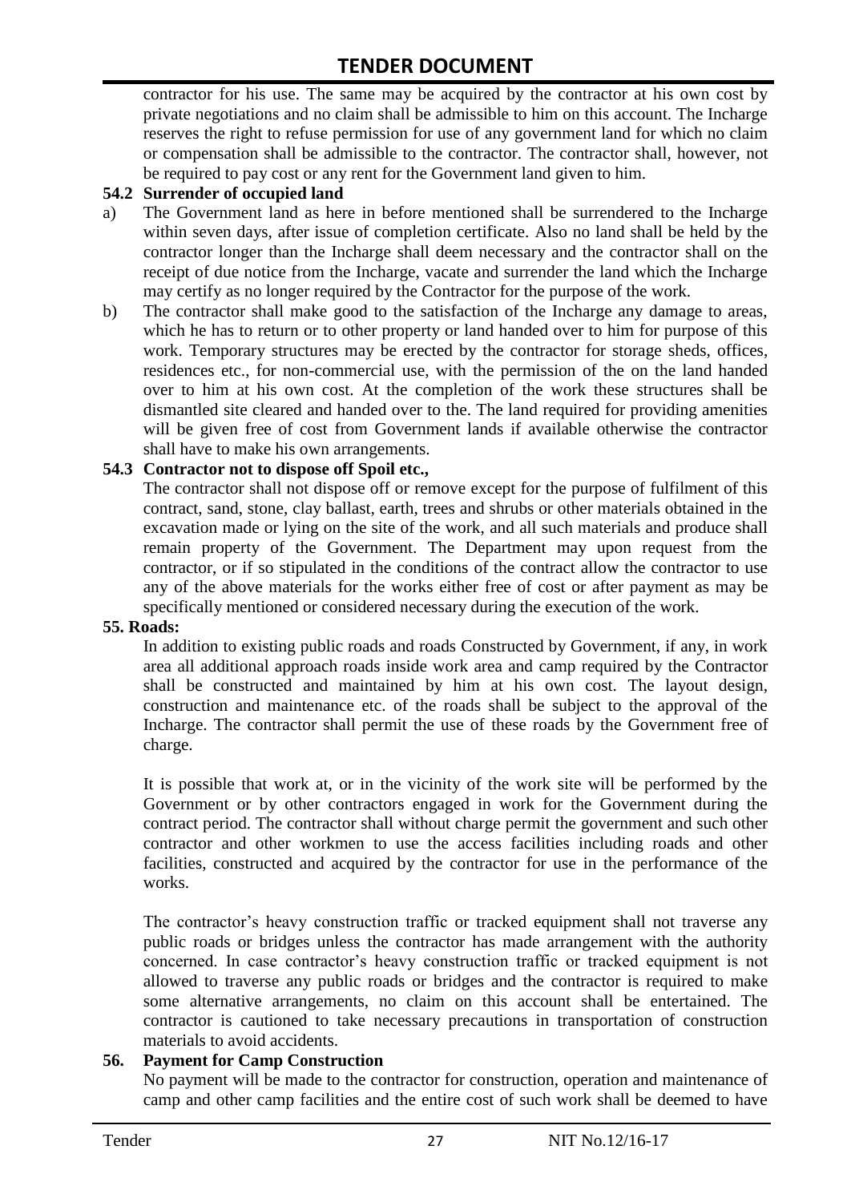contractor for his use. The same may be acquired by the contractor at his own cost by private negotiations and no claim shall be admissible to him on this account. The Incharge reserves the right to refuse permission for use of any government land for which no claim or compensation shall be admissible to the contractor. The contractor shall, however, not be required to pay cost or any rent for the Government land given to him.

**54.2 Surrender of occupied land**

a) The Government land as here in before mentioned shall be surrendered to the Incharge within seven days, after issue of completion certificate. Also no land shall be held by the contractor longer than the Incharge shall deem necessary and the contractor shall on the receipt of due notice from the Incharge, vacate and surrender the land which the Incharge may certify as no longer required by the Contractor for the purpose of the work.

b) The contractor shall make good to the satisfaction of the Incharge any damage to areas, which he has to return or to other property or land handed over to him for purpose of this work. Temporary structures may be erected by the contractor for storage sheds, offices, residences etc., for non-commercial use, with the permission of the on the land handed over to him at his own cost. At the completion of the work these structures shall be dismantled site cleared and handed over to the. The land required for providing amenities will be given free of cost from Government lands if available otherwise the contractor shall have to make his own arrangements.

**54.3 Contractor not to dispose off Spoil etc.,**

The contractor shall not dispose off or remove except for the purpose of fulfilment of this contract, sand, stone, clay ballast, earth, trees and shrubs or other materials obtained in the excavation made or lying on the site of the work, and all such materials and produce shall remain property of the Government. The Department may upon request from the contractor, or if so stipulated in the conditions of the contract allow the contractor to use any of the above materials for the works either free of cost or after payment as may be specifically mentioned or considered necessary during the execution of the work.

**55. Roads:**

In addition to existing public roads and roads Constructed by Government, if any, in work area all additional approach roads inside work area and camp required by the Contractor shall be constructed and maintained by him at his own cost. The layout design, construction and maintenance etc. of the roads shall be subject to the approval of the Incharge. The contractor shall permit the use of these roads by the Government free of charge.

It is possible that work at, or in the vicinity of the work site will be performed by the Government or by other contractors engaged in work for the Government during the contract period. The contractor shall without charge permit the government and such other contractor and other workmen to use the access facilities including roads and other facilities, constructed and acquired by the contractor for use in the performance of the works.

The contractor's heavy construction traffic or tracked equipment shall not traverse any public roads or bridges unless the contractor has made arrangement with the authority concerned. In case contractor's heavy construction traffic or tracked equipment is not allowed to traverse any public roads or bridges and the contractor is required to make some alternative arrangements, no claim on this account shall be entertained. The contractor is cautioned to take necessary precautions in transportation of construction materials to avoid accidents.

**56. Payment for Camp Construction**

No payment will be made to the contractor for construction, operation and maintenance of camp and other camp facilities and the entire cost of such work shall be deemed to have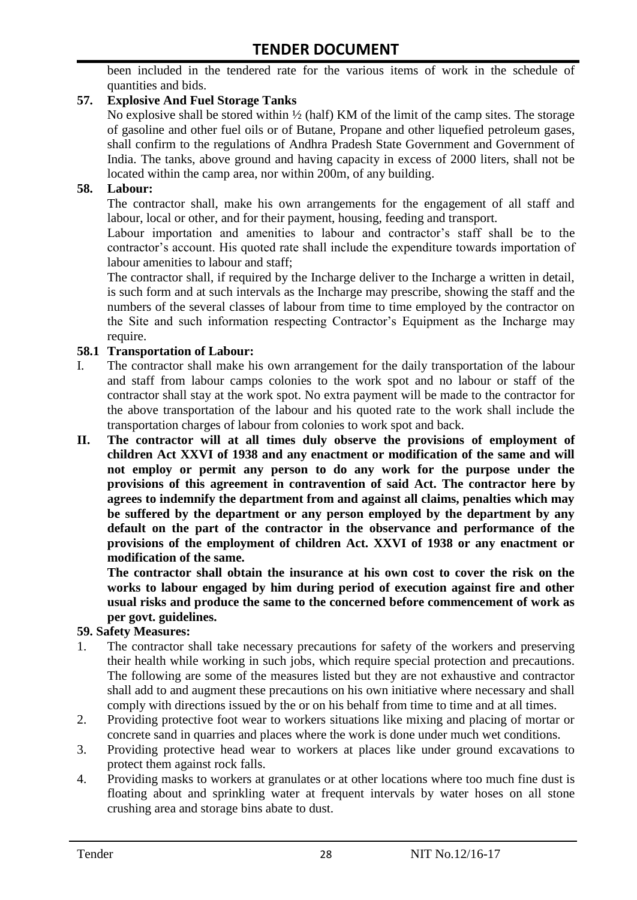been included in the tendered rate for the various items of work in the schedule of quantities and bids.

**57. Explosive And Fuel Storage Tanks**

No explosive shall be stored within ½ (half) KM of the limit of the camp sites. The storage of gasoline and other fuel oils or of Butane, Propane and other liquefied petroleum gases, shall confirm to the regulations of Andhra Pradesh State Government and Government of India. The tanks, above ground and having capacity in excess of 2000 liters, shall not be located within the camp area, nor within 200m, of any building.

**58. Labour:**

The contractor shall, make his own arrangements for the engagement of all staff and labour, local or other, and for their payment, housing, feeding and transport.

Labour importation and amenities to labour and contractor's staff shall be to the contractor's account. His quoted rate shall include the expenditure towards importation of labour amenities to labour and staff;

The contractor shall, if required by the Incharge deliver to the Incharge a written in detail, is such form and at such intervals as the Incharge may prescribe, showing the staff and the numbers of the several classes of labour from time to time employed by the contractor on the Site and such information respecting Contractor's Equipment as the Incharge may require.

**58.1 Transportation of Labour:**

I. The contractor shall make his own arrangement for the daily transportation of the labour and staff from labour camps colonies to the work spot and no labour or staff of the contractor shall stay at the work spot. No extra payment will be made to the contractor for the above transportation of the labour and his quoted rate to the work shall include the transportation charges of labour from colonies to work spot and back.

**II. The contractor will at all times duly observe the provisions of employment of children Act XXVI of 1938 and any enactment or modification of the same and will not employ or permit any person to do any work for the purpose under the provisions of this agreement in contravention of said Act. The contractor here by agrees to indemnify the department from and against all claims, penalties which may be suffered by the department or any person employed by the department by any default on the part of the contractor in the observance and performance of the provisions of the employment of children Act. XXVI of 1938 or any enactment or modification of the same.**

**The contractor shall obtain the insurance at his own cost to cover the risk on the works to labour engaged by him during period of execution against fire and other usual risks and produce the same to the concerned before commencement of work as per govt. guidelines.**

**59. Safety Measures:**

1. The contractor shall take necessary precautions for safety of the workers and preserving their health while working in such jobs, which require special protection and precautions. The following are some of the measures listed but they are not exhaustive and contractor shall add to and augment these precautions on his own initiative where necessary and shall comply with directions issued by the or on his behalf from time to time and at all times.
2. Providing protective foot wear to workers situations like mixing and placing of mortar or concrete sand in quarries and places where the work is done under much wet conditions.
3. Providing protective head wear to workers at places like under ground excavations to protect them against rock falls.
4. Providing masks to workers at granulates or at other locations where too much fine dust is floating about and sprinkling water at frequent intervals by water hoses on all stone crushing area and storage bins abate to dust.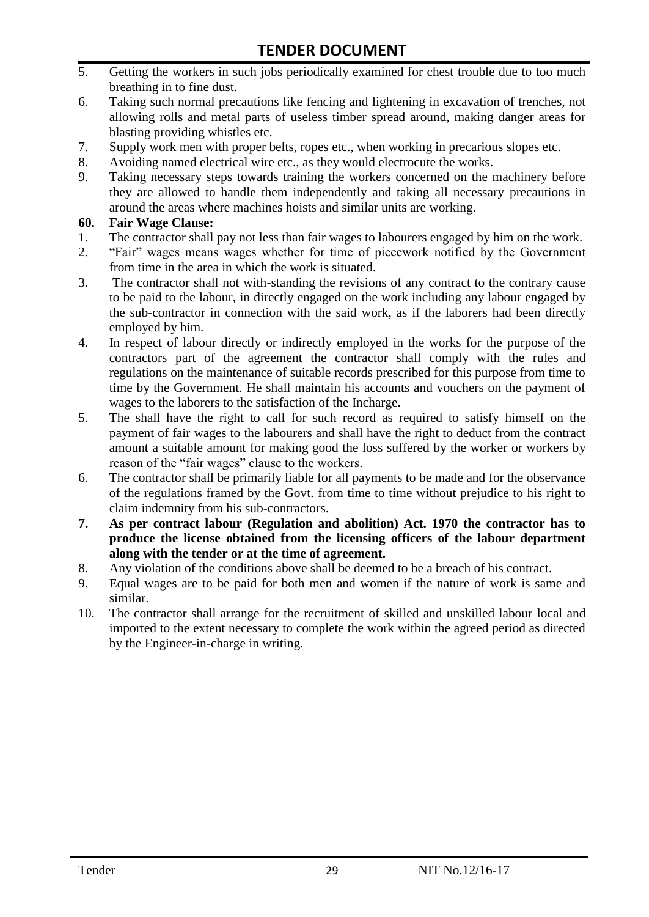5. Getting the workers in such jobs periodically examined for chest trouble due to too much breathing in to fine dust.
6. Taking such normal precautions like fencing and lightening in excavation of trenches, not allowing rolls and metal parts of useless timber spread around, making danger areas for blasting providing whistles etc.
7. Supply work men with proper belts, ropes etc., when working in precarious slopes etc.
8. Avoiding named electrical wire etc., as they would electrocute the works.
9. Taking necessary steps towards training the workers concerned on the machinery before they are allowed to handle them independently and taking all necessary precautions in around the areas where machines hoists and similar units are working.

**60. Fair Wage Clause:**

1. The contractor shall pay not less than fair wages to labourers engaged by him on the work.
2. "Fair" wages means wages whether for time of piecework notified by the Government from time in the area in which the work is situated.
3. The contractor shall not with-standing the revisions of any contract to the contrary cause to be paid to the labour, in directly engaged on the work including any labour engaged by the sub-contractor in connection with the said work, as if the laborers had been directly employed by him.
4. In respect of labour directly or indirectly employed in the works for the purpose of the contractors part of the agreement the contractor shall comply with the rules and regulations on the maintenance of suitable records prescribed for this purpose from time to time by the Government. He shall maintain his accounts and vouchers on the payment of wages to the laborers to the satisfaction of the Incharge.
5. The shall have the right to call for such record as required to satisfy himself on the payment of fair wages to the labourers and shall have the right to deduct from the contract amount a suitable amount for making good the loss suffered by the worker or workers by reason of the "fair wages" clause to the workers.
6. The contractor shall be primarily liable for all payments to be made and for the observance of the regulations framed by the Govt. from time to time without prejudice to his right to claim indemnity from his sub-contractors.
7. **As per contract labour (Regulation and abolition) Act. 1970 the contractor has to produce the license obtained from the licensing officers of the labour department along with the tender or at the time of agreement.**
8. Any violation of the conditions above shall be deemed to be a breach of his contract.
9. Equal wages are to be paid for both men and women if the nature of work is same and similar.
10. The contractor shall arrange for the recruitment of skilled and unskilled labour local and imported to the extent necessary to complete the work within the agreed period as directed by the Engineer-in-charge in writing.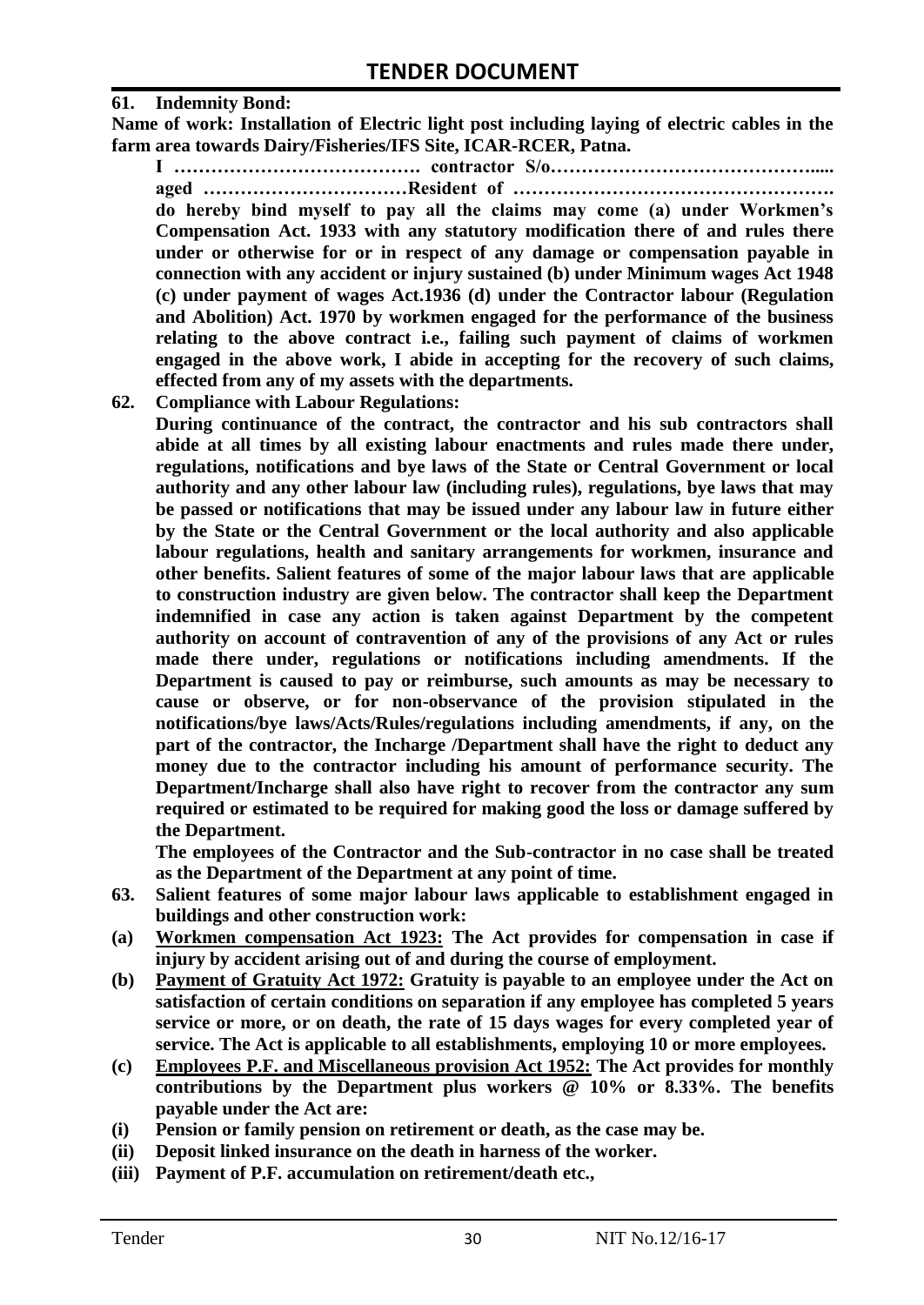**61. Indemnity Bond:**

**Name of work: Installation of Electric light post including laying of electric cables in the farm area towards Dairy/Fisheries/IFS Site, ICAR-RCER, Patna.**

**I …………………………………. contractor S/o…………………………………….….. aged ……………………………Resident of ……………………………………………. do hereby bind myself to pay all the claims may come (a) under Workmen's Compensation Act. 1933 with any statutory modification there of and rules there under or otherwise for or in respect of any damage or compensation payable in connection with any accident or injury sustained (b) under Minimum wages Act 1948 (c) under payment of wages Act.1936 (d) under the Contractor labour (Regulation and Abolition) Act. 1970 by workmen engaged for the performance of the business relating to the above contract i.e., failing such payment of claims of workmen engaged in the above work, I abide in accepting for the recovery of such claims, effected from any of my assets with the departments.**

**62. Compliance with Labour Regulations:**

**During continuance of the contract, the contractor and his sub contractors shall abide at all times by all existing labour enactments and rules made there under, regulations, notifications and bye laws of the State or Central Government or local authority and any other labour law (including rules), regulations, bye laws that may be passed or notifications that may be issued under any labour law in future either by the State or the Central Government or the local authority and also applicable labour regulations, health and sanitary arrangements for workmen, insurance and other benefits. Salient features of some of the major labour laws that are applicable to construction industry are given below. The contractor shall keep the Department indemnified in case any action is taken against Department by the competent authority on account of contravention of any of the provisions of any Act or rules made there under, regulations or notifications including amendments. If the Department is caused to pay or reimburse, such amounts as may be necessary to cause or observe, or for non-observance of the provision stipulated in the notifications/bye laws/Acts/Rules/regulations including amendments, if any, on the part of the contractor, the Incharge /Department shall have the right to deduct any money due to the contractor including his amount of performance security. The Department/Incharge shall also have right to recover from the contractor any sum required or estimated to be required for making good the loss or damage suffered by the Department.**

**The employees of the Contractor and the Sub-contractor in no case shall be treated as the Department of the Department at any point of time.**

**63. Salient features of some major labour laws applicable to establishment engaged in buildings and other construction work:**

**(a) <u>Workmen compensation Act 1923:</u> The Act provides for compensation in case if injury by accident arising out of and during the course of employment.**

**(b) <u>Payment of Gratuity Act 1972:</u> Gratuity is payable to an employee under the Act on satisfaction of certain conditions on separation if any employee has completed 5 years service or more, or on death, the rate of 15 days wages for every completed year of service. The Act is applicable to all establishments, employing 10 or more employees.**

**(c) <u>Employees P.F. and Miscellaneous provision Act 1952:</u> The Act provides for monthly contributions by the Department plus workers @ 10% or 8.33%. The benefits payable under the Act are:**

**(i) Pension or family pension on retirement or death, as the case may be.**

**(ii) Deposit linked insurance on the death in harness of the worker.**

**(iii) Payment of P.F. accumulation on retirement/death etc.,**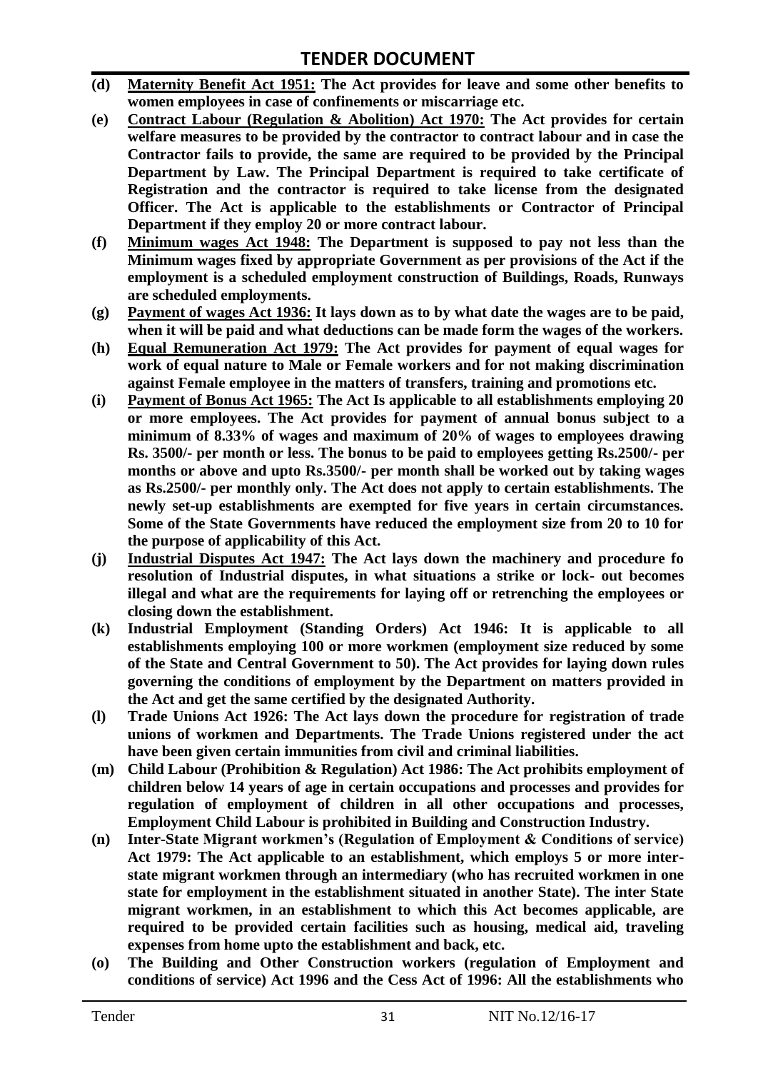- **(d)** **<u>Maternity Benefit Act 1951:</u> The Act provides for leave and some other benefits to women employees in case of confinements or miscarriage etc.**
- **(e)** **<u>Contract Labour (Regulation & Abolition) Act 1970:</u> The Act provides for certain welfare measures to be provided by the contractor to contract labour and in case the Contractor fails to provide, the same are required to be provided by the Principal Department by Law. The Principal Department is required to take certificate of Registration and the contractor is required to take license from the designated Officer. The Act is applicable to the establishments or Contractor of Principal Department if they employ 20 or more contract labour.**
- **(f)** **<u>Minimum wages Act 1948:</u> The Department is supposed to pay not less than the Minimum wages fixed by appropriate Government as per provisions of the Act if the employment is a scheduled employment construction of Buildings, Roads, Runways are scheduled employments.**
- **(g)** **<u>Payment of wages Act 1936:</u> It lays down as to by what date the wages are to be paid, when it will be paid and what deductions can be made form the wages of the workers.**
- **(h)** **<u>Equal Remuneration Act 1979:</u> The Act provides for payment of equal wages for work of equal nature to Male or Female workers and for not making discrimination against Female employee in the matters of transfers, training and promotions etc.**
- **(i)** **<u>Payment of Bonus Act 1965:</u> The Act Is applicable to all establishments employing 20 or more employees. The Act provides for payment of annual bonus subject to a minimum of 8.33% of wages and maximum of 20% of wages to employees drawing Rs. 3500/- per month or less. The bonus to be paid to employees getting Rs.2500/- per months or above and upto Rs.3500/- per month shall be worked out by taking wages as Rs.2500/- per monthly only. The Act does not apply to certain establishments. The newly set-up establishments are exempted for five years in certain circumstances. Some of the State Governments have reduced the employment size from 20 to 10 for the purpose of applicability of this Act.**
- **(j)** **<u>Industrial Disputes Act 1947:</u> The Act lays down the machinery and procedure fo resolution of Industrial disputes, in what situations a strike or lock- out becomes illegal and what are the requirements for laying off or retrenching the employees or closing down the establishment.**
- **(k)** **Industrial Employment (Standing Orders) Act 1946: It is applicable to all establishments employing 100 or more workmen (employment size reduced by some of the State and Central Government to 50). The Act provides for laying down rules governing the conditions of employment by the Department on matters provided in the Act and get the same certified by the designated Authority.**
- **(l)** **Trade Unions Act 1926: The Act lays down the procedure for registration of trade unions of workmen and Departments. The Trade Unions registered under the act have been given certain immunities from civil and criminal liabilities.**
- **(m)** **Child Labour (Prohibition & Regulation) Act 1986: The Act prohibits employment of children below 14 years of age in certain occupations and processes and provides for regulation of employment of children in all other occupations and processes, Employment Child Labour is prohibited in Building and Construction Industry.**
- **(n)** **Inter-State Migrant workmen's (Regulation of Employment & Conditions of service) Act 1979: The Act applicable to an establishment, which employs 5 or more inter-state migrant workmen through an intermediary (who has recruited workmen in one state for employment in the establishment situated in another State). The inter State migrant workmen, in an establishment to which this Act becomes applicable, are required to be provided certain facilities such as housing, medical aid, traveling expenses from home upto the establishment and back, etc.**
- **(o)** **The Building and Other Construction workers (regulation of Employment and conditions of service) Act 1996 and the Cess Act of 1996: All the establishments who**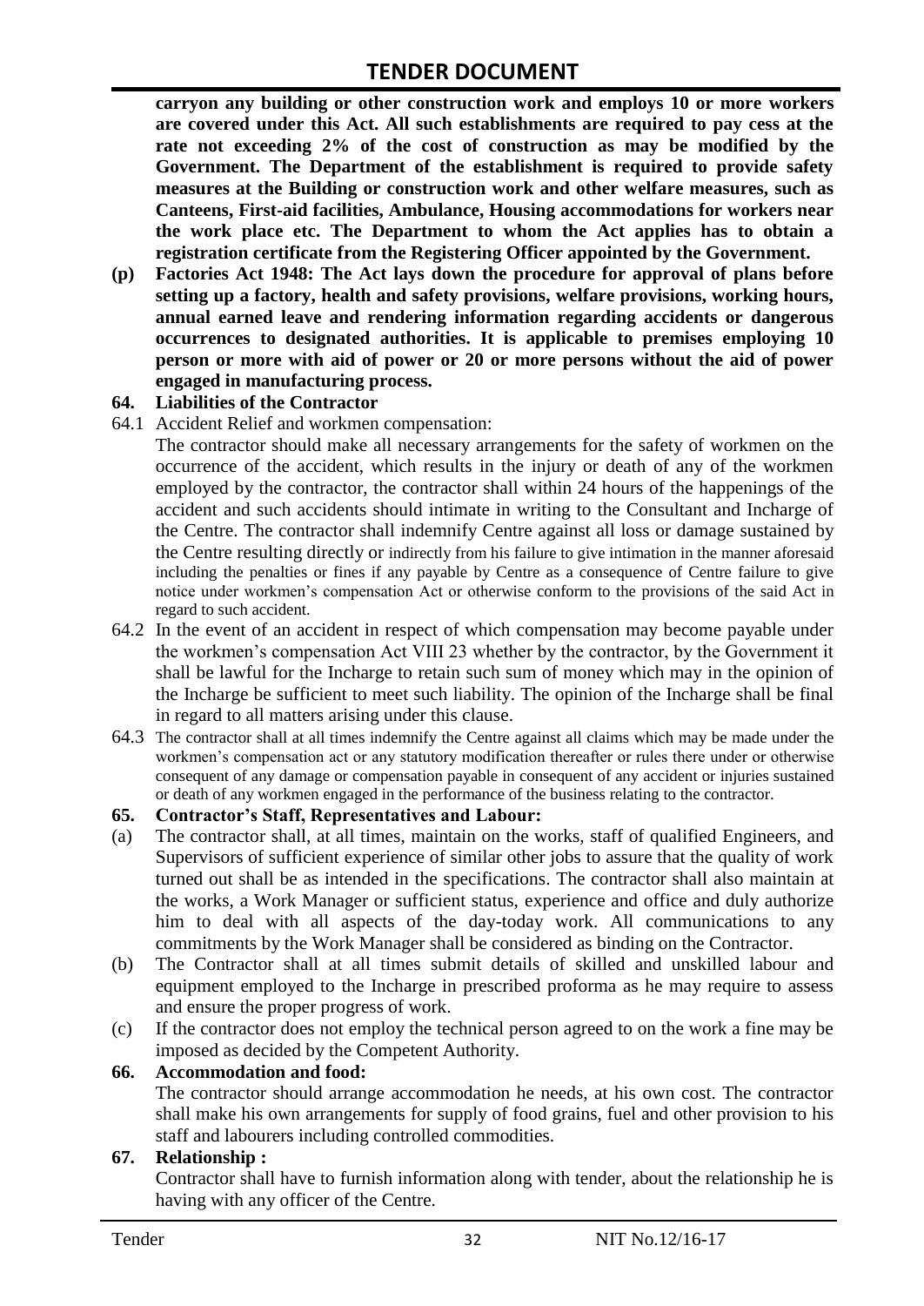**carryon any building or other construction work and employs 10 or more workers are covered under this Act. All such establishments are required to pay cess at the rate not exceeding 2% of the cost of construction as may be modified by the Government. The Department of the establishment is required to provide safety measures at the Building or construction work and other welfare measures, such as Canteens, First-aid facilities, Ambulance, Housing accommodations for workers near the work place etc. The Department to whom the Act applies has to obtain a registration certificate from the Registering Officer appointed by the Government.**

**(p) Factories Act 1948: The Act lays down the procedure for approval of plans before setting up a factory, health and safety provisions, welfare provisions, working hours, annual earned leave and rendering information regarding accidents or dangerous occurrences to designated authorities. It is applicable to premises employing 10 person or more with aid of power or 20 or more persons without the aid of power engaged in manufacturing process.**

**64. Liabilities of the Contractor**

64.1 Accident Relief and workmen compensation:

The contractor should make all necessary arrangements for the safety of workmen on the occurrence of the accident, which results in the injury or death of any of the workmen employed by the contractor, the contractor shall within 24 hours of the happenings of the accident and such accidents should intimate in writing to the Consultant and Incharge of the Centre. The contractor shall indemnify Centre against all loss or damage sustained by the Centre resulting directly or indirectly from his failure to give intimation in the manner aforesaid including the penalties or fines if any payable by Centre as a consequence of Centre failure to give notice under workmen's compensation Act or otherwise conform to the provisions of the said Act in regard to such accident.

64.2 In the event of an accident in respect of which compensation may become payable under the workmen's compensation Act VIII 23 whether by the contractor, by the Government it shall be lawful for the Incharge to retain such sum of money which may in the opinion of the Incharge be sufficient to meet such liability. The opinion of the Incharge shall be final in regard to all matters arising under this clause.

64.3 The contractor shall at all times indemnify the Centre against all claims which may be made under the workmen's compensation act or any statutory modification thereafter or rules there under or otherwise consequent of any damage or compensation payable in consequent of any accident or injuries sustained or death of any workmen engaged in the performance of the business relating to the contractor.

**65. Contractor's Staff, Representatives and Labour:**

(a) The contractor shall, at all times, maintain on the works, staff of qualified Engineers, and Supervisors of sufficient experience of similar other jobs to assure that the quality of work turned out shall be as intended in the specifications. The contractor shall also maintain at the works, a Work Manager or sufficient status, experience and office and duly authorize him to deal with all aspects of the day-today work. All communications to any commitments by the Work Manager shall be considered as binding on the Contractor.

(b) The Contractor shall at all times submit details of skilled and unskilled labour and equipment employed to the Incharge in prescribed proforma as he may require to assess and ensure the proper progress of work.

(c) If the contractor does not employ the technical person agreed to on the work a fine may be imposed as decided by the Competent Authority.

**66. Accommodation and food:**

The contractor should arrange accommodation he needs, at his own cost. The contractor shall make his own arrangements for supply of food grains, fuel and other provision to his staff and labourers including controlled commodities.

**67. Relationship :**

Contractor shall have to furnish information along with tender, about the relationship he is having with any officer of the Centre.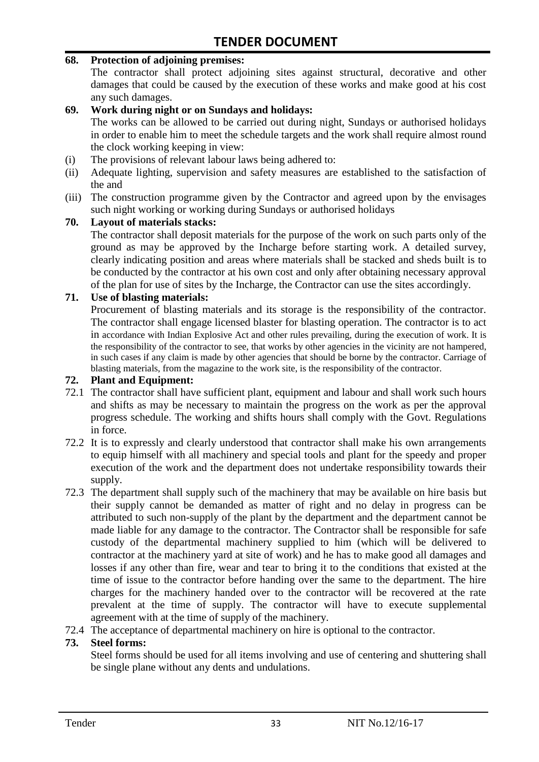**68. Protection of adjoining premises:**

The contractor shall protect adjoining sites against structural, decorative and other damages that could be caused by the execution of these works and make good at his cost any such damages.

**69. Work during night or on Sundays and holidays:**

The works can be allowed to be carried out during night, Sundays or authorised holidays in order to enable him to meet the schedule targets and the work shall require almost round the clock working keeping in view:

(i) The provisions of relevant labour laws being adhered to:

(ii) Adequate lighting, supervision and safety measures are established to the satisfaction of the and

(iii) The construction programme given by the Contractor and agreed upon by the envisages such night working or working during Sundays or authorised holidays

**70. Layout of materials stacks:**

The contractor shall deposit materials for the purpose of the work on such parts only of the ground as may be approved by the Incharge before starting work. A detailed survey, clearly indicating position and areas where materials shall be stacked and sheds built is to be conducted by the contractor at his own cost and only after obtaining necessary approval of the plan for use of sites by the Incharge, the Contractor can use the sites accordingly.

**71. Use of blasting materials:**

Procurement of blasting materials and its storage is the responsibility of the contractor. The contractor shall engage licensed blaster for blasting operation. The contractor is to act in accordance with Indian Explosive Act and other rules prevailing, during the execution of work. It is the responsibility of the contractor to see, that works by other agencies in the vicinity are not hampered, in such cases if any claim is made by other agencies that should be borne by the contractor. Carriage of blasting materials, from the magazine to the work site, is the responsibility of the contractor.

**72. Plant and Equipment:**

72.1 The contractor shall have sufficient plant, equipment and labour and shall work such hours and shifts as may be necessary to maintain the progress on the work as per the approval progress schedule. The working and shifts hours shall comply with the Govt. Regulations in force.

72.2 It is to expressly and clearly understood that contractor shall make his own arrangements to equip himself with all machinery and special tools and plant for the speedy and proper execution of the work and the department does not undertake responsibility towards their supply.

72.3 The department shall supply such of the machinery that may be available on hire basis but their supply cannot be demanded as matter of right and no delay in progress can be attributed to such non-supply of the plant by the department and the department cannot be made liable for any damage to the contractor. The Contractor shall be responsible for safe custody of the departmental machinery supplied to him (which will be delivered to contractor at the machinery yard at site of work) and he has to make good all damages and losses if any other than fire, wear and tear to bring it to the conditions that existed at the time of issue to the contractor before handing over the same to the department. The hire charges for the machinery handed over to the contractor will be recovered at the rate prevalent at the time of supply. The contractor will have to execute supplemental agreement with at the time of supply of the machinery.

72.4 The acceptance of departmental machinery on hire is optional to the contractor.

**73. Steel forms:**

Steel forms should be used for all items involving and use of centering and shuttering shall be single plane without any dents and undulations.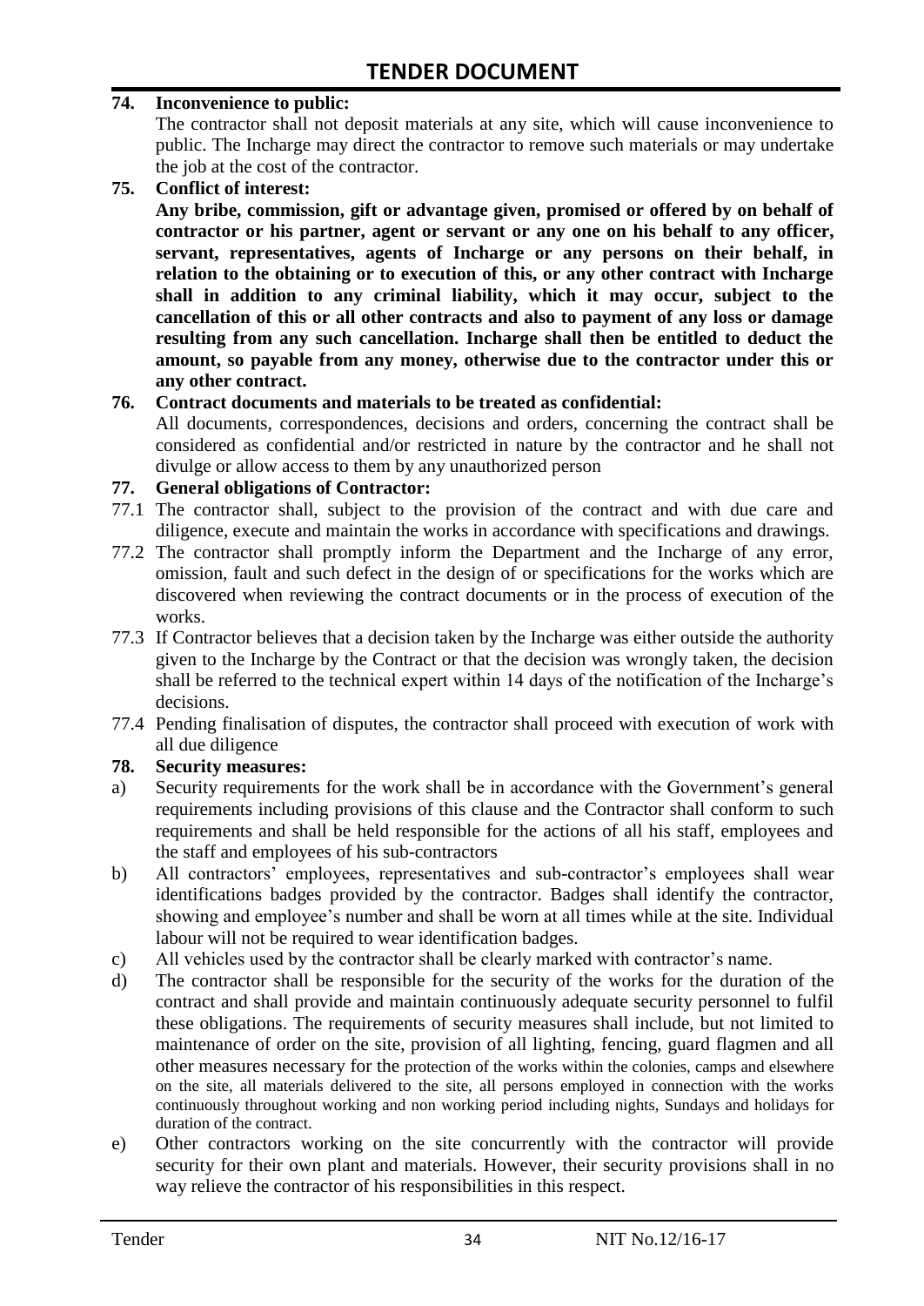**74. Inconvenience to public:**

The contractor shall not deposit materials at any site, which will cause inconvenience to public. The Incharge may direct the contractor to remove such materials or may undertake the job at the cost of the contractor.

**75. Conflict of interest:**

**Any bribe, commission, gift or advantage given, promised or offered by on behalf of contractor or his partner, agent or servant or any one on his behalf to any officer, servant, representatives, agents of Incharge or any persons on their behalf, in relation to the obtaining or to execution of this, or any other contract with Incharge shall in addition to any criminal liability, which it may occur, subject to the cancellation of this or all other contracts and also to payment of any loss or damage resulting from any such cancellation. Incharge shall then be entitled to deduct the amount, so payable from any money, otherwise due to the contractor under this or any other contract.**

**76. Contract documents and materials to be treated as confidential:**

All documents, correspondences, decisions and orders, concerning the contract shall be considered as confidential and/or restricted in nature by the contractor and he shall not divulge or allow access to them by any unauthorized person

**77. General obligations of Contractor:**

77.1 The contractor shall, subject to the provision of the contract and with due care and diligence, execute and maintain the works in accordance with specifications and drawings.

77.2 The contractor shall promptly inform the Department and the Incharge of any error, omission, fault and such defect in the design of or specifications for the works which are discovered when reviewing the contract documents or in the process of execution of the works.

77.3 If Contractor believes that a decision taken by the Incharge was either outside the authority given to the Incharge by the Contract or that the decision was wrongly taken, the decision shall be referred to the technical expert within 14 days of the notification of the Incharge's decisions.

77.4 Pending finalisation of disputes, the contractor shall proceed with execution of work with all due diligence

**78. Security measures:**

a) Security requirements for the work shall be in accordance with the Government's general requirements including provisions of this clause and the Contractor shall conform to such requirements and shall be held responsible for the actions of all his staff, employees and the staff and employees of his sub-contractors

b) All contractors' employees, representatives and sub-contractor's employees shall wear identifications badges provided by the contractor. Badges shall identify the contractor, showing and employee's number and shall be worn at all times while at the site. Individual labour will not be required to wear identification badges.

c) All vehicles used by the contractor shall be clearly marked with contractor's name.

d) The contractor shall be responsible for the security of the works for the duration of the contract and shall provide and maintain continuously adequate security personnel to fulfil these obligations. The requirements of security measures shall include, but not limited to maintenance of order on the site, provision of all lighting, fencing, guard flagmen and all other measures necessary for the protection of the works within the colonies, camps and elsewhere on the site, all materials delivered to the site, all persons employed in connection with the works continuously throughout working and non working period including nights, Sundays and holidays for duration of the contract.

e) Other contractors working on the site concurrently with the contractor will provide security for their own plant and materials. However, their security provisions shall in no way relieve the contractor of his responsibilities in this respect.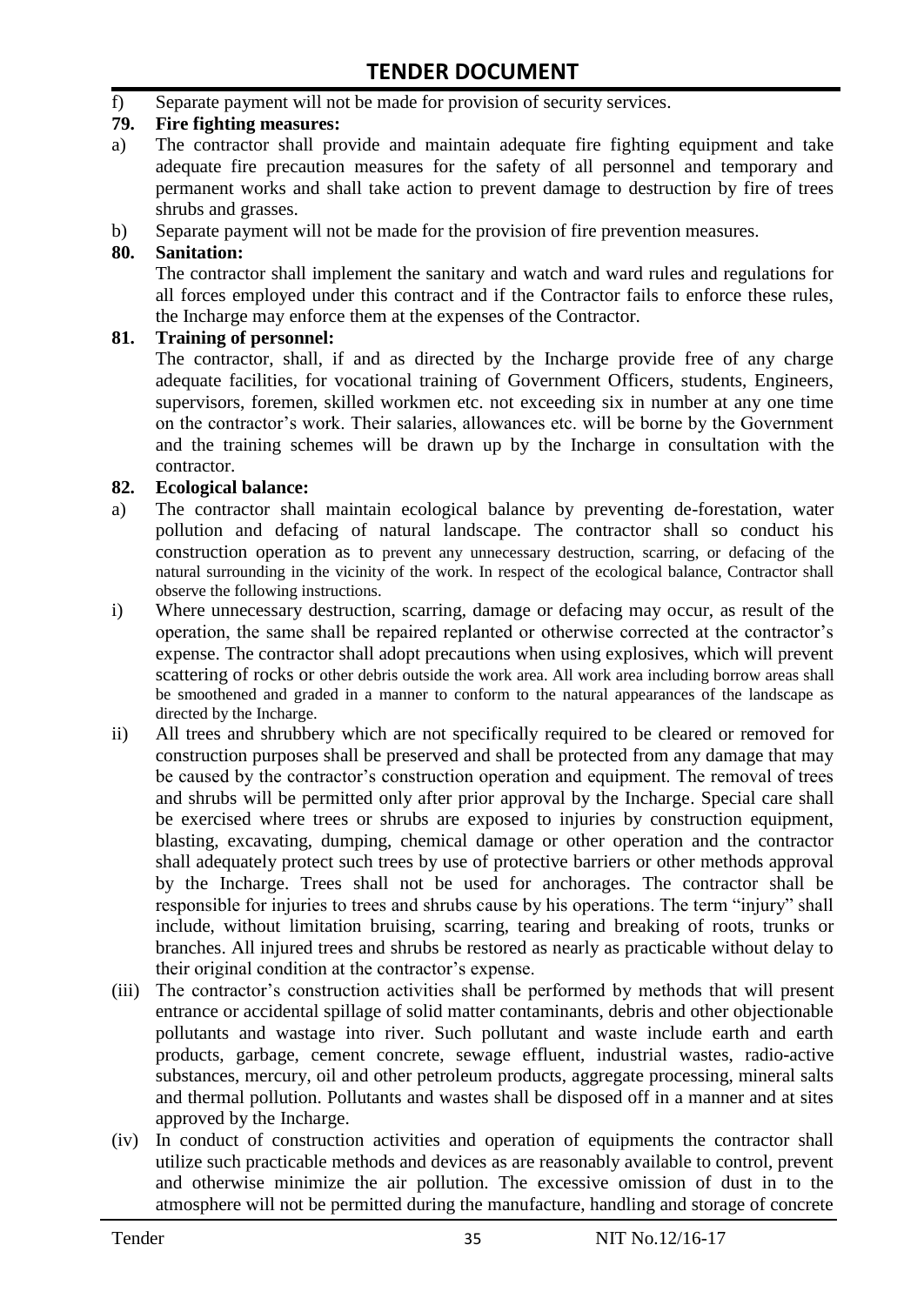f) Separate payment will not be made for provision of security services.

**79. Fire fighting measures:**

a) The contractor shall provide and maintain adequate fire fighting equipment and take adequate fire precaution measures for the safety of all personnel and temporary and permanent works and shall take action to prevent damage to destruction by fire of trees shrubs and grasses.

b) Separate payment will not be made for the provision of fire prevention measures.

**80. Sanitation:**

The contractor shall implement the sanitary and watch and ward rules and regulations for all forces employed under this contract and if the Contractor fails to enforce these rules, the Incharge may enforce them at the expenses of the Contractor.

**81. Training of personnel:**

The contractor, shall, if and as directed by the Incharge provide free of any charge adequate facilities, for vocational training of Government Officers, students, Engineers, supervisors, foremen, skilled workmen etc. not exceeding six in number at any one time on the contractor's work. Their salaries, allowances etc. will be borne by the Government and the training schemes will be drawn up by the Incharge in consultation with the contractor.

**82. Ecological balance:**

a) The contractor shall maintain ecological balance by preventing de-forestation, water pollution and defacing of natural landscape. The contractor shall so conduct his construction operation as to prevent any unnecessary destruction, scarring, or defacing of the natural surrounding in the vicinity of the work. In respect of the ecological balance, Contractor shall observe the following instructions.

i) Where unnecessary destruction, scarring, damage or defacing may occur, as result of the operation, the same shall be repaired replanted or otherwise corrected at the contractor's expense. The contractor shall adopt precautions when using explosives, which will prevent scattering of rocks or other debris outside the work area. All work area including borrow areas shall be smoothened and graded in a manner to conform to the natural appearances of the landscape as directed by the Incharge.

ii) All trees and shrubbery which are not specifically required to be cleared or removed for construction purposes shall be preserved and shall be protected from any damage that may be caused by the contractor's construction operation and equipment. The removal of trees and shrubs will be permitted only after prior approval by the Incharge. Special care shall be exercised where trees or shrubs are exposed to injuries by construction equipment, blasting, excavating, dumping, chemical damage or other operation and the contractor shall adequately protect such trees by use of protective barriers or other methods approval by the Incharge. Trees shall not be used for anchorages. The contractor shall be responsible for injuries to trees and shrubs cause by his operations. The term "injury" shall include, without limitation bruising, scarring, tearing and breaking of roots, trunks or branches. All injured trees and shrubs be restored as nearly as practicable without delay to their original condition at the contractor's expense.

(iii) The contractor's construction activities shall be performed by methods that will present entrance or accidental spillage of solid matter contaminants, debris and other objectionable pollutants and wastage into river. Such pollutant and waste include earth and earth products, garbage, cement concrete, sewage effluent, industrial wastes, radio-active substances, mercury, oil and other petroleum products, aggregate processing, mineral salts and thermal pollution. Pollutants and wastes shall be disposed off in a manner and at sites approved by the Incharge.

(iv) In conduct of construction activities and operation of equipments the contractor shall utilize such practicable methods and devices as are reasonably available to control, prevent and otherwise minimize the air pollution. The excessive omission of dust in to the atmosphere will not be permitted during the manufacture, handling and storage of concrete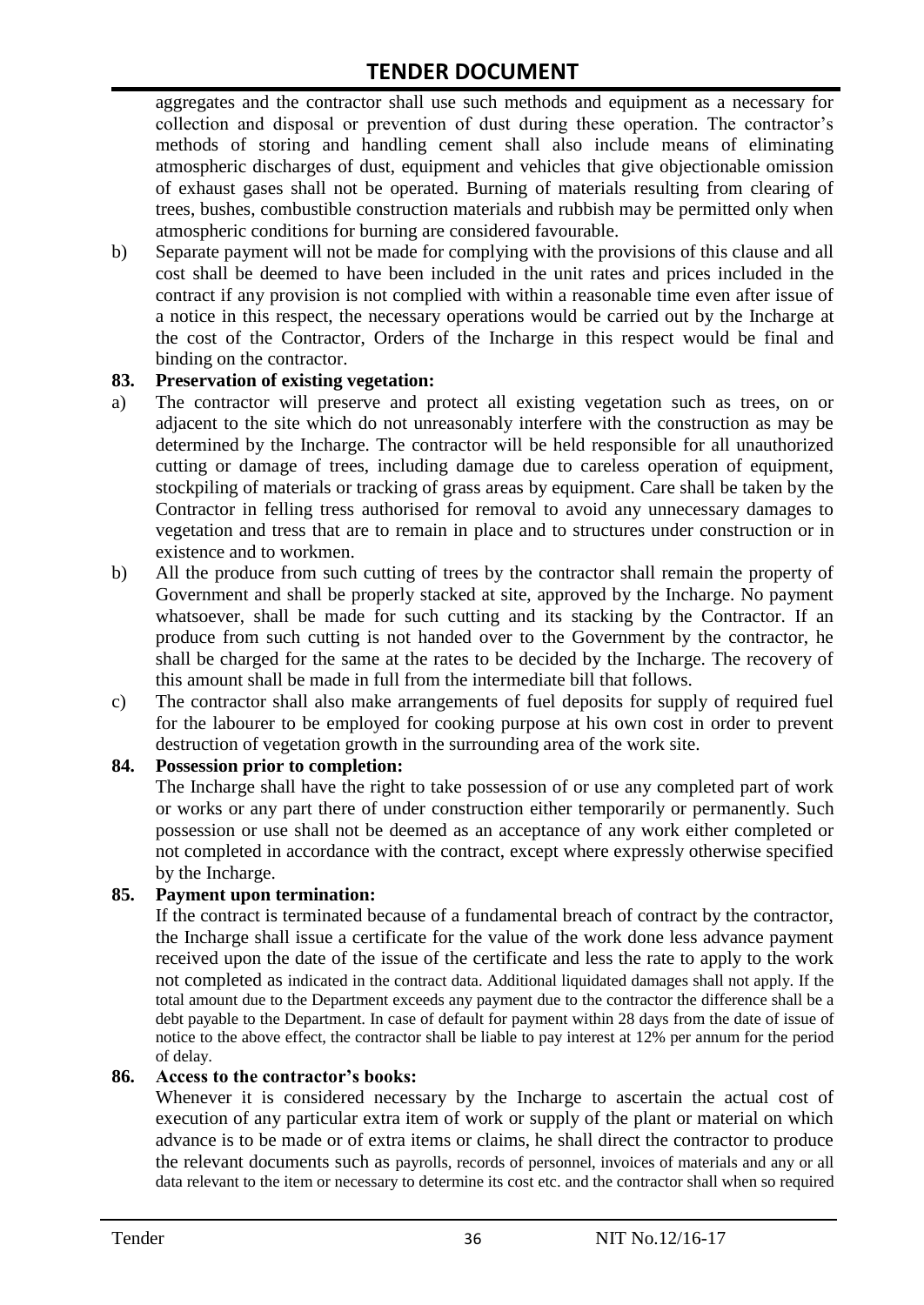aggregates and the contractor shall use such methods and equipment as a necessary for collection and disposal or prevention of dust during these operation. The contractor's methods of storing and handling cement shall also include means of eliminating atmospheric discharges of dust, equipment and vehicles that give objectionable omission of exhaust gases shall not be operated. Burning of materials resulting from clearing of trees, bushes, combustible construction materials and rubbish may be permitted only when atmospheric conditions for burning are considered favourable.

b) Separate payment will not be made for complying with the provisions of this clause and all cost shall be deemed to have been included in the unit rates and prices included in the contract if any provision is not complied with within a reasonable time even after issue of a notice in this respect, the necessary operations would be carried out by the Incharge at the cost of the Contractor, Orders of the Incharge in this respect would be final and binding on the contractor.

**83. Preservation of existing vegetation:**

a) The contractor will preserve and protect all existing vegetation such as trees, on or adjacent to the site which do not unreasonably interfere with the construction as may be determined by the Incharge. The contractor will be held responsible for all unauthorized cutting or damage of trees, including damage due to careless operation of equipment, stockpiling of materials or tracking of grass areas by equipment. Care shall be taken by the Contractor in felling tress authorised for removal to avoid any unnecessary damages to vegetation and tress that are to remain in place and to structures under construction or in existence and to workmen.

b) All the produce from such cutting of trees by the contractor shall remain the property of Government and shall be properly stacked at site, approved by the Incharge. No payment whatsoever, shall be made for such cutting and its stacking by the Contractor. If an produce from such cutting is not handed over to the Government by the contractor, he shall be charged for the same at the rates to be decided by the Incharge. The recovery of this amount shall be made in full from the intermediate bill that follows.

c) The contractor shall also make arrangements of fuel deposits for supply of required fuel for the labourer to be employed for cooking purpose at his own cost in order to prevent destruction of vegetation growth in the surrounding area of the work site.

**84. Possession prior to completion:**

The Incharge shall have the right to take possession of or use any completed part of work or works or any part there of under construction either temporarily or permanently. Such possession or use shall not be deemed as an acceptance of any work either completed or not completed in accordance with the contract, except where expressly otherwise specified by the Incharge.

**85. Payment upon termination:**

If the contract is terminated because of a fundamental breach of contract by the contractor, the Incharge shall issue a certificate for the value of the work done less advance payment received upon the date of the issue of the certificate and less the rate to apply to the work not completed as indicated in the contract data. Additional liquidated damages shall not apply. If the total amount due to the Department exceeds any payment due to the contractor the difference shall be a debt payable to the Department. In case of default for payment within 28 days from the date of issue of notice to the above effect, the contractor shall be liable to pay interest at 12% per annum for the period of delay.

**86. Access to the contractor's books:**

Whenever it is considered necessary by the Incharge to ascertain the actual cost of execution of any particular extra item of work or supply of the plant or material on which advance is to be made or of extra items or claims, he shall direct the contractor to produce the relevant documents such as payrolls, records of personnel, invoices of materials and any or all data relevant to the item or necessary to determine its cost etc. and the contractor shall when so required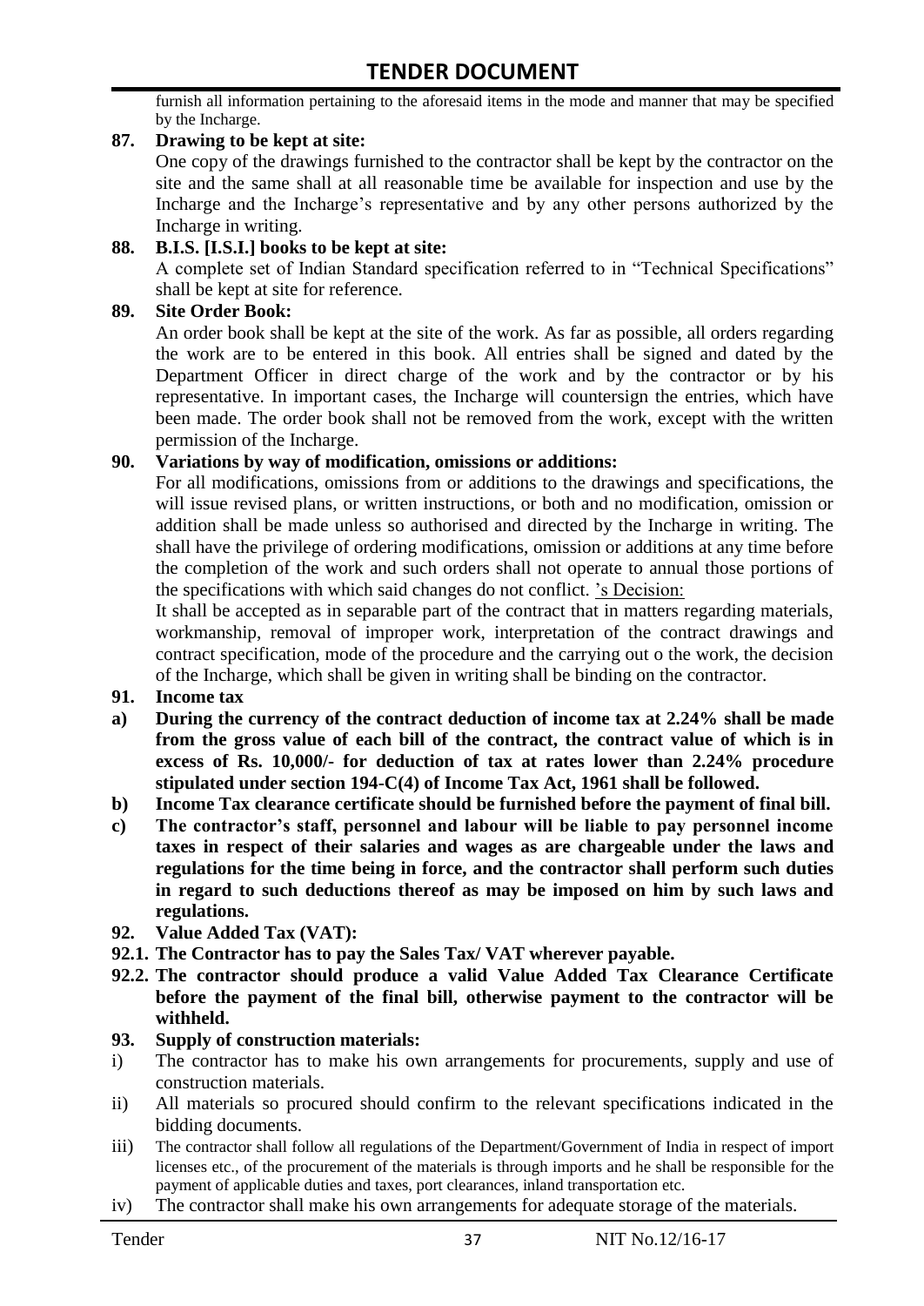furnish all information pertaining to the aforesaid items in the mode and manner that may be specified by the Incharge.

**87. Drawing to be kept at site:**

One copy of the drawings furnished to the contractor shall be kept by the contractor on the site and the same shall at all reasonable time be available for inspection and use by the Incharge and the Incharge's representative and by any other persons authorized by the Incharge in writing.

**88. B.I.S. [I.S.I.] books to be kept at site:**

A complete set of Indian Standard specification referred to in "Technical Specifications" shall be kept at site for reference.

**89. Site Order Book:**

An order book shall be kept at the site of the work. As far as possible, all orders regarding the work are to be entered in this book. All entries shall be signed and dated by the Department Officer in direct charge of the work and by the contractor or by his representative. In important cases, the Incharge will countersign the entries, which have been made. The order book shall not be removed from the work, except with the written permission of the Incharge.

**90. Variations by way of modification, omissions or additions:**

For all modifications, omissions from or additions to the drawings and specifications, the will issue revised plans, or written instructions, or both and no modification, omission or addition shall be made unless so authorised and directed by the Incharge in writing. The shall have the privilege of ordering modifications, omission or additions at any time before the completion of the work and such orders shall not operate to annual those portions of the specifications with which said changes do not conflict. 's Decision:

It shall be accepted as in separable part of the contract that in matters regarding materials, workmanship, removal of improper work, interpretation of the contract drawings and contract specification, mode of the procedure and the carrying out o the work, the decision of the Incharge, which shall be given in writing shall be binding on the contractor.

**91. Income tax**

**a) During the currency of the contract deduction of income tax at 2.24% shall be made from the gross value of each bill of the contract, the contract value of which is in excess of Rs. 10,000/- for deduction of tax at rates lower than 2.24% procedure stipulated under section 194-C(4) of Income Tax Act, 1961 shall be followed.**

**b) Income Tax clearance certificate should be furnished before the payment of final bill.**

**c) The contractor's staff, personnel and labour will be liable to pay personnel income taxes in respect of their salaries and wages as are chargeable under the laws and regulations for the time being in force, and the contractor shall perform such duties in regard to such deductions thereof as may be imposed on him by such laws and regulations.**

**92. Value Added Tax (VAT):**

**92.1. The Contractor has to pay the Sales Tax/ VAT wherever payable.**

**92.2. The contractor should produce a valid Value Added Tax Clearance Certificate before the payment of the final bill, otherwise payment to the contractor will be withheld.**

**93. Supply of construction materials:**

i) The contractor has to make his own arrangements for procurements, supply and use of construction materials.

ii) All materials so procured should confirm to the relevant specifications indicated in the bidding documents.

iii) The contractor shall follow all regulations of the Department/Government of India in respect of import licenses etc., of the procurement of the materials is through imports and he shall be responsible for the payment of applicable duties and taxes, port clearances, inland transportation etc.

iv) The contractor shall make his own arrangements for adequate storage of the materials.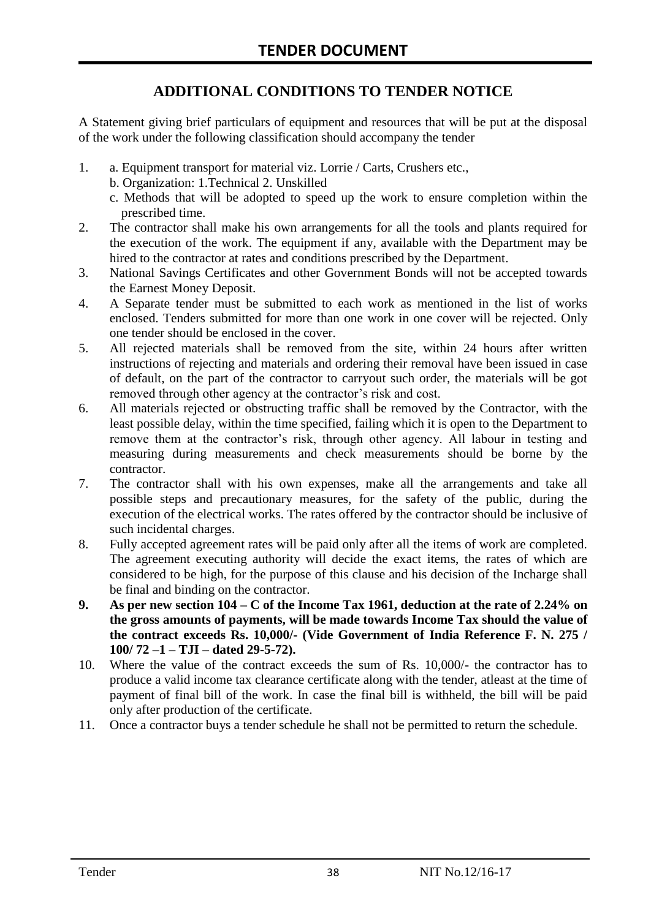# TENDER DOCUMENT

## ADDITIONAL CONDITIONS TO TENDER NOTICE

A Statement giving brief particulars of equipment and resources that will be put at the disposal of the work under the following classification should accompany the tender

1. a. Equipment transport for material viz. Lorrie / Carts, Crushers etc.,
   b. Organization: 1.Technical 2. Unskilled
   c. Methods that will be adopted to speed up the work to ensure completion within the prescribed time.
2. The contractor shall make his own arrangements for all the tools and plants required for the execution of the work. The equipment if any, available with the Department may be hired to the contractor at rates and conditions prescribed by the Department.
3. National Savings Certificates and other Government Bonds will not be accepted towards the Earnest Money Deposit.
4. A Separate tender must be submitted to each work as mentioned in the list of works enclosed. Tenders submitted for more than one work in one cover will be rejected. Only one tender should be enclosed in the cover.
5. All rejected materials shall be removed from the site, within 24 hours after written instructions of rejecting and materials and ordering their removal have been issued in case of default, on the part of the contractor to carryout such order, the materials will be got removed through other agency at the contractor's risk and cost.
6. All materials rejected or obstructing traffic shall be removed by the Contractor, with the least possible delay, within the time specified, failing which it is open to the Department to remove them at the contractor's risk, through other agency. All labour in testing and measuring during measurements and check measurements should be borne by the contractor.
7. The contractor shall with his own expenses, make all the arrangements and take all possible steps and precautionary measures, for the safety of the public, during the execution of the electrical works. The rates offered by the contractor should be inclusive of such incidental charges.
8. Fully accepted agreement rates will be paid only after all the items of work are completed. The agreement executing authority will decide the exact items, the rates of which are considered to be high, for the purpose of this clause and his decision of the Incharge shall be final and binding on the contractor.
9. **As per new section 104 – C of the Income Tax 1961, deduction at the rate of 2.24% on the gross amounts of payments, will be made towards Income Tax should the value of the contract exceeds Rs. 10,000/- (Vide Government of India Reference F. N. 275 / 100/ 72 –1 – TJI – dated 29-5-72).**
10. Where the value of the contract exceeds the sum of Rs. 10,000/- the contractor has to produce a valid income tax clearance certificate along with the tender, atleast at the time of payment of final bill of the work. In case the final bill is withheld, the bill will be paid only after production of the certificate.
11. Once a contractor buys a tender schedule he shall not be permitted to return the schedule.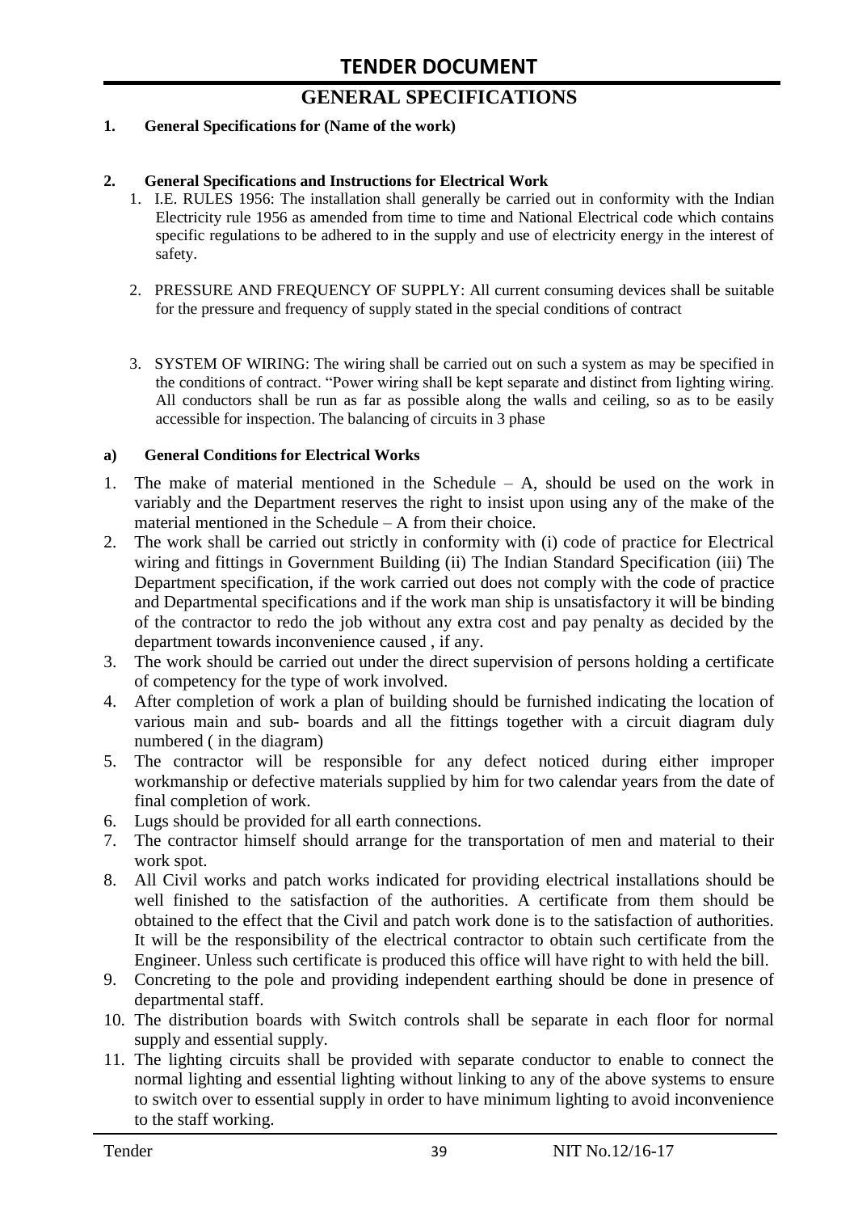# GENERAL SPECIFICATIONS

**1. General Specifications for (Name of the work)**

**2. General Specifications and Instructions for Electrical Work**

1. I.E. RULES 1956: The installation shall generally be carried out in conformity with the Indian Electricity rule 1956 as amended from time to time and National Electrical code which contains specific regulations to be adhered to in the supply and use of electricity energy in the interest of safety.

2. PRESSURE AND FREQUENCY OF SUPPLY: All current consuming devices shall be suitable for the pressure and frequency of supply stated in the special conditions of contract

3. SYSTEM OF WIRING: The wiring shall be carried out on such a system as may be specified in the conditions of contract. "Power wiring shall be kept separate and distinct from lighting wiring. All conductors shall be run as far as possible along the walls and ceiling, so as to be easily accessible for inspection. The balancing of circuits in 3 phase

**a) General Conditions for Electrical Works**

1. The make of material mentioned in the Schedule – A, should be used on the work in variably and the Department reserves the right to insist upon using any of the make of the material mentioned in the Schedule – A from their choice.
2. The work shall be carried out strictly in conformity with (i) code of practice for Electrical wiring and fittings in Government Building (ii) The Indian Standard Specification (iii) The Department specification, if the work carried out does not comply with the code of practice and Departmental specifications and if the work man ship is unsatisfactory it will be binding of the contractor to redo the job without any extra cost and pay penalty as decided by the department towards inconvenience caused , if any.
3. The work should be carried out under the direct supervision of persons holding a certificate of competency for the type of work involved.
4. After completion of work a plan of building should be furnished indicating the location of various main and sub- boards and all the fittings together with a circuit diagram duly numbered ( in the diagram)
5. The contractor will be responsible for any defect noticed during either improper workmanship or defective materials supplied by him for two calendar years from the date of final completion of work.
6. Lugs should be provided for all earth connections.
7. The contractor himself should arrange for the transportation of men and material to their work spot.
8. All Civil works and patch works indicated for providing electrical installations should be well finished to the satisfaction of the authorities. A certificate from them should be obtained to the effect that the Civil and patch work done is to the satisfaction of authorities. It will be the responsibility of the electrical contractor to obtain such certificate from the Engineer. Unless such certificate is produced this office will have right to with held the bill.
9. Concreting to the pole and providing independent earthing should be done in presence of departmental staff.
10. The distribution boards with Switch controls shall be separate in each floor for normal supply and essential supply.
11. The lighting circuits shall be provided with separate conductor to enable to connect the normal lighting and essential lighting without linking to any of the above systems to ensure to switch over to essential supply in order to have minimum lighting to avoid inconvenience to the staff working.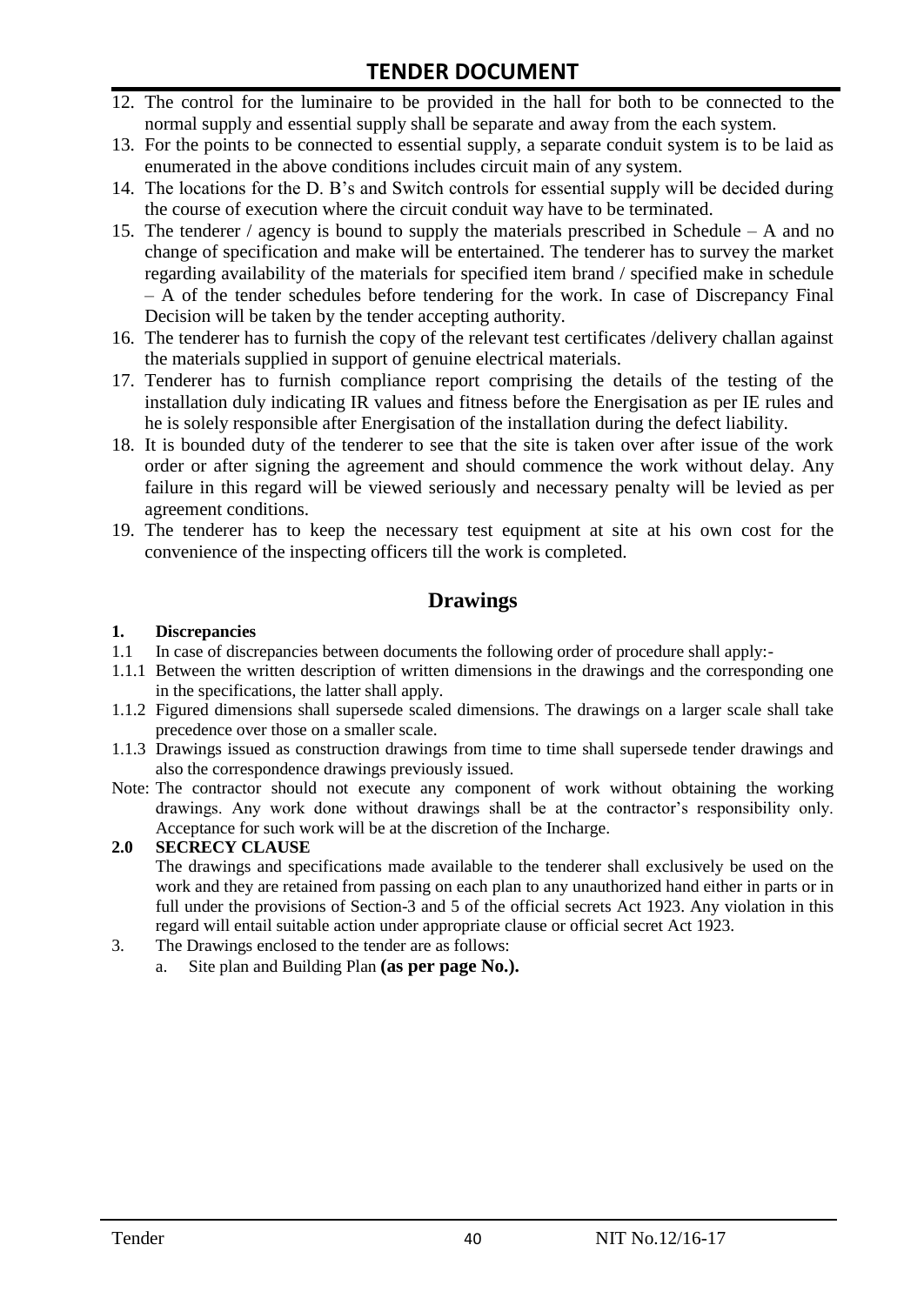12. The control for the luminaire to be provided in the hall for both to be connected to the normal supply and essential supply shall be separate and away from the each system.
13. For the points to be connected to essential supply, a separate conduit system is to be laid as enumerated in the above conditions includes circuit main of any system.
14. The locations for the D. B's and Switch controls for essential supply will be decided during the course of execution where the circuit conduit way have to be terminated.
15. The tenderer / agency is bound to supply the materials prescribed in Schedule – A and no change of specification and make will be entertained. The tenderer has to survey the market regarding availability of the materials for specified item brand / specified make in schedule – A of the tender schedules before tendering for the work. In case of Discrepancy Final Decision will be taken by the tender accepting authority.
16. The tenderer has to furnish the copy of the relevant test certificates /delivery challan against the materials supplied in support of genuine electrical materials.
17. Tenderer has to furnish compliance report comprising the details of the testing of the installation duly indicating IR values and fitness before the Energisation as per IE rules and he is solely responsible after Energisation of the installation during the defect liability.
18. It is bounded duty of the tenderer to see that the site is taken over after issue of the work order or after signing the agreement and should commence the work without delay. Any failure in this regard will be viewed seriously and necessary penalty will be levied as per agreement conditions.
19. The tenderer has to keep the necessary test equipment at site at his own cost for the convenience of the inspecting officers till the work is completed.

## Drawings

**1. Discrepancies**

1.1 In case of discrepancies between documents the following order of procedure shall apply:-

1.1.1 Between the written description of written dimensions in the drawings and the corresponding one in the specifications, the latter shall apply.

1.1.2 Figured dimensions shall supersede scaled dimensions. The drawings on a larger scale shall take precedence over those on a smaller scale.

1.1.3 Drawings issued as construction drawings from time to time shall supersede tender drawings and also the correspondence drawings previously issued.

Note: The contractor should not execute any component of work without obtaining the working drawings. Any work done without drawings shall be at the contractor's responsibility only. Acceptance for such work will be at the discretion of the Incharge.

**2.0 SECRECY CLAUSE**

The drawings and specifications made available to the tenderer shall exclusively be used on the work and they are retained from passing on each plan to any unauthorized hand either in parts or in full under the provisions of Section-3 and 5 of the official secrets Act 1923. Any violation in this regard will entail suitable action under appropriate clause or official secret Act 1923.

3. The Drawings enclosed to the tender are as follows:
   a. Site plan and Building Plan **(as per page No.).**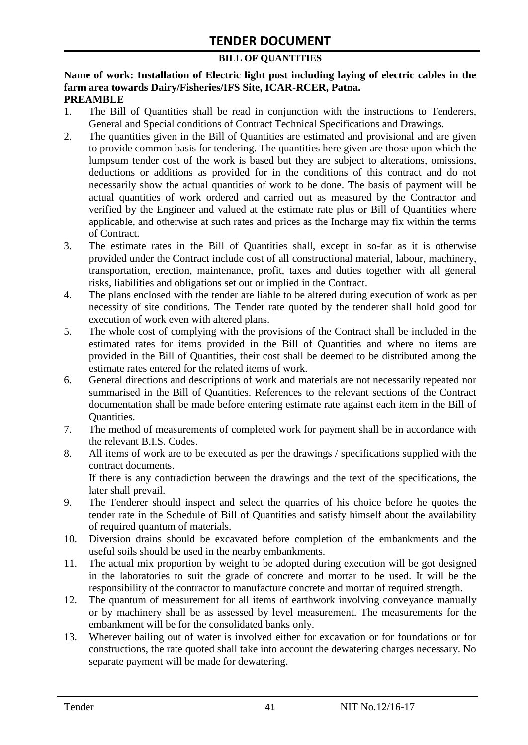# TENDER DOCUMENT

**BILL OF QUANTITIES**

**Name of work: Installation of Electric light post including laying of electric cables in the farm area towards Dairy/Fisheries/IFS Site, ICAR-RCER, Patna.**

**PREAMBLE**

1. The Bill of Quantities shall be read in conjunction with the instructions to Tenderers, General and Special conditions of Contract Technical Specifications and Drawings.
2. The quantities given in the Bill of Quantities are estimated and provisional and are given to provide common basis for tendering. The quantities here given are those upon which the lumpsum tender cost of the work is based but they are subject to alterations, omissions, deductions or additions as provided for in the conditions of this contract and do not necessarily show the actual quantities of work to be done. The basis of payment will be actual quantities of work ordered and carried out as measured by the Contractor and verified by the Engineer and valued at the estimate rate plus or Bill of Quantities where applicable, and otherwise at such rates and prices as the Incharge may fix within the terms of Contract.
3. The estimate rates in the Bill of Quantities shall, except in so-far as it is otherwise provided under the Contract include cost of all constructional material, labour, machinery, transportation, erection, maintenance, profit, taxes and duties together with all general risks, liabilities and obligations set out or implied in the Contract.
4. The plans enclosed with the tender are liable to be altered during execution of work as per necessity of site conditions. The Tender rate quoted by the tenderer shall hold good for execution of work even with altered plans.
5. The whole cost of complying with the provisions of the Contract shall be included in the estimated rates for items provided in the Bill of Quantities and where no items are provided in the Bill of Quantities, their cost shall be deemed to be distributed among the estimate rates entered for the related items of work.
6. General directions and descriptions of work and materials are not necessarily repeated nor summarised in the Bill of Quantities. References to the relevant sections of the Contract documentation shall be made before entering estimate rate against each item in the Bill of Quantities.
7. The method of measurements of completed work for payment shall be in accordance with the relevant B.I.S. Codes.
8. All items of work are to be executed as per the drawings / specifications supplied with the contract documents.

   If there is any contradiction between the drawings and the text of the specifications, the later shall prevail.
9. The Tenderer should inspect and select the quarries of his choice before he quotes the tender rate in the Schedule of Bill of Quantities and satisfy himself about the availability of required quantum of materials.
10. Diversion drains should be excavated before completion of the embankments and the useful soils should be used in the nearby embankments.
11. The actual mix proportion by weight to be adopted during execution will be got designed in the laboratories to suit the grade of concrete and mortar to be used. It will be the responsibility of the contractor to manufacture concrete and mortar of required strength.
12. The quantum of measurement for all items of earthwork involving conveyance manually or by machinery shall be as assessed by level measurement. The measurements for the embankment will be for the consolidated banks only.
13. Wherever bailing out of water is involved either for excavation or for foundations or for constructions, the rate quoted shall take into account the dewatering charges necessary. No separate payment will be made for dewatering.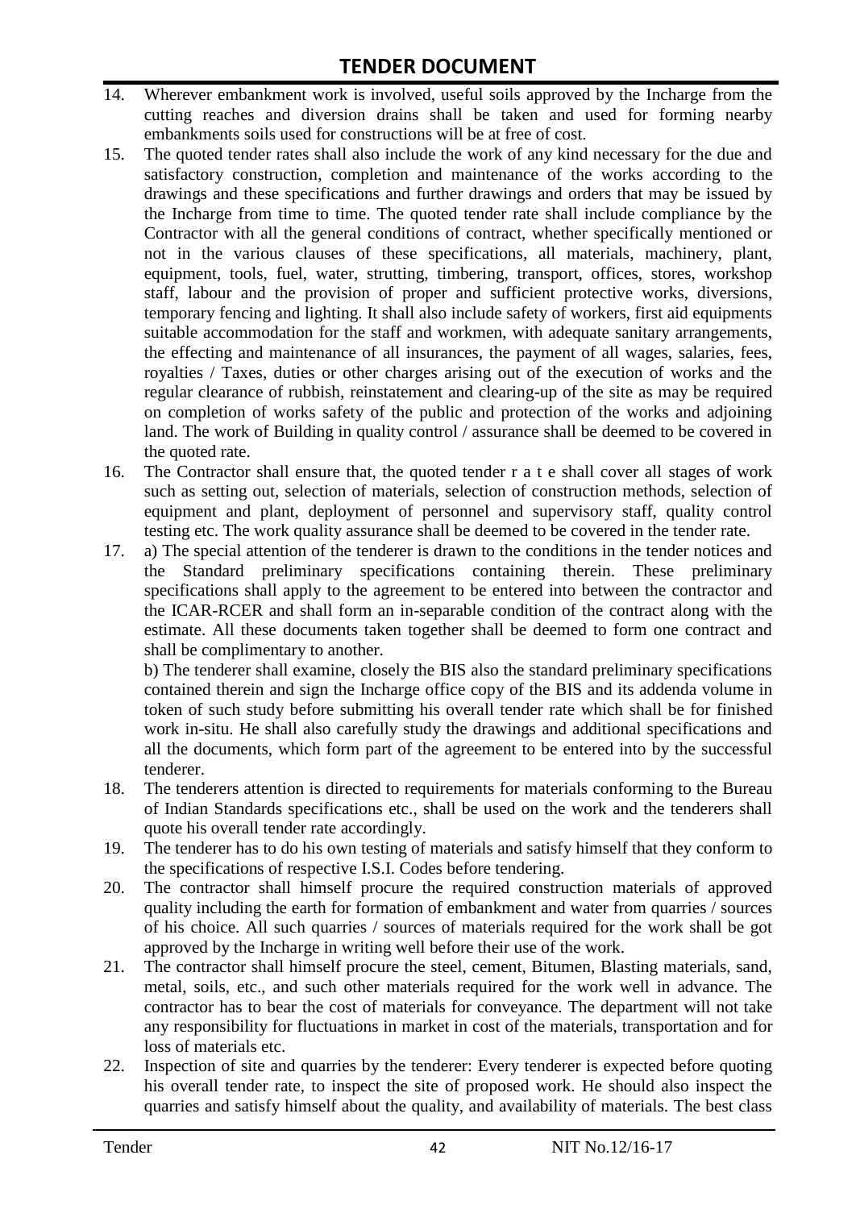14. Wherever embankment work is involved, useful soils approved by the Incharge from the cutting reaches and diversion drains shall be taken and used for forming nearby embankments soils used for constructions will be at free of cost.
15. The quoted tender rates shall also include the work of any kind necessary for the due and satisfactory construction, completion and maintenance of the works according to the drawings and these specifications and further drawings and orders that may be issued by the Incharge from time to time. The quoted tender rate shall include compliance by the Contractor with all the general conditions of contract, whether specifically mentioned or not in the various clauses of these specifications, all materials, machinery, plant, equipment, tools, fuel, water, strutting, timbering, transport, offices, stores, workshop staff, labour and the provision of proper and sufficient protective works, diversions, temporary fencing and lighting. It shall also include safety of workers, first aid equipments suitable accommodation for the staff and workmen, with adequate sanitary arrangements, the effecting and maintenance of all insurances, the payment of all wages, salaries, fees, royalties / Taxes, duties or other charges arising out of the execution of works and the regular clearance of rubbish, reinstatement and clearing-up of the site as may be required on completion of works safety of the public and protection of the works and adjoining land. The work of Building in quality control / assurance shall be deemed to be covered in the quoted rate.
16. The Contractor shall ensure that, the quoted tender r a t e shall cover all stages of work such as setting out, selection of materials, selection of construction methods, selection of equipment and plant, deployment of personnel and supervisory staff, quality control testing etc. The work quality assurance shall be deemed to be covered in the tender rate.
17. a) The special attention of the tenderer is drawn to the conditions in the tender notices and the Standard preliminary specifications containing therein. These preliminary specifications shall apply to the agreement to be entered into between the contractor and the ICAR-RCER and shall form an in-separable condition of the contract along with the estimate. All these documents taken together shall be deemed to form one contract and shall be complimentary to another.

    b) The tenderer shall examine, closely the BIS also the standard preliminary specifications contained therein and sign the Incharge office copy of the BIS and its addenda volume in token of such study before submitting his overall tender rate which shall be for finished work in-situ. He shall also carefully study the drawings and additional specifications and all the documents, which form part of the agreement to be entered into by the successful tenderer.
18. The tenderers attention is directed to requirements for materials conforming to the Bureau of Indian Standards specifications etc., shall be used on the work and the tenderers shall quote his overall tender rate accordingly.
19. The tenderer has to do his own testing of materials and satisfy himself that they conform to the specifications of respective I.S.I. Codes before tendering.
20. The contractor shall himself procure the required construction materials of approved quality including the earth for formation of embankment and water from quarries / sources of his choice. All such quarries / sources of materials required for the work shall be got approved by the Incharge in writing well before their use of the work.
21. The contractor shall himself procure the steel, cement, Bitumen, Blasting materials, sand, metal, soils, etc., and such other materials required for the work well in advance. The contractor has to bear the cost of materials for conveyance. The department will not take any responsibility for fluctuations in market in cost of the materials, transportation and for loss of materials etc.
22. Inspection of site and quarries by the tenderer: Every tenderer is expected before quoting his overall tender rate, to inspect the site of proposed work. He should also inspect the quarries and satisfy himself about the quality, and availability of materials. The best class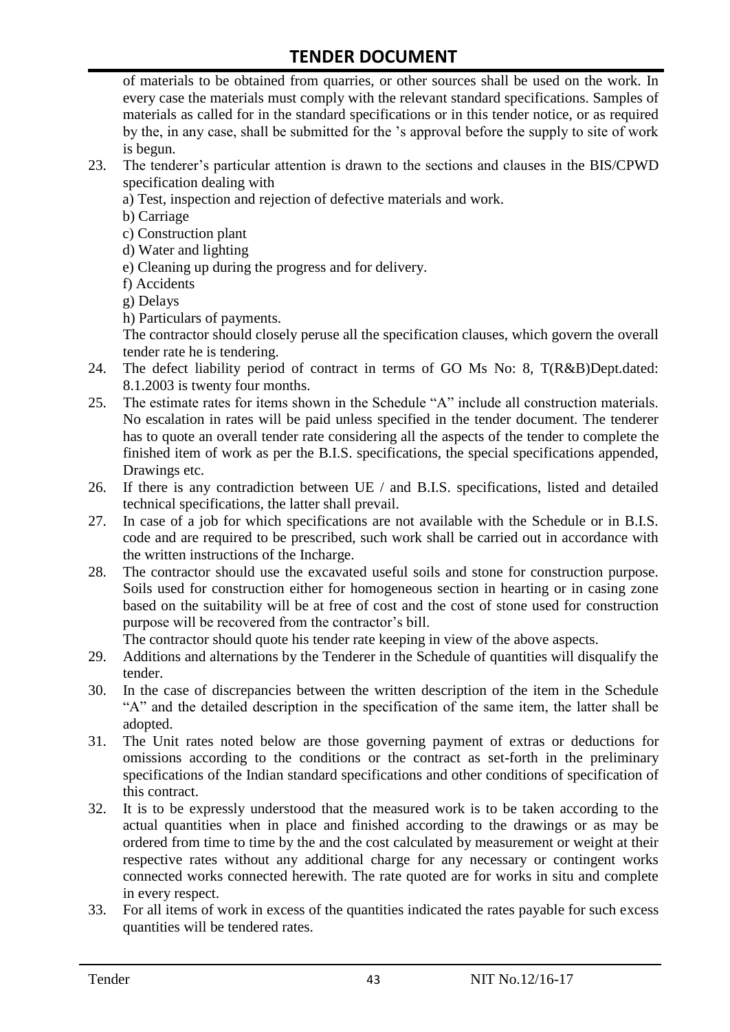of materials to be obtained from quarries, or other sources shall be used on the work. In every case the materials must comply with the relevant standard specifications. Samples of materials as called for in the standard specifications or in this tender notice, or as required by the, in any case, shall be submitted for the 's approval before the supply to site of work is begun.

23. The tenderer's particular attention is drawn to the sections and clauses in the BIS/CPWD specification dealing with
    a) Test, inspection and rejection of defective materials and work.
    b) Carriage
    c) Construction plant
    d) Water and lighting
    e) Cleaning up during the progress and for delivery.
    f) Accidents
    g) Delays
    h) Particulars of payments.

    The contractor should closely peruse all the specification clauses, which govern the overall tender rate he is tendering.
24. The defect liability period of contract in terms of GO Ms No: 8, T(R&B)Dept.dated: 8.1.2003 is twenty four months.
25. The estimate rates for items shown in the Schedule "A" include all construction materials. No escalation in rates will be paid unless specified in the tender document. The tenderer has to quote an overall tender rate considering all the aspects of the tender to complete the finished item of work as per the B.I.S. specifications, the special specifications appended, Drawings etc.
26. If there is any contradiction between UE / and B.I.S. specifications, listed and detailed technical specifications, the latter shall prevail.
27. In case of a job for which specifications are not available with the Schedule or in B.I.S. code and are required to be prescribed, such work shall be carried out in accordance with the written instructions of the Incharge.
28. The contractor should use the excavated useful soils and stone for construction purpose. Soils used for construction either for homogeneous section in hearting or in casing zone based on the suitability will be at free of cost and the cost of stone used for construction purpose will be recovered from the contractor's bill.

    The contractor should quote his tender rate keeping in view of the above aspects.
29. Additions and alternations by the Tenderer in the Schedule of quantities will disqualify the tender.
30. In the case of discrepancies between the written description of the item in the Schedule "A" and the detailed description in the specification of the same item, the latter shall be adopted.
31. The Unit rates noted below are those governing payment of extras or deductions for omissions according to the conditions or the contract as set-forth in the preliminary specifications of the Indian standard specifications and other conditions of specification of this contract.
32. It is to be expressly understood that the measured work is to be taken according to the actual quantities when in place and finished according to the drawings or as may be ordered from time to time by the and the cost calculated by measurement or weight at their respective rates without any additional charge for any necessary or contingent works connected works connected herewith. The rate quoted are for works in situ and complete in every respect.
33. For all items of work in excess of the quantities indicated the rates payable for such excess quantities will be tendered rates.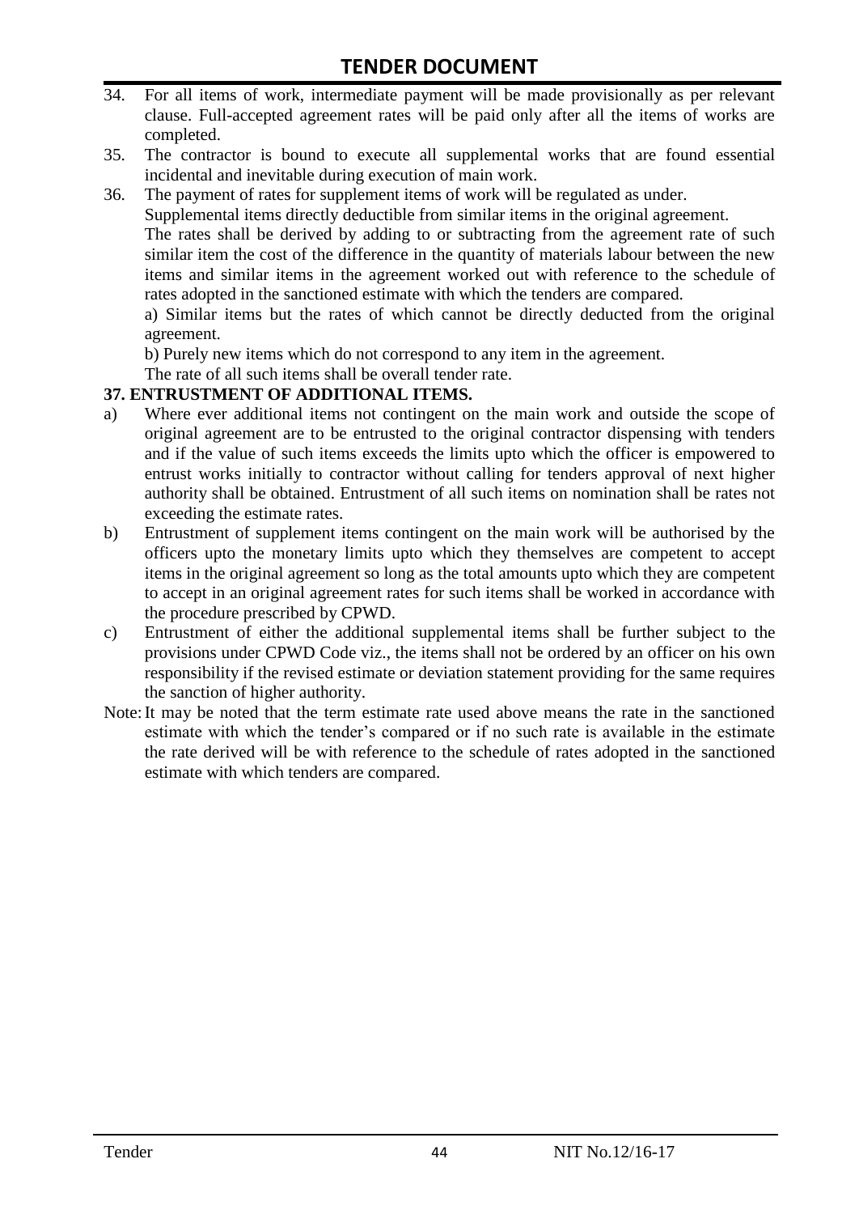34. For all items of work, intermediate payment will be made provisionally as per relevant clause. Full-accepted agreement rates will be paid only after all the items of works are completed.
35. The contractor is bound to execute all supplemental works that are found essential incidental and inevitable during execution of main work.
36. The payment of rates for supplement items of work will be regulated as under.
    Supplemental items directly deductible from similar items in the original agreement.
    The rates shall be derived by adding to or subtracting from the agreement rate of such similar item the cost of the difference in the quantity of materials labour between the new items and similar items in the agreement worked out with reference to the schedule of rates adopted in the sanctioned estimate with which the tenders are compared.
    a) Similar items but the rates of which cannot be directly deducted from the original agreement.
    b) Purely new items which do not correspond to any item in the agreement.
    The rate of all such items shall be overall tender rate.

**37. ENTRUSTMENT OF ADDITIONAL ITEMS.**

a) Where ever additional items not contingent on the main work and outside the scope of original agreement are to be entrusted to the original contractor dispensing with tenders and if the value of such items exceeds the limits upto which the officer is empowered to entrust works initially to contractor without calling for tenders approval of next higher authority shall be obtained. Entrustment of all such items on nomination shall be rates not exceeding the estimate rates.
b) Entrustment of supplement items contingent on the main work will be authorised by the officers upto the monetary limits upto which they themselves are competent to accept items in the original agreement so long as the total amounts upto which they are competent to accept in an original agreement rates for such items shall be worked in accordance with the procedure prescribed by CPWD.
c) Entrustment of either the additional supplemental items shall be further subject to the provisions under CPWD Code viz., the items shall not be ordered by an officer on his own responsibility if the revised estimate or deviation statement providing for the same requires the sanction of higher authority.

Note: It may be noted that the term estimate rate used above means the rate in the sanctioned estimate with which the tender's compared or if no such rate is available in the estimate the rate derived will be with reference to the schedule of rates adopted in the sanctioned estimate with which tenders are compared.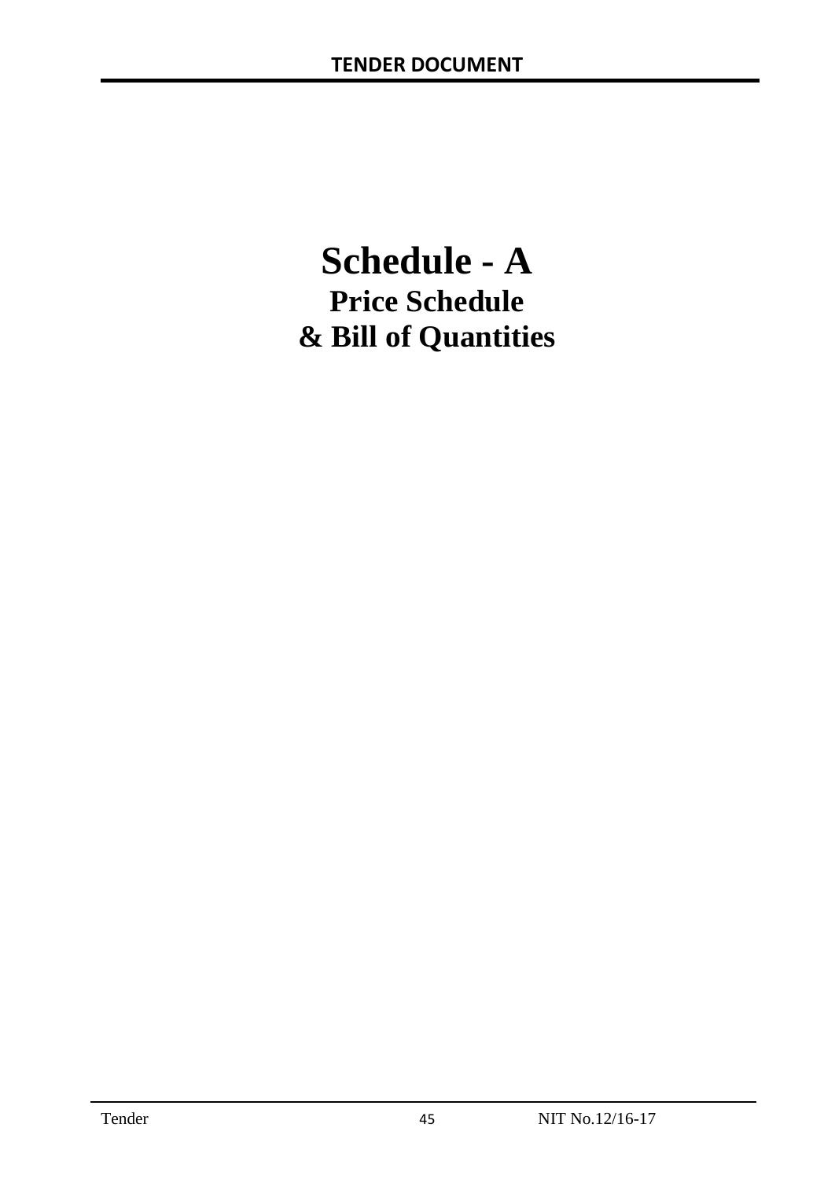# Schedule - A

## Price Schedule

## & Bill of Quantities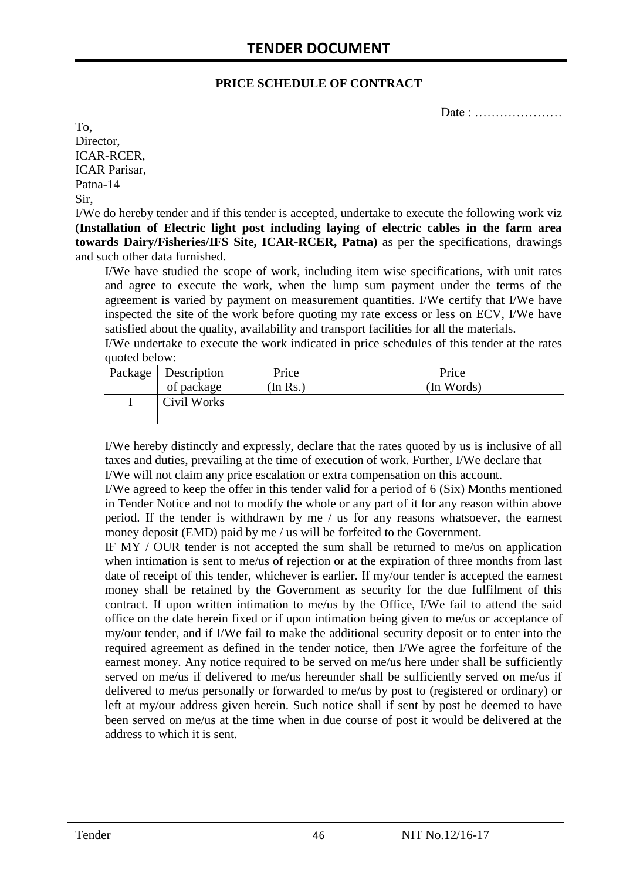**PRICE SCHEDULE OF CONTRACT**

Date : …………………

To,
Director,
ICAR-RCER,
ICAR Parisar,
Patna-14
Sir,

I/We do hereby tender and if this tender is accepted, undertake to execute the following work viz **(Installation of Electric light post including laying of electric cables in the farm area towards Dairy/Fisheries/IFS Site, ICAR-RCER, Patna)** as per the specifications, drawings and such other data furnished.

I/We have studied the scope of work, including item wise specifications, with unit rates and agree to execute the work, when the lump sum payment under the terms of the agreement is varied by payment on measurement quantities. I/We certify that I/We have inspected the site of the work before quoting my rate excess or less on ECV, I/We have satisfied about the quality, availability and transport facilities for all the materials.

I/We undertake to execute the work indicated in price schedules of this tender at the rates quoted below:

| Package | Description of package | Price (In Rs.) | Price (In Words) |
|---|---|---|---|
| I | Civil Works | | |

I/We hereby distinctly and expressly, declare that the rates quoted by us is inclusive of all taxes and duties, prevailing at the time of execution of work. Further, I/We declare that I/We will not claim any price escalation or extra compensation on this account.

I/We agreed to keep the offer in this tender valid for a period of 6 (Six) Months mentioned in Tender Notice and not to modify the whole or any part of it for any reason within above period. If the tender is withdrawn by me / us for any reasons whatsoever, the earnest money deposit (EMD) paid by me / us will be forfeited to the Government.

IF MY / OUR tender is not accepted the sum shall be returned to me/us on application when intimation is sent to me/us of rejection or at the expiration of three months from last date of receipt of this tender, whichever is earlier. If my/our tender is accepted the earnest money shall be retained by the Government as security for the due fulfilment of this contract. If upon written intimation to me/us by the Office, I/We fail to attend the said office on the date herein fixed or if upon intimation being given to me/us or acceptance of my/our tender, and if I/We fail to make the additional security deposit or to enter into the required agreement as defined in the tender notice, then I/We agree the forfeiture of the earnest money. Any notice required to be served on me/us here under shall be sufficiently served on me/us if delivered to me/us hereunder shall be sufficiently served on me/us if delivered to me/us personally or forwarded to me/us by post to (registered or ordinary) or left at my/our address given herein. Such notice shall if sent by post be deemed to have been served on me/us at the time when in due course of post it would be delivered at the address to which it is sent.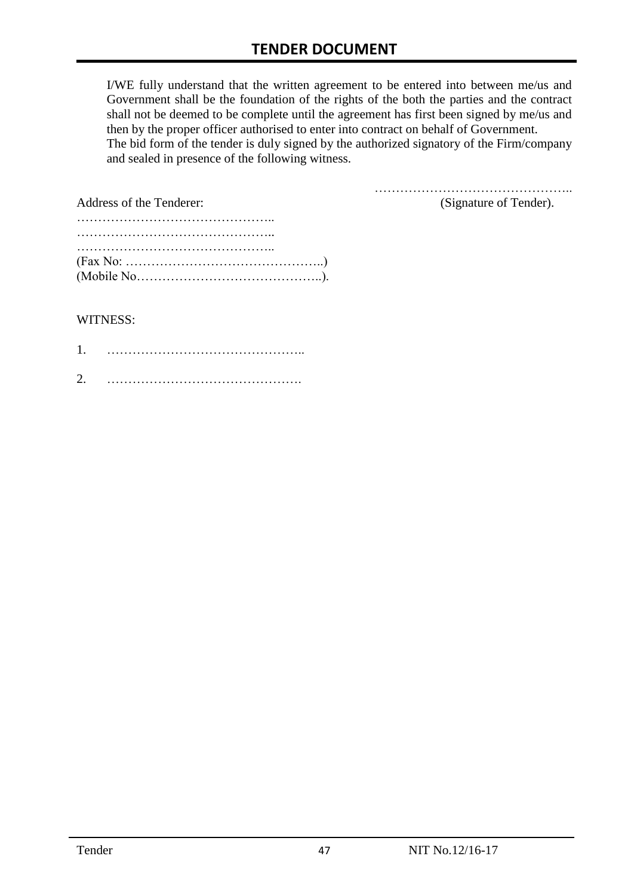I/WE fully understand that the written agreement to be entered into between me/us and Government shall be the foundation of the rights of the both the parties and the contract shall not be deemed to be complete until the agreement has first been signed by me/us and then by the proper officer authorised to enter into contract on behalf of Government.
The bid form of the tender is duly signed by the authorized signatory of the Firm/company and sealed in presence of the following witness.

………………………………………..
(Signature of Tender).

Address of the Tenderer:

………………………………………..
………………………………………..
………………………………………..
(Fax No: ………………………………………..)
(Mobile No……………………………………..).

WITNESS:

1. ………………………………………..

2. ……………………………………….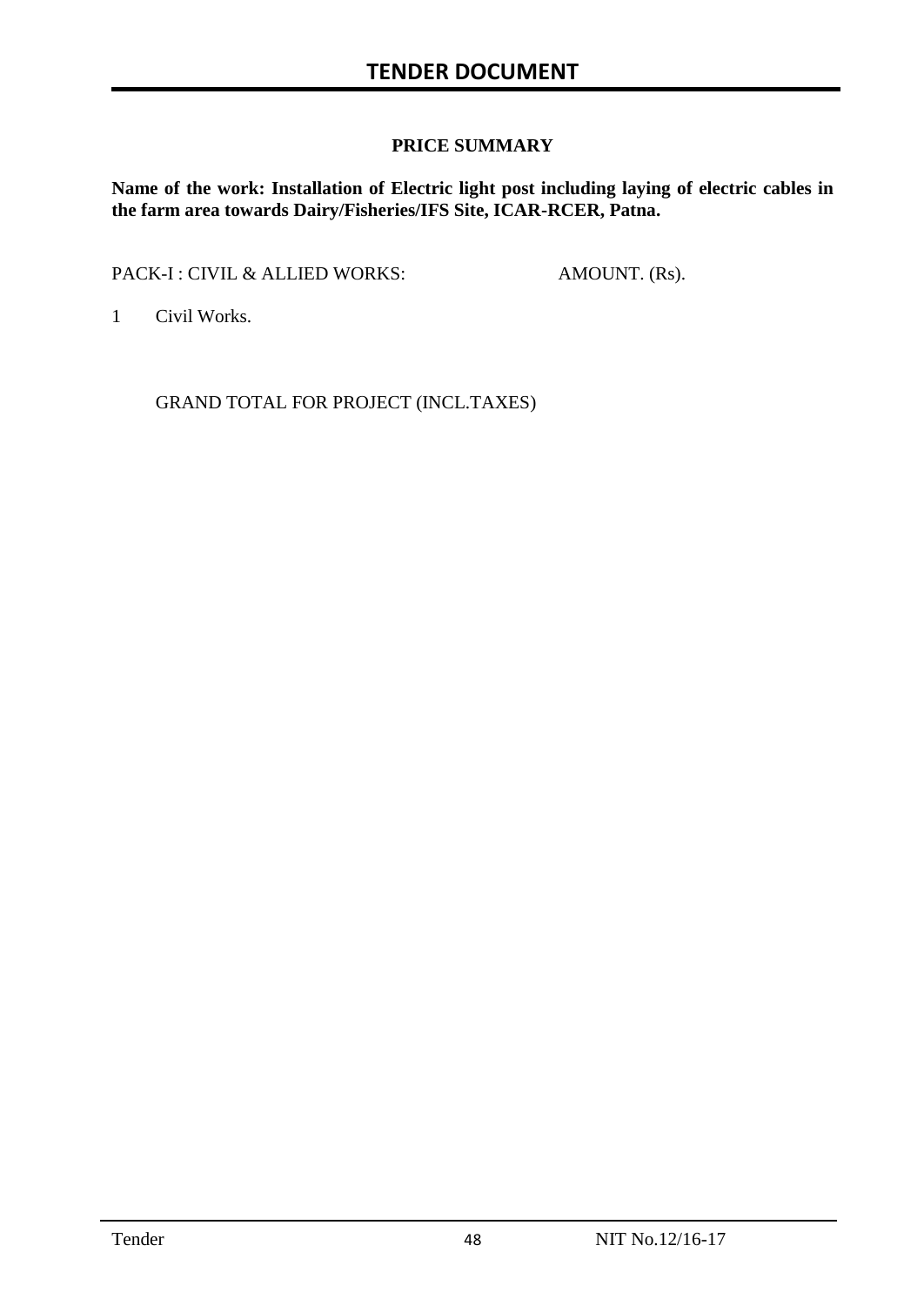## PRICE SUMMARY

**Name of the work: Installation of Electric light post including laying of electric cables in the farm area towards Dairy/Fisheries/IFS Site, ICAR-RCER, Patna.**

| PACK-I : CIVIL & ALLIED WORKS: | AMOUNT. (Rs). |
|---|---|
| 1 Civil Works. | |
| GRAND TOTAL FOR PROJECT (INCL.TAXES) | |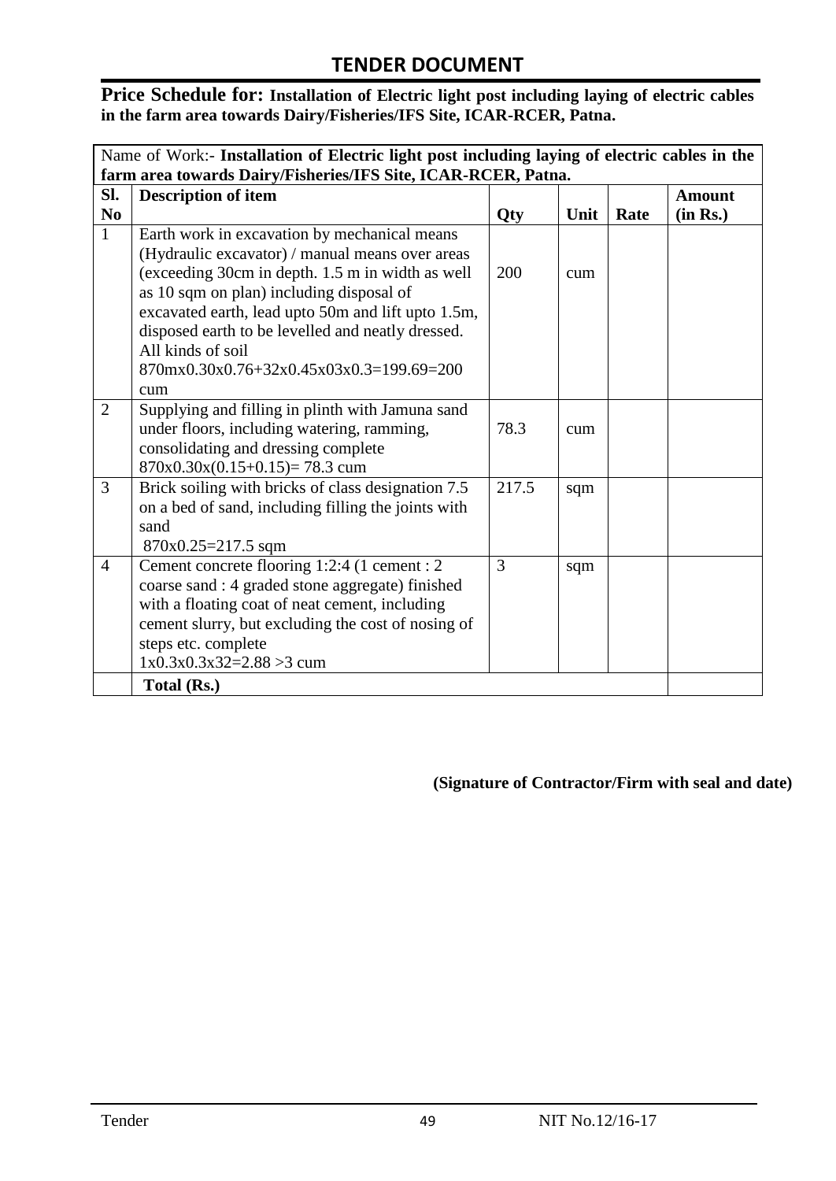## TENDER DOCUMENT

**Price Schedule for: Installation of Electric light post including laying of electric cables in the farm area towards Dairy/Fisheries/IFS Site, ICAR-RCER, Patna.**

| Name of Work:- **Installation of Electric light post including laying of electric cables in the farm area towards Dairy/Fisheries/IFS Site, ICAR-RCER, Patna.** | | | | | |
|---|---|---|---|---|---|
| **Sl. No** | **Description of item** | **Qty** | **Unit** | **Rate** | **Amount (in Rs.)** |
| 1 | Earth work in excavation by mechanical means (Hydraulic excavator) / manual means over areas (exceeding 30cm in depth. 1.5 m in width as well as 10 sqm on plan) including disposal of excavated earth, lead upto 50m and lift upto 1.5m, disposed earth to be levelled and neatly dressed. All kinds of soil 870mx0.30x0.76+32x0.45x03x0.3=199.69=200 cum | 200 | cum | | |
| 2 | Supplying and filling in plinth with Jamuna sand under floors, including watering, ramming, consolidating and dressing complete 870x0.30x(0.15+0.15)= 78.3 cum | 78.3 | cum | | |
| 3 | Brick soiling with bricks of class designation 7.5 on a bed of sand, including filling the joints with sand 870x0.25=217.5 sqm | 217.5 | sqm | | |
| 4 | Cement concrete flooring 1:2:4 (1 cement : 2 coarse sand : 4 graded stone aggregate) finished with a floating coat of neat cement, including cement slurry, but excluding the cost of nosing of steps etc. complete 1x0.3x0.3x32=2.88 >3 cum | 3 | sqm | | |
| | **Total (Rs.)** | | | | |

**(Signature of Contractor/Firm with seal and date)**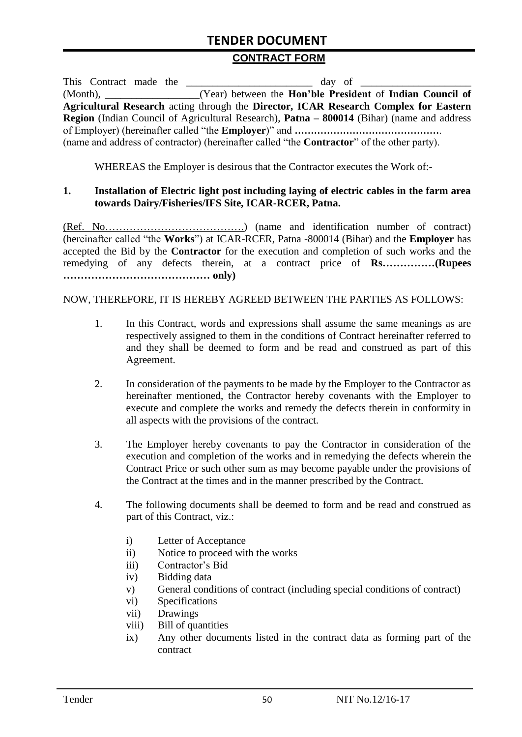## CONTRACT FORM

This Contract made the ________________________ day of ____________________ (Month), _________________(Year) between the **Hon'ble President** of **Indian Council of Agricultural Research** acting through the **Director, ICAR Research Complex for Eastern Region** (Indian Council of Agricultural Research), **Patna – 800014** (Bihar) (name and address of Employer) (hereinafter called "the **Employer**)" and **……………………………………….** (name and address of contractor) (hereinafter called "the **Contractor**" of the other party).

WHEREAS the Employer is desirous that the Contractor executes the Work of:-

**1. Installation of Electric light post including laying of electric cables in the farm area towards Dairy/Fisheries/IFS Site, ICAR-RCER, Patna.**

(Ref. No………………………………….) (name and identification number of contract) (hereinafter called "the **Works**") at ICAR-RCER, Patna -800014 (Bihar) and the **Employer** has accepted the Bid by the **Contractor** for the execution and completion of such works and the remedying of any defects therein, at a contract price of **Rs……………(Rupees …………………………………… only)**

NOW, THEREFORE, IT IS HEREBY AGREED BETWEEN THE PARTIES AS FOLLOWS:

1. In this Contract, words and expressions shall assume the same meanings as are respectively assigned to them in the conditions of Contract hereinafter referred to and they shall be deemed to form and be read and construed as part of this Agreement.

2. In consideration of the payments to be made by the Employer to the Contractor as hereinafter mentioned, the Contractor hereby covenants with the Employer to execute and complete the works and remedy the defects therein in conformity in all aspects with the provisions of the contract.

3. The Employer hereby covenants to pay the Contractor in consideration of the execution and completion of the works and in remedying the defects wherein the Contract Price or such other sum as may become payable under the provisions of the Contract at the times and in the manner prescribed by the Contract.

4. The following documents shall be deemed to form and be read and construed as part of this Contract, viz.:

   i) Letter of Acceptance
   ii) Notice to proceed with the works
   iii) Contractor's Bid
   iv) Bidding data
   v) General conditions of contract (including special conditions of contract)
   vi) Specifications
   vii) Drawings
   viii) Bill of quantities
   ix) Any other documents listed in the contract data as forming part of the contract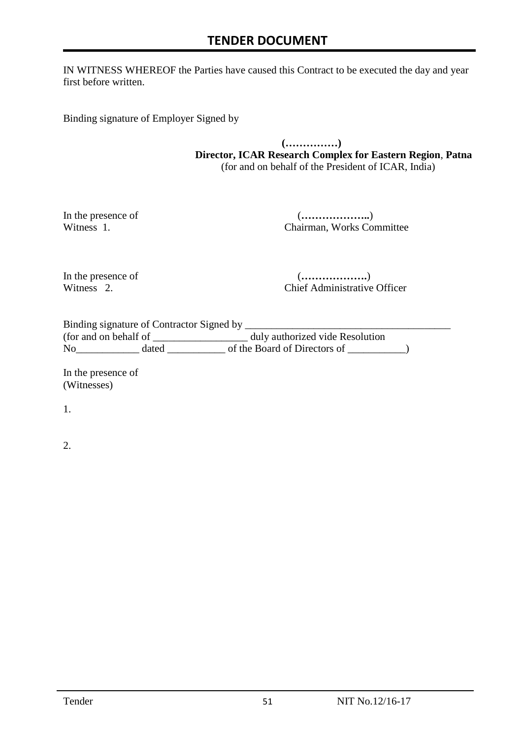IN WITNESS WHEREOF the Parties have caused this Contract to be executed the day and year first before written.

Binding signature of Employer Signed by

**(……………)**
**Director, ICAR Research Complex for Eastern Region**, **Patna**
(for and on behalf of the President of ICAR, India)

In the presence of
Witness 1.

(**………………..**)
Chairman, Works Committee

In the presence of
Witness 2.

(**……………….**)
Chief Administrative Officer

Binding signature of Contractor Signed by _______________________________________
(for and on behalf of _________________ duly authorized vide Resolution
No____________ dated ___________ of the Board of Directors of ___________)

In the presence of
(Witnesses)

1.

2.